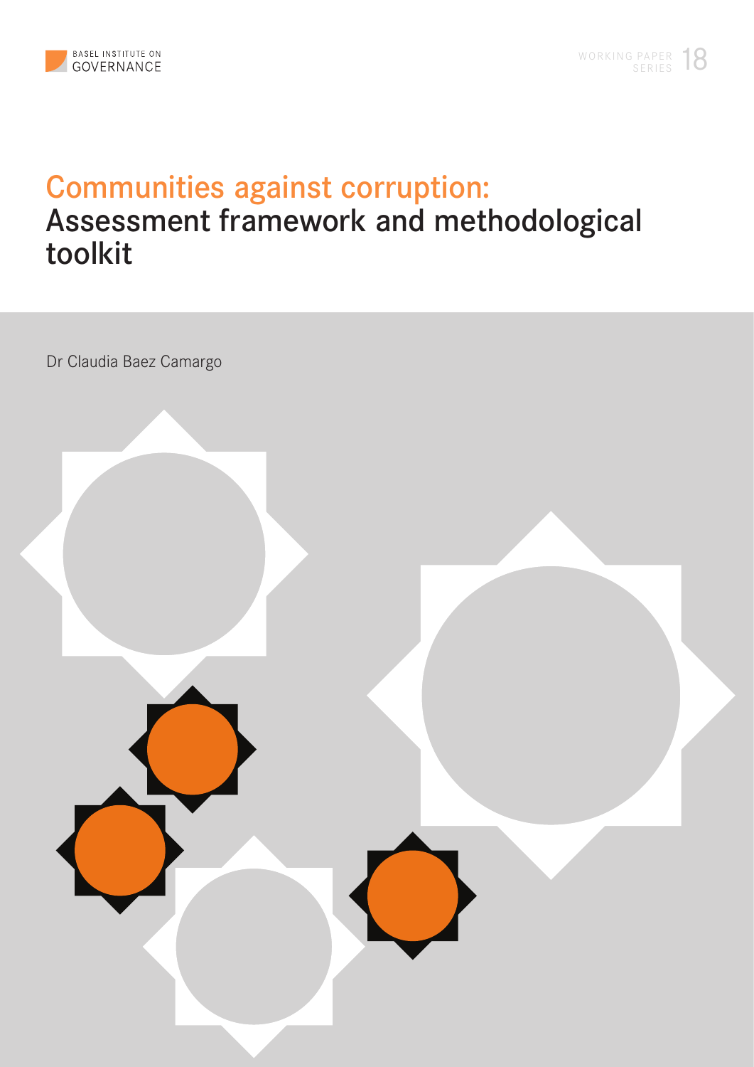BASEL INSTITUTE ON GOVERNANCE

WORKING PAPER SERIES 18

# Communities against corruption: Assessment framework and methodological toolkit

Dr Claudia Baez Camargo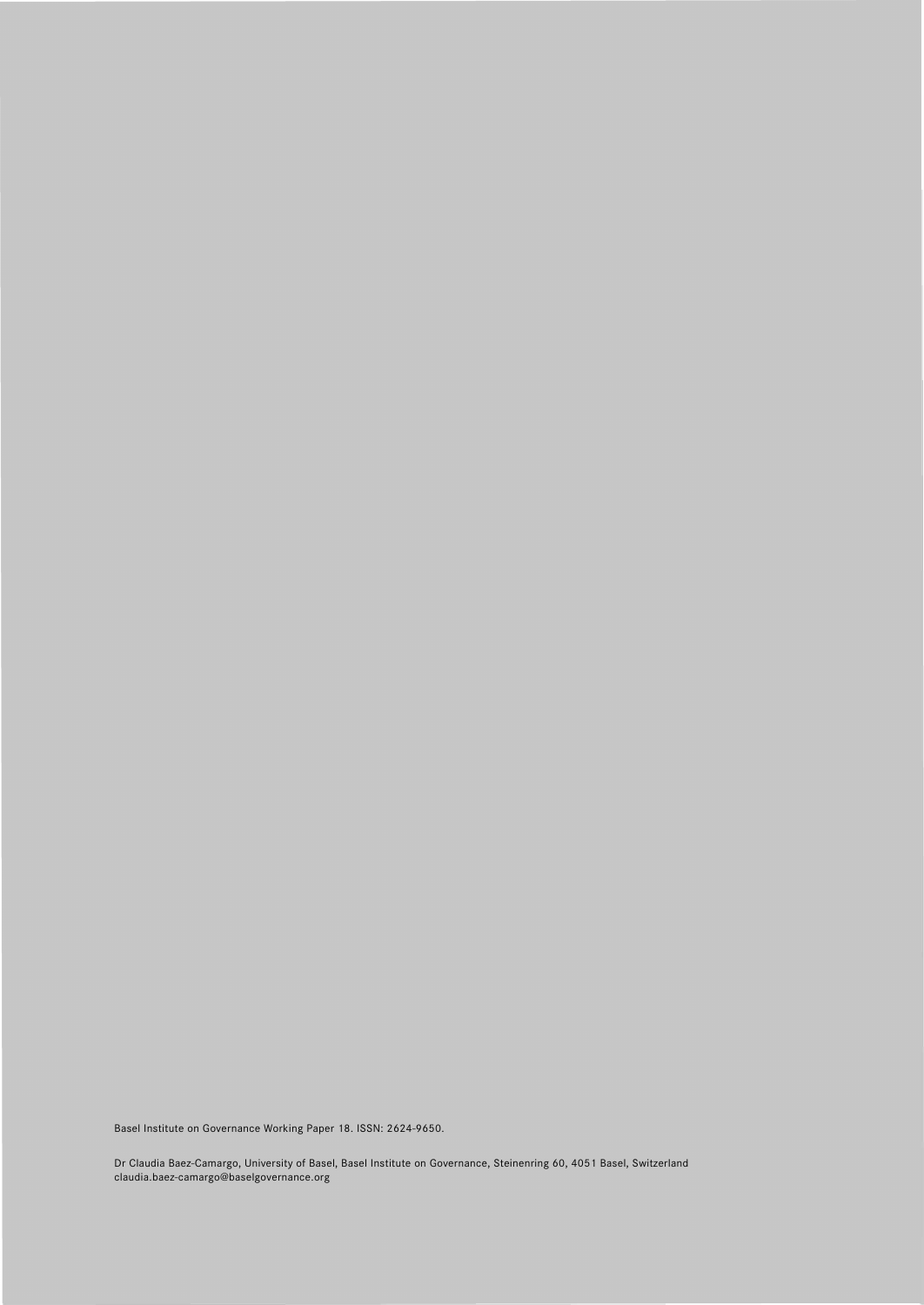Basel Institute on Governance Working Paper 18. ISSN: 2624-9650.

Dr Claudia Baez-Camargo, University of Basel, Basel Institute on Governance, Steinenring 60, 4051 Basel, Switzerland
claudia.baez-camargo@baselgovernance.org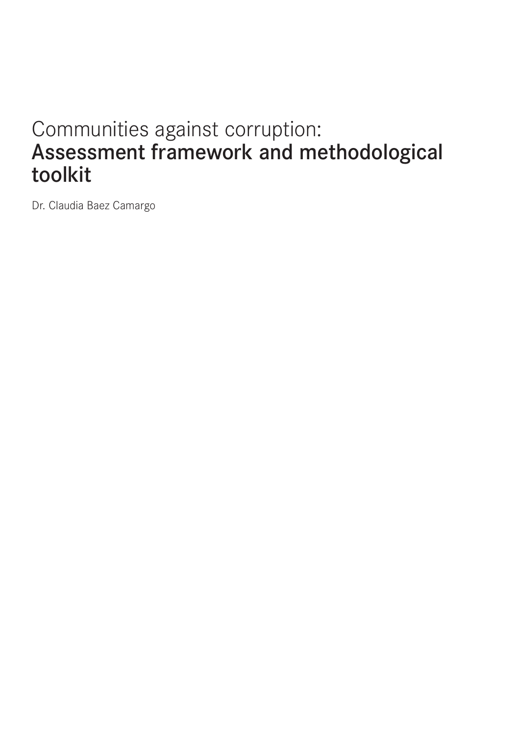# Communities against corruption: **Assessment framework and methodological toolkit**

Dr. Claudia Baez Camargo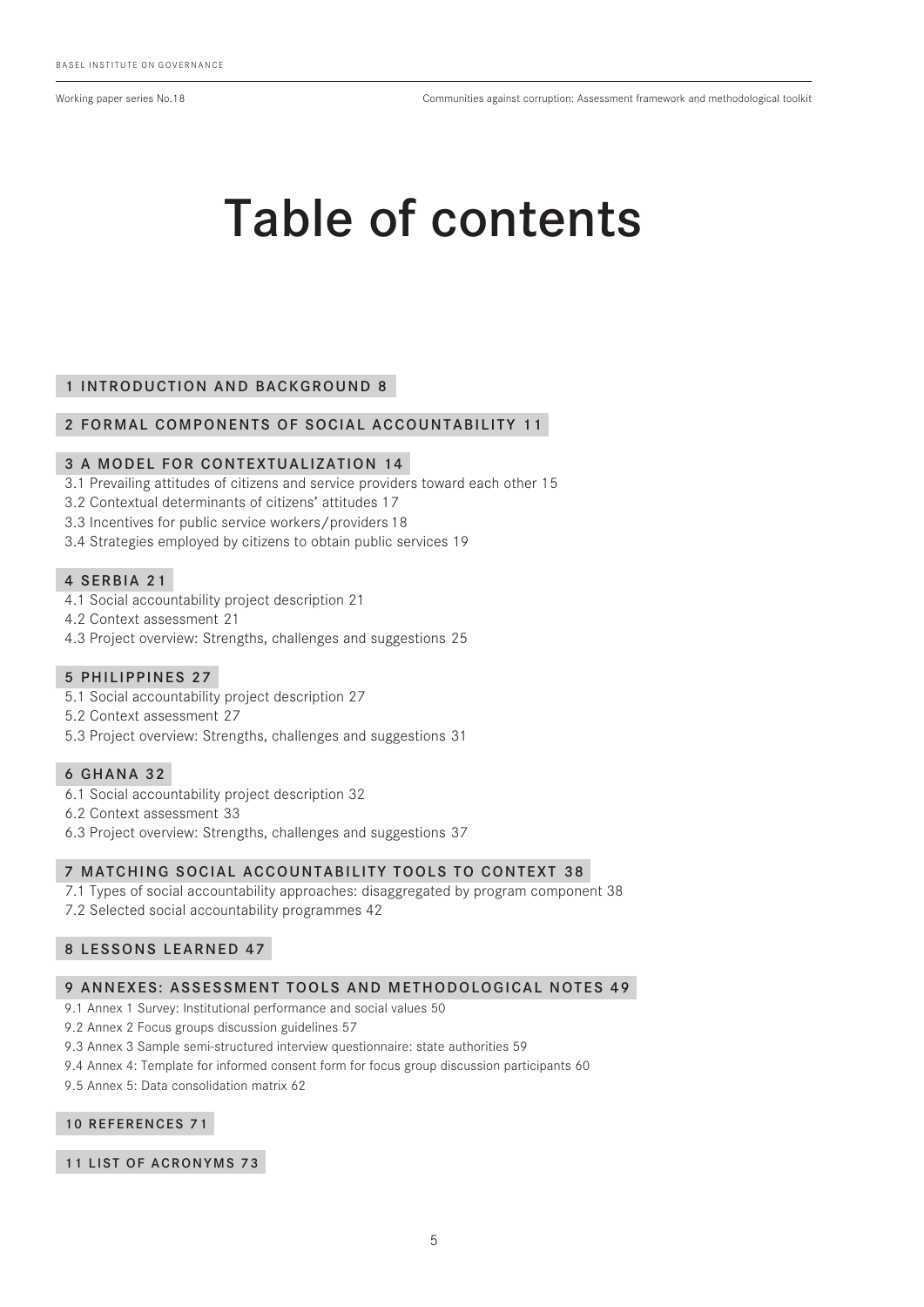# Table of contents

**1 INTRODUCTION AND BACKGROUND 8**

**2 FORMAL COMPONENTS OF SOCIAL ACCOUNTABILITY 11**

**3 A MODEL FOR CONTEXTUALIZATION 14**

3.1 Prevailing attitudes of citizens and service providers toward each other 15
3.2 Contextual determinants of citizens' attitudes 17
3.3 Incentives for public service workers/providers 18
3.4 Strategies employed by citizens to obtain public services 19

**4 SERBIA 21**

4.1 Social accountability project description 21
4.2 Context assessment 21
4.3 Project overview: Strengths, challenges and suggestions 25

**5 PHILIPPINES 27**

5.1 Social accountability project description 27
5.2 Context assessment 27
5.3 Project overview: Strengths, challenges and suggestions 31

**6 GHANA 32**

6.1 Social accountability project description 32
6.2 Context assessment 33
6.3 Project overview: Strengths, challenges and suggestions 37

**7 MATCHING SOCIAL ACCOUNTABILITY TOOLS TO CONTEXT 38**

7.1 Types of social accountability approaches: disaggregated by program component 38
7.2 Selected social accountability programmes 42

**8 LESSONS LEARNED 47**

**9 ANNEXES: ASSESSMENT TOOLS AND METHODOLOGICAL NOTES 49**

9.1 Annex 1 Survey: Institutional performance and social values 50
9.2 Annex 2 Focus groups discussion guidelines 57
9.3 Annex 3 Sample semi-structured interview questionnaire: state authorities 59
9.4 Annex 4: Template for informed consent form for focus group discussion participants 60
9.5 Annex 5: Data consolidation matrix 62

**10 REFERENCES 71**

**11 LIST OF ACRONYMS 73**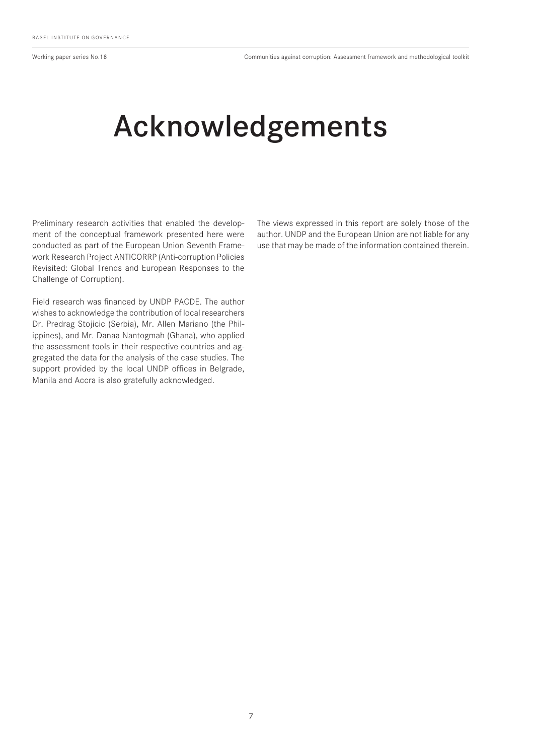# Acknowledgements

Preliminary research activities that enabled the development of the conceptual framework presented here were conducted as part of the European Union Seventh Framework Research Project ANTICORRP (Anti-corruption Policies Revisited: Global Trends and European Responses to the Challenge of Corruption).

Field research was financed by UNDP PACDE. The author wishes to acknowledge the contribution of local researchers Dr. Predrag Stojicic (Serbia), Mr. Allen Mariano (the Philippines), and Mr. Danaa Nantogmah (Ghana), who applied the assessment tools in their respective countries and aggregated the data for the analysis of the case studies. The support provided by the local UNDP offices in Belgrade, Manila and Accra is also gratefully acknowledged.

The views expressed in this report are solely those of the author. UNDP and the European Union are not liable for any use that may be made of the information contained therein.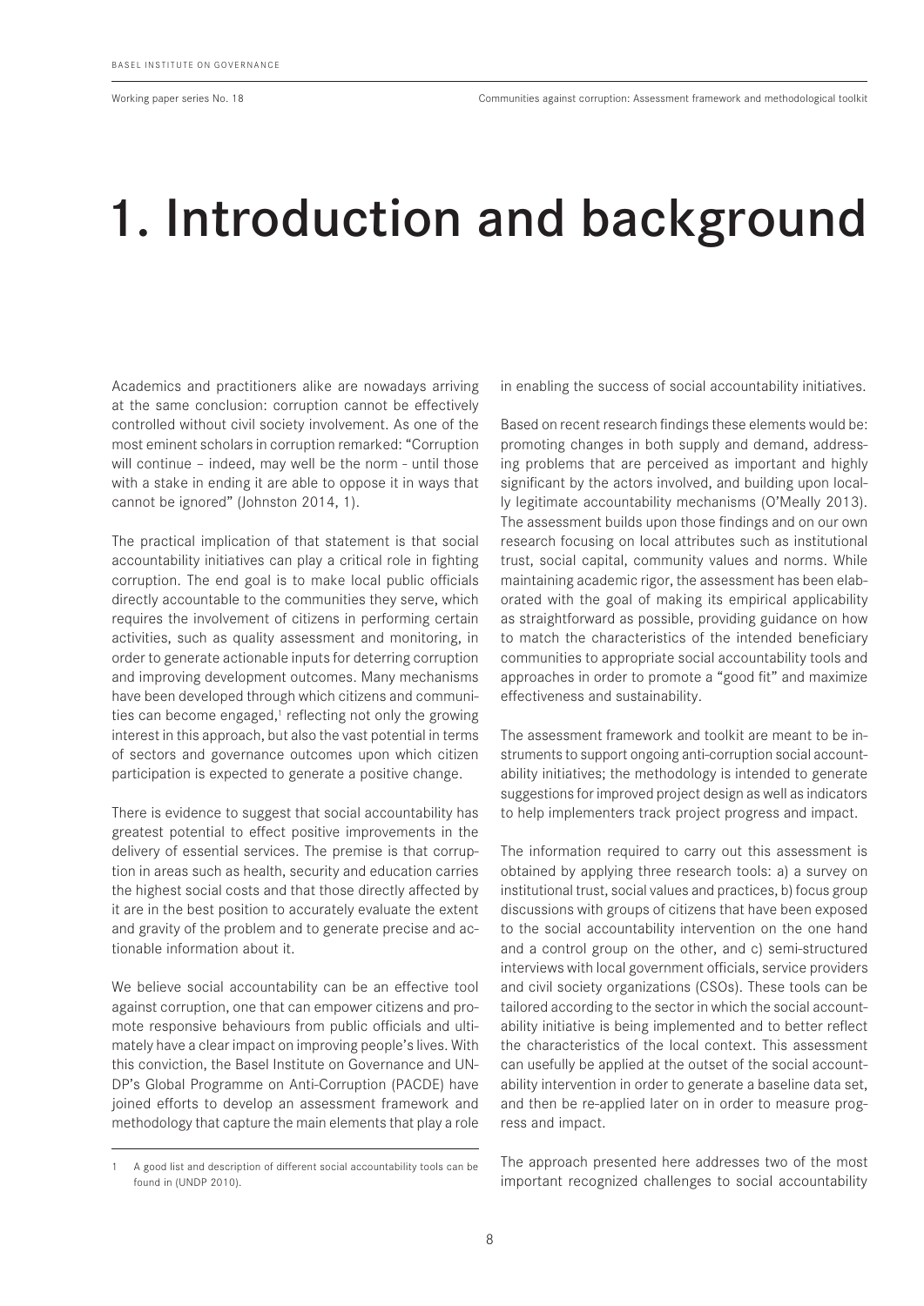# 1. Introduction and background

Academics and practitioners alike are nowadays arriving at the same conclusion: corruption cannot be effectively controlled without civil society involvement. As one of the most eminent scholars in corruption remarked: "Corruption will continue – indeed, may well be the norm - until those with a stake in ending it are able to oppose it in ways that cannot be ignored" (Johnston 2014, 1).

The practical implication of that statement is that social accountability initiatives can play a critical role in fighting corruption. The end goal is to make local public officials directly accountable to the communities they serve, which requires the involvement of citizens in performing certain activities, such as quality assessment and monitoring, in order to generate actionable inputs for deterring corruption and improving development outcomes. Many mechanisms have been developed through which citizens and communities can become engaged,[1] reflecting not only the growing interest in this approach, but also the vast potential in terms of sectors and governance outcomes upon which citizen participation is expected to generate a positive change.

There is evidence to suggest that social accountability has greatest potential to effect positive improvements in the delivery of essential services. The premise is that corruption in areas such as health, security and education carries the highest social costs and that those directly affected by it are in the best position to accurately evaluate the extent and gravity of the problem and to generate precise and actionable information about it.

We believe social accountability can be an effective tool against corruption, one that can empower citizens and promote responsive behaviours from public officials and ultimately have a clear impact on improving people's lives. With this conviction, the Basel Institute on Governance and UNDP's Global Programme on Anti-Corruption (PACDE) have joined efforts to develop an assessment framework and methodology that capture the main elements that play a role in enabling the success of social accountability initiatives.

Based on recent research findings these elements would be: promoting changes in both supply and demand, addressing problems that are perceived as important and highly significant by the actors involved, and building upon locally legitimate accountability mechanisms (O'Meally 2013). The assessment builds upon those findings and on our own research focusing on local attributes such as institutional trust, social capital, community values and norms. While maintaining academic rigor, the assessment has been elaborated with the goal of making its empirical applicability as straightforward as possible, providing guidance on how to match the characteristics of the intended beneficiary communities to appropriate social accountability tools and approaches in order to promote a "good fit" and maximize effectiveness and sustainability.

The assessment framework and toolkit are meant to be instruments to support ongoing anti-corruption social accountability initiatives; the methodology is intended to generate suggestions for improved project design as well as indicators to help implementers track project progress and impact.

The information required to carry out this assessment is obtained by applying three research tools: a) a survey on institutional trust, social values and practices, b) focus group discussions with groups of citizens that have been exposed to the social accountability intervention on the one hand and a control group on the other, and c) semi-structured interviews with local government officials, service providers and civil society organizations (CSOs). These tools can be tailored according to the sector in which the social accountability initiative is being implemented and to better reflect the characteristics of the local context. This assessment can usefully be applied at the outset of the social accountability intervention in order to generate a baseline data set, and then be re-applied later on in order to measure progress and impact.

The approach presented here addresses two of the most important recognized challenges to social accountability

[1] A good list and description of different social accountability tools can be found in (UNDP 2010).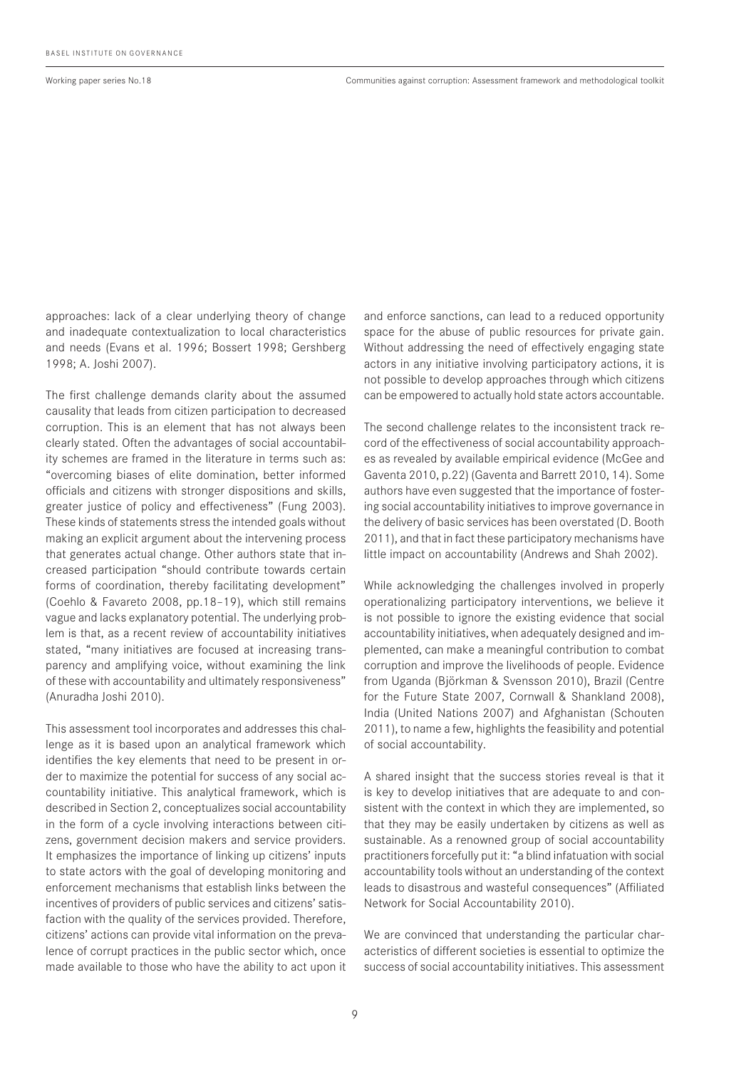approaches: lack of a clear underlying theory of change and inadequate contextualization to local characteristics and needs (Evans et al. 1996; Bossert 1998; Gershberg 1998; A. Joshi 2007).

The first challenge demands clarity about the assumed causality that leads from citizen participation to decreased corruption. This is an element that has not always been clearly stated. Often the advantages of social accountability schemes are framed in the literature in terms such as: "overcoming biases of elite domination, better informed officials and citizens with stronger dispositions and skills, greater justice of policy and effectiveness" (Fung 2003). These kinds of statements stress the intended goals without making an explicit argument about the intervening process that generates actual change. Other authors state that increased participation "should contribute towards certain forms of coordination, thereby facilitating development" (Coehlo & Favareto 2008, pp.18–19), which still remains vague and lacks explanatory potential. The underlying problem is that, as a recent review of accountability initiatives stated, "many initiatives are focused at increasing transparency and amplifying voice, without examining the link of these with accountability and ultimately responsiveness" (Anuradha Joshi 2010).

This assessment tool incorporates and addresses this challenge as it is based upon an analytical framework which identifies the key elements that need to be present in order to maximize the potential for success of any social accountability initiative. This analytical framework, which is described in Section 2, conceptualizes social accountability in the form of a cycle involving interactions between citizens, government decision makers and service providers. It emphasizes the importance of linking up citizens' inputs to state actors with the goal of developing monitoring and enforcement mechanisms that establish links between the incentives of providers of public services and citizens' satisfaction with the quality of the services provided. Therefore, citizens' actions can provide vital information on the prevalence of corrupt practices in the public sector which, once made available to those who have the ability to act upon it and enforce sanctions, can lead to a reduced opportunity space for the abuse of public resources for private gain. Without addressing the need of effectively engaging state actors in any initiative involving participatory actions, it is not possible to develop approaches through which citizens can be empowered to actually hold state actors accountable.

The second challenge relates to the inconsistent track record of the effectiveness of social accountability approaches as revealed by available empirical evidence (McGee and Gaventa 2010, p.22) (Gaventa and Barrett 2010, 14). Some authors have even suggested that the importance of fostering social accountability initiatives to improve governance in the delivery of basic services has been overstated (D. Booth 2011), and that in fact these participatory mechanisms have little impact on accountability (Andrews and Shah 2002).

While acknowledging the challenges involved in properly operationalizing participatory interventions, we believe it is not possible to ignore the existing evidence that social accountability initiatives, when adequately designed and implemented, can make a meaningful contribution to combat corruption and improve the livelihoods of people. Evidence from Uganda (Björkman & Svensson 2010), Brazil (Centre for the Future State 2007, Cornwall & Shankland 2008), India (United Nations 2007) and Afghanistan (Schouten 2011), to name a few, highlights the feasibility and potential of social accountability.

A shared insight that the success stories reveal is that it is key to develop initiatives that are adequate to and consistent with the context in which they are implemented, so that they may be easily undertaken by citizens as well as sustainable. As a renowned group of social accountability practitioners forcefully put it: "a blind infatuation with social accountability tools without an understanding of the context leads to disastrous and wasteful consequences" (Affiliated Network for Social Accountability 2010).

We are convinced that understanding the particular characteristics of different societies is essential to optimize the success of social accountability initiatives. This assessment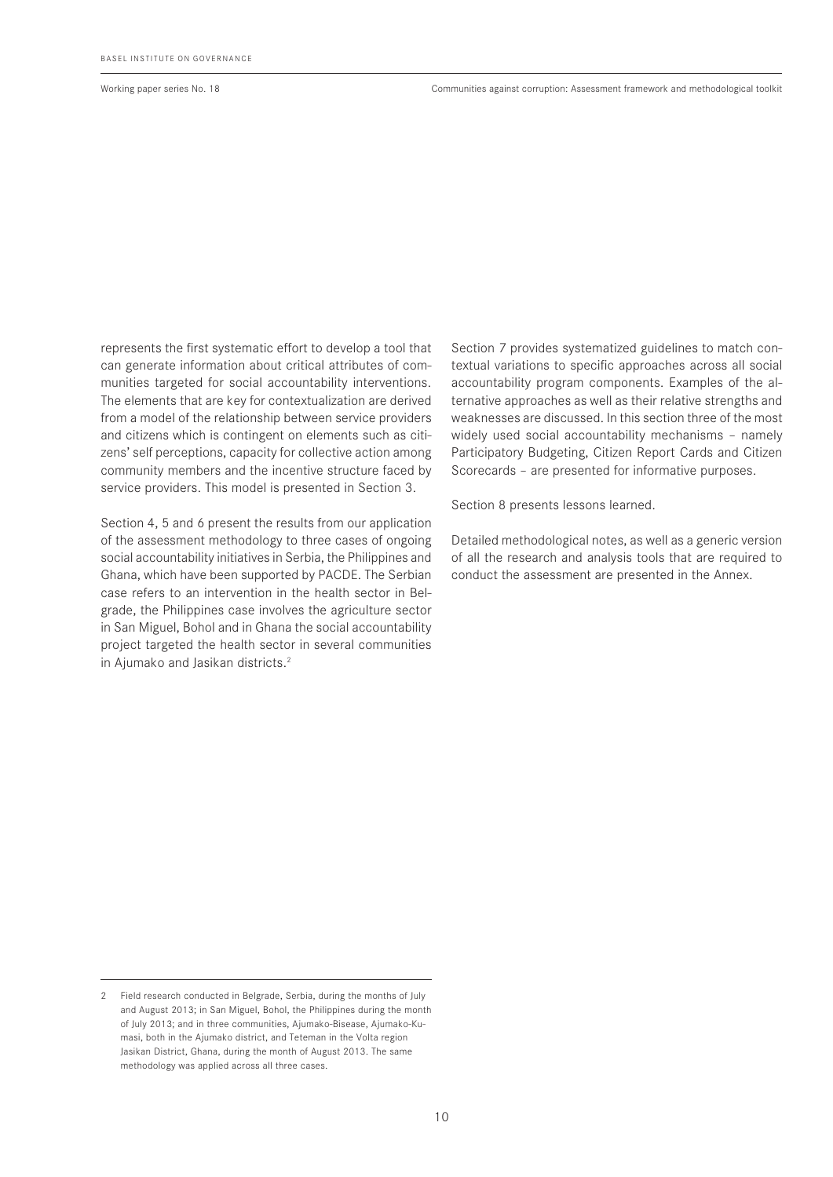represents the first systematic effort to develop a tool that can generate information about critical attributes of communities targeted for social accountability interventions. The elements that are key for contextualization are derived from a model of the relationship between service providers and citizens which is contingent on elements such as citizens' self perceptions, capacity for collective action among community members and the incentive structure faced by service providers. This model is presented in Section 3.

Section 4, 5 and 6 present the results from our application of the assessment methodology to three cases of ongoing social accountability initiatives in Serbia, the Philippines and Ghana, which have been supported by PACDE. The Serbian case refers to an intervention in the health sector in Belgrade, the Philippines case involves the agriculture sector in San Miguel, Bohol and in Ghana the social accountability project targeted the health sector in several communities in Ajumako and Jasikan districts.[2]

Section 7 provides systematized guidelines to match contextual variations to specific approaches across all social accountability program components. Examples of the alternative approaches as well as their relative strengths and weaknesses are discussed. In this section three of the most widely used social accountability mechanisms – namely Participatory Budgeting, Citizen Report Cards and Citizen Scorecards – are presented for informative purposes.

Section 8 presents lessons learned.

Detailed methodological notes, as well as a generic version of all the research and analysis tools that are required to conduct the assessment are presented in the Annex.

---

2 Field research conducted in Belgrade, Serbia, during the months of July and August 2013; in San Miguel, Bohol, the Philippines during the month of July 2013; and in three communities, Ajumako-Bisease, Ajumako-Kumasi, both in the Ajumako district, and Teteman in the Volta region Jasikan District, Ghana, during the month of August 2013. The same methodology was applied across all three cases.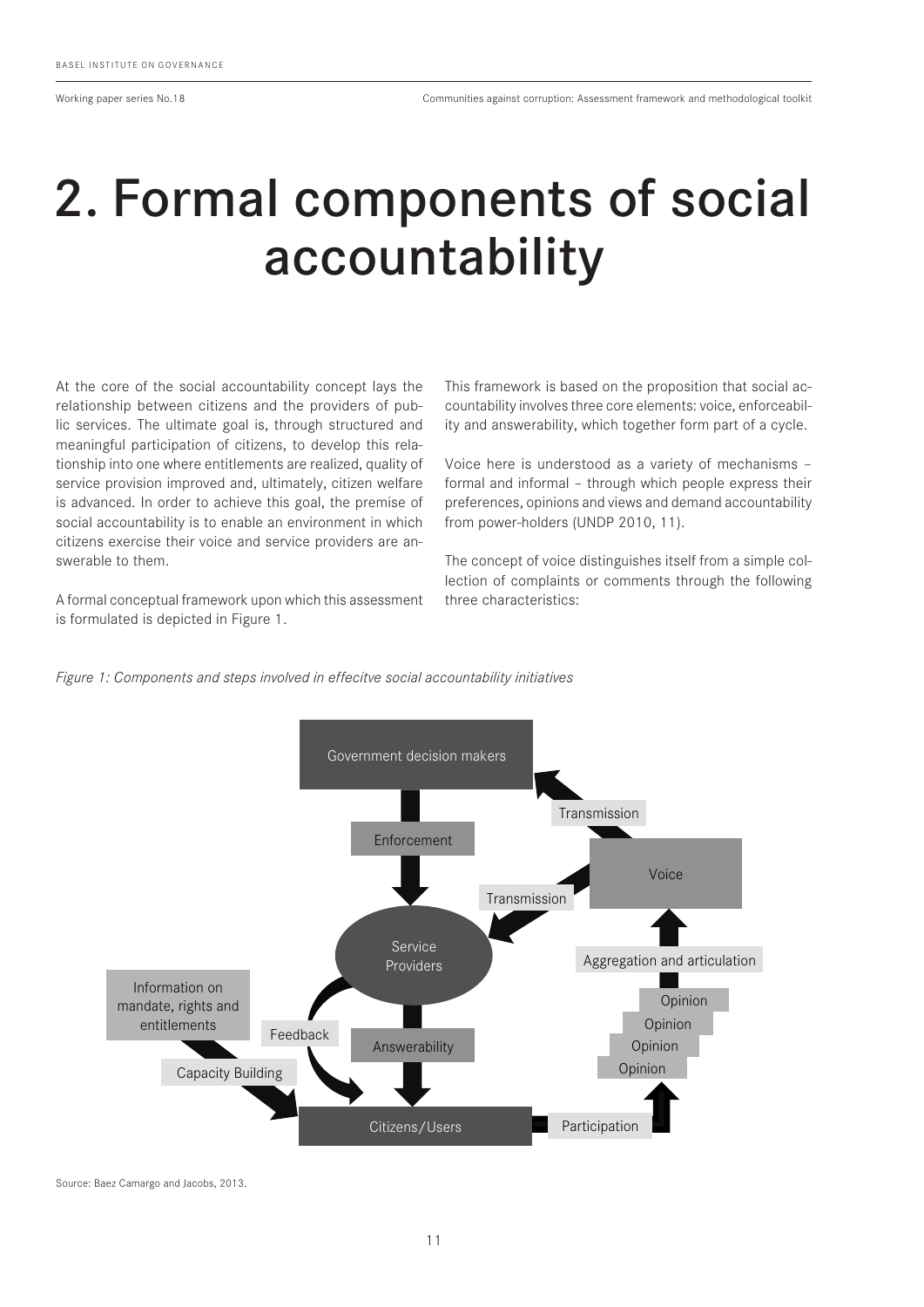# 2. Formal components of social accountability

At the core of the social accountability concept lays the relationship between citizens and the providers of public services. The ultimate goal is, through structured and meaningful participation of citizens, to develop this relationship into one where entitlements are realized, quality of service provision improved and, ultimately, citizen welfare is advanced. In order to achieve this goal, the premise of social accountability is to enable an environment in which citizens exercise their voice and service providers are answerable to them.

A formal conceptual framework upon which this assessment is formulated is depicted in Figure 1.

This framework is based on the proposition that social accountability involves three core elements: voice, enforceability and answerability, which together form part of a cycle.

Voice here is understood as a variety of mechanisms – formal and informal – through which people express their preferences, opinions and views and demand accountability from power-holders (UNDP 2010, 11).

The concept of voice distinguishes itself from a simple collection of complaints or comments through the following three characteristics:

*Figure 1: Components and steps involved in effecitve social accountability initiatives*

Government decision makers
Enforcement
Transmission
Voice
Transmission
Service Providers
Aggregation and articulation
Information on mandate, rights and entitlements
Opinion
Opinion
Opinion
Opinion
Feedback
Answerability
Capacity Building
Citizens/Users
Participation

Source: Baez Camargo and Jacobs, 2013.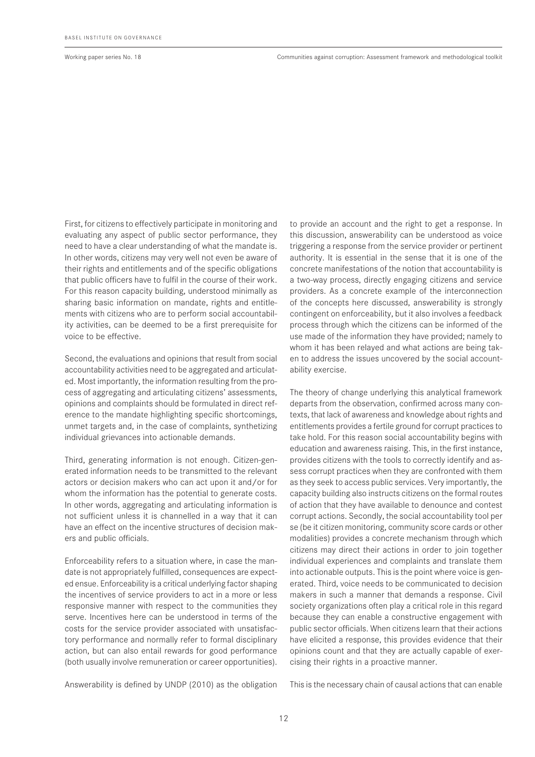First, for citizens to effectively participate in monitoring and evaluating any aspect of public sector performance, they need to have a clear understanding of what the mandate is. In other words, citizens may very well not even be aware of their rights and entitlements and of the specific obligations that public officers have to fulfil in the course of their work. For this reason capacity building, understood minimally as sharing basic information on mandate, rights and entitlements with citizens who are to perform social accountability activities, can be deemed to be a first prerequisite for voice to be effective.

Second, the evaluations and opinions that result from social accountability activities need to be aggregated and articulated. Most importantly, the information resulting from the process of aggregating and articulating citizens' assessments, opinions and complaints should be formulated in direct reference to the mandate highlighting specific shortcomings, unmet targets and, in the case of complaints, synthetizing individual grievances into actionable demands.

Third, generating information is not enough. Citizen-generated information needs to be transmitted to the relevant actors or decision makers who can act upon it and/or for whom the information has the potential to generate costs. In other words, aggregating and articulating information is not sufficient unless it is channelled in a way that it can have an effect on the incentive structures of decision makers and public officials.

Enforceability refers to a situation where, in case the mandate is not appropriately fulfilled, consequences are expected ensue. Enforceability is a critical underlying factor shaping the incentives of service providers to act in a more or less responsive manner with respect to the communities they serve. Incentives here can be understood in terms of the costs for the service provider associated with unsatisfactory performance and normally refer to formal disciplinary action, but can also entail rewards for good performance (both usually involve remuneration or career opportunities).

Answerability is defined by UNDP (2010) as the obligation to provide an account and the right to get a response. In this discussion, answerability can be understood as voice triggering a response from the service provider or pertinent authority. It is essential in the sense that it is one of the concrete manifestations of the notion that accountability is a two-way process, directly engaging citizens and service providers. As a concrete example of the interconnection of the concepts here discussed, answerability is strongly contingent on enforceability, but it also involves a feedback process through which the citizens can be informed of the use made of the information they have provided; namely to whom it has been relayed and what actions are being taken to address the issues uncovered by the social accountability exercise.

The theory of change underlying this analytical framework departs from the observation, confirmed across many contexts, that lack of awareness and knowledge about rights and entitlements provides a fertile ground for corrupt practices to take hold. For this reason social accountability begins with education and awareness raising. This, in the first instance, provides citizens with the tools to correctly identify and assess corrupt practices when they are confronted with them as they seek to access public services. Very importantly, the capacity building also instructs citizens on the formal routes of action that they have available to denounce and contest corrupt actions. Secondly, the social accountability tool per se (be it citizen monitoring, community score cards or other modalities) provides a concrete mechanism through which citizens may direct their actions in order to join together individual experiences and complaints and translate them into actionable outputs. This is the point where voice is generated. Third, voice needs to be communicated to decision makers in such a manner that demands a response. Civil society organizations often play a critical role in this regard because they can enable a constructive engagement with public sector officials. When citizens learn that their actions have elicited a response, this provides evidence that their opinions count and that they are actually capable of exercising their rights in a proactive manner.

This is the necessary chain of causal actions that can enable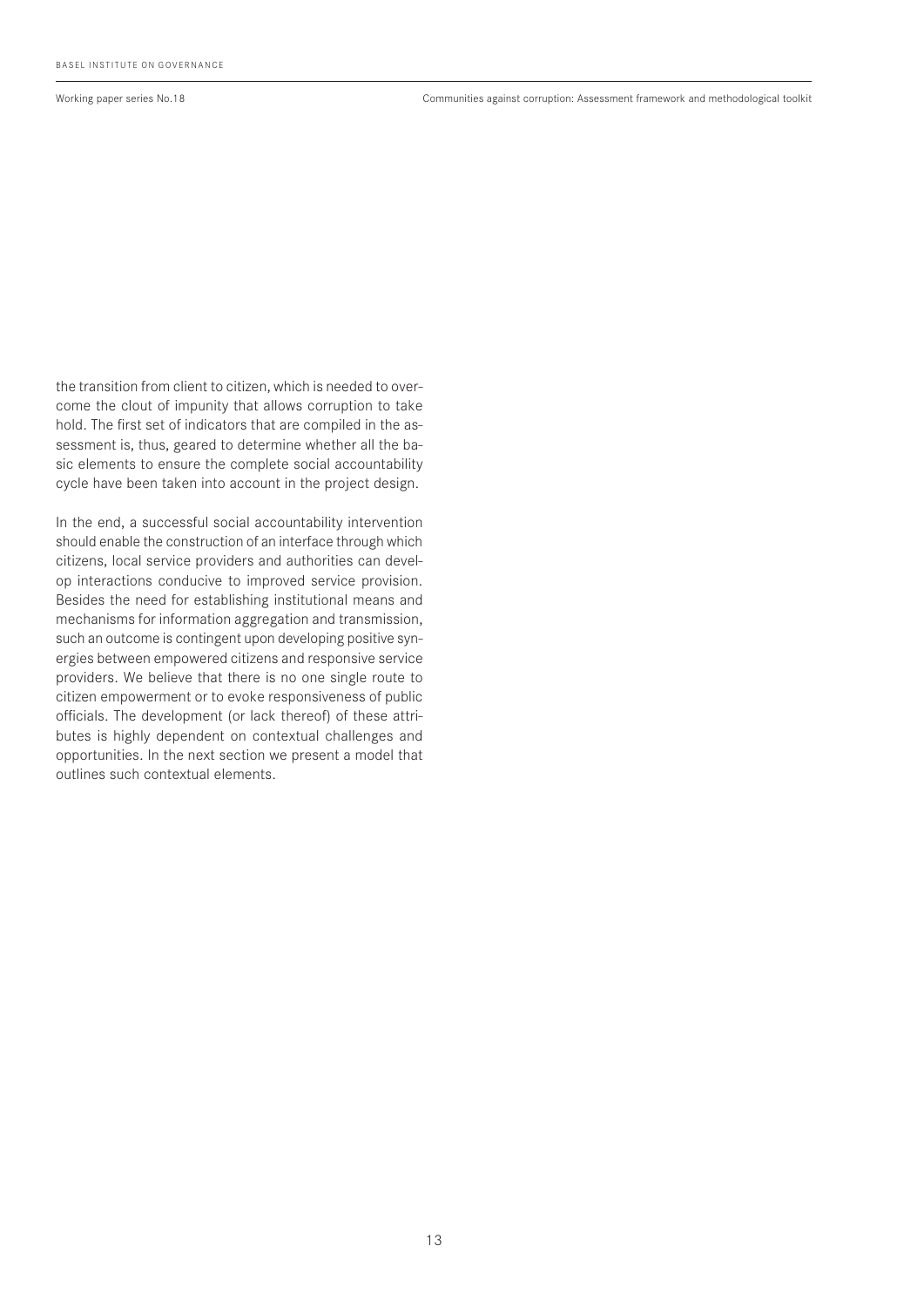the transition from client to citizen, which is needed to overcome the clout of impunity that allows corruption to take hold. The first set of indicators that are compiled in the assessment is, thus, geared to determine whether all the basic elements to ensure the complete social accountability cycle have been taken into account in the project design.

In the end, a successful social accountability intervention should enable the construction of an interface through which citizens, local service providers and authorities can develop interactions conducive to improved service provision. Besides the need for establishing institutional means and mechanisms for information aggregation and transmission, such an outcome is contingent upon developing positive synergies between empowered citizens and responsive service providers. We believe that there is no one single route to citizen empowerment or to evoke responsiveness of public officials. The development (or lack thereof) of these attributes is highly dependent on contextual challenges and opportunities. In the next section we present a model that outlines such contextual elements.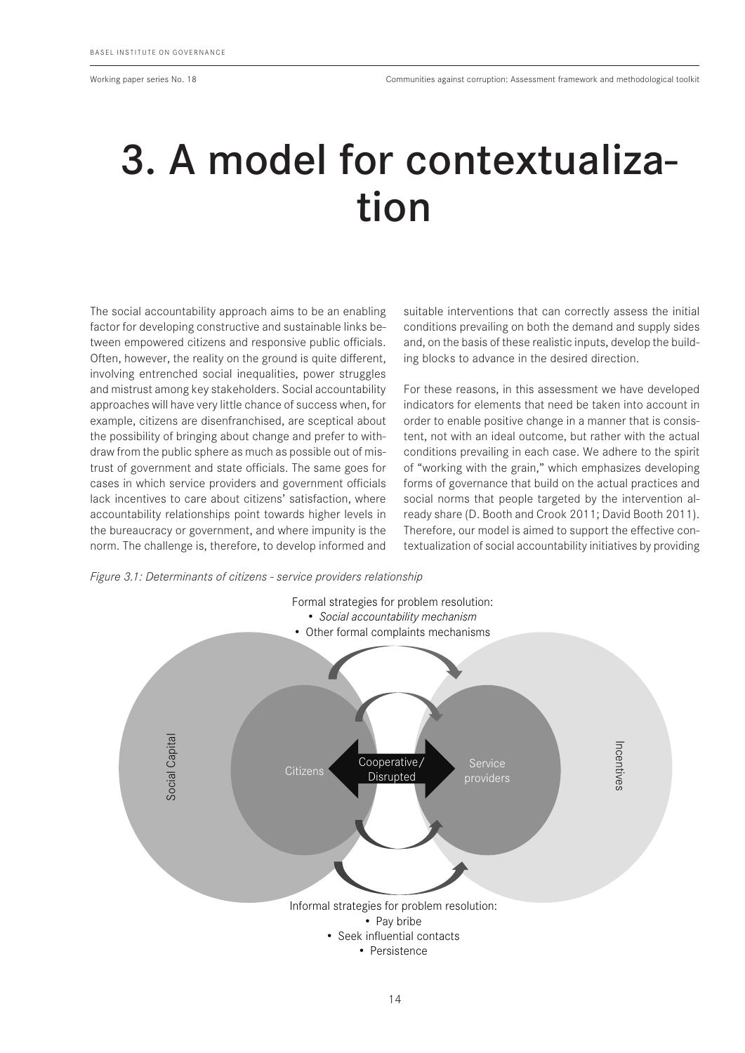# 3. A model for contextualization

The social accountability approach aims to be an enabling factor for developing constructive and sustainable links between empowered citizens and responsive public officials. Often, however, the reality on the ground is quite different, involving entrenched social inequalities, power struggles and mistrust among key stakeholders. Social accountability approaches will have very little chance of success when, for example, citizens are disenfranchised, are sceptical about the possibility of bringing about change and prefer to withdraw from the public sphere as much as possible out of mistrust of government and state officials. The same goes for cases in which service providers and government officials lack incentives to care about citizens' satisfaction, where accountability relationships point towards higher levels in the bureaucracy or government, and where impunity is the norm. The challenge is, therefore, to develop informed and suitable interventions that can correctly assess the initial conditions prevailing on both the demand and supply sides and, on the basis of these realistic inputs, develop the building blocks to advance in the desired direction.

For these reasons, in this assessment we have developed indicators for elements that need be taken into account in order to enable positive change in a manner that is consistent, not with an ideal outcome, but rather with the actual conditions prevailing in each case. We adhere to the spirit of "working with the grain," which emphasizes developing forms of governance that build on the actual practices and social norms that people targeted by the intervention already share (D. Booth and Crook 2011; David Booth 2011). Therefore, our model is aimed to support the effective contextualization of social accountability initiatives by providing

*Figure 3.1: Determinants of citizens - service providers relationship*

Formal strategies for problem resolution:
- *Social accountability mechanism*
- Other formal complaints mechanisms

Social Capital | Citizens | Cooperative/ Disrupted | Service providers | Incentives

Informal strategies for problem resolution:
- Pay bribe
- Seek influential contacts
- Persistence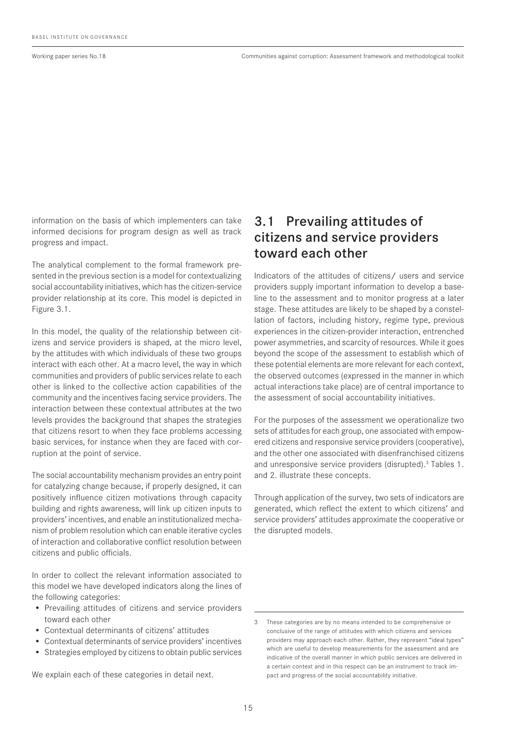information on the basis of which implementers can take informed decisions for program design as well as track progress and impact.

The analytical complement to the formal framework presented in the previous section is a model for contextualizing social accountability initiatives, which has the citizen-service provider relationship at its core. This model is depicted in Figure 3.1.

In this model, the quality of the relationship between citizens and service providers is shaped, at the micro level, by the attitudes with which individuals of these two groups interact with each other. At a macro level, the way in which communities and providers of public services relate to each other is linked to the collective action capabilities of the community and the incentives facing service providers. The interaction between these contextual attributes at the two levels provides the background that shapes the strategies that citizens resort to when they face problems accessing basic services, for instance when they are faced with corruption at the point of service.

The social accountability mechanism provides an entry point for catalyzing change because, if properly designed, it can positively influence citizen motivations through capacity building and rights awareness, will link up citizen inputs to providers' incentives, and enable an institutionalized mechanism of problem resolution which can enable iterative cycles of interaction and collaborative conflict resolution between citizens and public officials.

In order to collect the relevant information associated to this model we have developed indicators along the lines of the following categories:

- Prevailing attitudes of citizens and service providers toward each other
- Contextual determinants of citizens' attitudes
- Contextual determinants of service providers' incentives
- Strategies employed by citizens to obtain public services

We explain each of these categories in detail next.

## 3.1 Prevailing attitudes of citizens and service providers toward each other

Indicators of the attitudes of citizens/ users and service providers supply important information to develop a baseline to the assessment and to monitor progress at a later stage. These attitudes are likely to be shaped by a constellation of factors, including history, regime type, previous experiences in the citizen-provider interaction, entrenched power asymmetries, and scarcity of resources. While it goes beyond the scope of the assessment to establish which of these potential elements are more relevant for each context, the observed outcomes (expressed in the manner in which actual interactions take place) are of central importance to the assessment of social accountability initiatives.

For the purposes of the assessment we operationalize two sets of attitudes for each group, one associated with empowered citizens and responsive service providers (cooperative), and the other one associated with disenfranchised citizens and unresponsive service providers (disrupted).[3] Tables 1. and 2. illustrate these concepts.

Through application of the survey, two sets of indicators are generated, which reflect the extent to which citizens' and service providers' attitudes approximate the cooperative or the disrupted models.

---

3 These categories are by no means intended to be comprehensive or conclusive of the range of attitudes with which citizens and services providers may approach each other. Rather, they represent "ideal types" which are useful to develop measurements for the assessment and are indicative of the overall manner in which public services are delivered in a certain context and in this respect can be an instrument to track impact and progress of the social accountability initiative.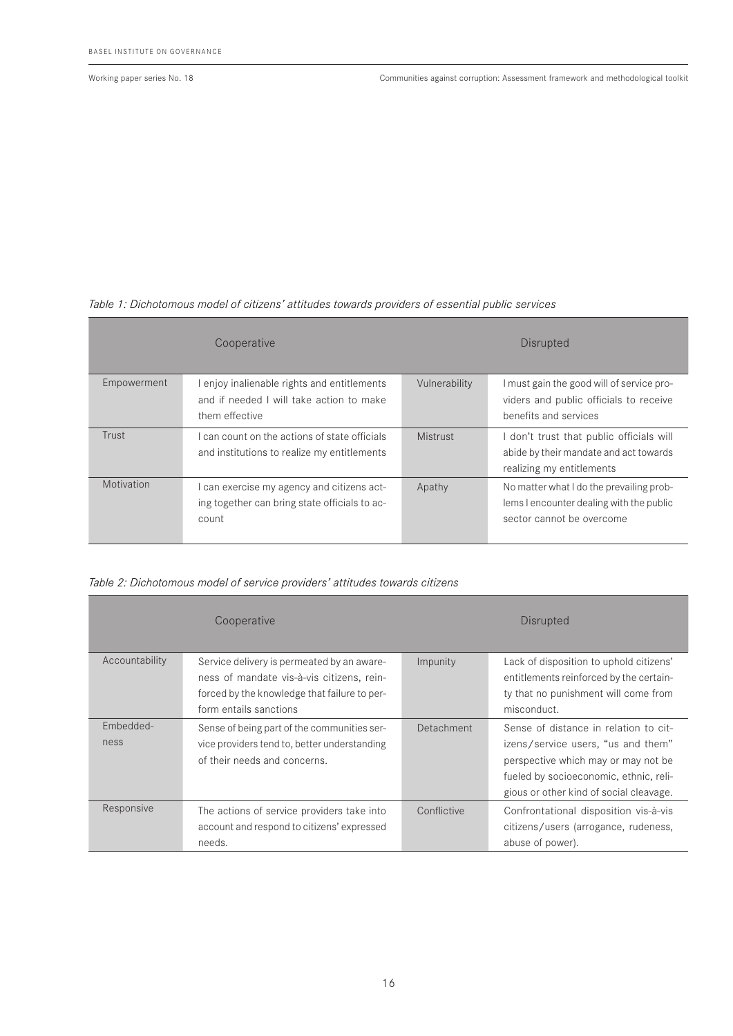*Table 1: Dichotomous model of citizens' attitudes towards providers of essential public services*

| Cooperative | | Disrupted | |
|---|---|---|---|
| Empowerment | I enjoy inalienable rights and entitlements and if needed I will take action to make them effective | Vulnerability | I must gain the good will of service providers and public officials to receive benefits and services |
| Trust | I can count on the actions of state officials and institutions to realize my entitlements | Mistrust | I don't trust that public officials will abide by their mandate and act towards realizing my entitlements |
| Motivation | I can exercise my agency and citizens acting together can bring state officials to account | Apathy | No matter what I do the prevailing problems I encounter dealing with the public sector cannot be overcome |

*Table 2: Dichotomous model of service providers' attitudes towards citizens*

| Cooperative | | Disrupted | |
|---|---|---|---|
| Accountability | Service delivery is permeated by an awareness of mandate vis-à-vis citizens, reinforced by the knowledge that failure to perform entails sanctions | Impunity | Lack of disposition to uphold citizens' entitlements reinforced by the certainty that no punishment will come from misconduct. |
| Embeddedness | Sense of being part of the communities service providers tend to, better understanding of their needs and concerns. | Detachment | Sense of distance in relation to citizens/service users, "us and them" perspective which may or may not be fueled by socioeconomic, ethnic, religious or other kind of social cleavage. |
| Responsive | The actions of service providers take into account and respond to citizens' expressed needs. | Conflictive | Confrontational disposition vis-à-vis citizens/users (arrogance, rudeness, abuse of power). |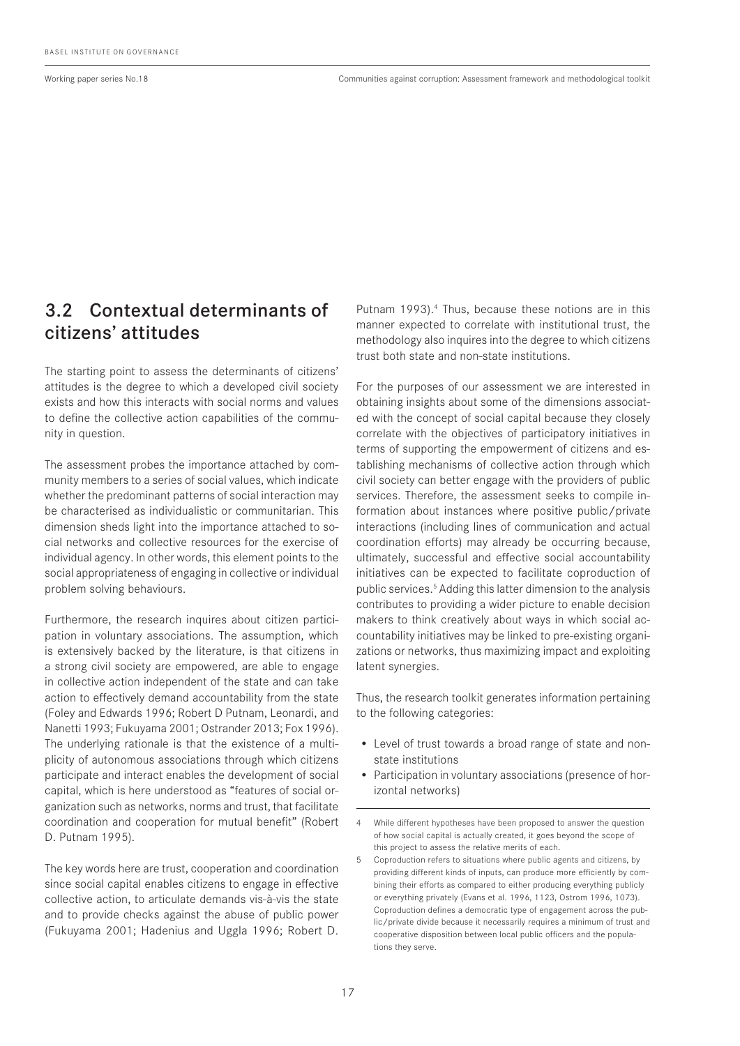## 3.2 Contextual determinants of citizens' attitudes

The starting point to assess the determinants of citizens' attitudes is the degree to which a developed civil society exists and how this interacts with social norms and values to define the collective action capabilities of the community in question.

The assessment probes the importance attached by community members to a series of social values, which indicate whether the predominant patterns of social interaction may be characterised as individualistic or communitarian. This dimension sheds light into the importance attached to social networks and collective resources for the exercise of individual agency. In other words, this element points to the social appropriateness of engaging in collective or individual problem solving behaviours.

Furthermore, the research inquires about citizen participation in voluntary associations. The assumption, which is extensively backed by the literature, is that citizens in a strong civil society are empowered, are able to engage in collective action independent of the state and can take action to effectively demand accountability from the state (Foley and Edwards 1996; Robert D Putnam, Leonardi, and Nanetti 1993; Fukuyama 2001; Ostrander 2013; Fox 1996). The underlying rationale is that the existence of a multiplicity of autonomous associations through which citizens participate and interact enables the development of social capital, which is here understood as "features of social organization such as networks, norms and trust, that facilitate coordination and cooperation for mutual benefit" (Robert D. Putnam 1995).

The key words here are trust, cooperation and coordination since social capital enables citizens to engage in effective collective action, to articulate demands vis-à-vis the state and to provide checks against the abuse of public power (Fukuyama 2001; Hadenius and Uggla 1996; Robert D. Putnam 1993).[4] Thus, because these notions are in this manner expected to correlate with institutional trust, the methodology also inquires into the degree to which citizens trust both state and non-state institutions.

For the purposes of our assessment we are interested in obtaining insights about some of the dimensions associated with the concept of social capital because they closely correlate with the objectives of participatory initiatives in terms of supporting the empowerment of citizens and establishing mechanisms of collective action through which civil society can better engage with the providers of public services. Therefore, the assessment seeks to compile information about instances where positive public/private interactions (including lines of communication and actual coordination efforts) may already be occurring because, ultimately, successful and effective social accountability initiatives can be expected to facilitate coproduction of public services.[5] Adding this latter dimension to the analysis contributes to providing a wider picture to enable decision makers to think creatively about ways in which social accountability initiatives may be linked to pre-existing organizations or networks, thus maximizing impact and exploiting latent synergies.

Thus, the research toolkit generates information pertaining to the following categories:

- Level of trust towards a broad range of state and non-state institutions
- Participation in voluntary associations (presence of horizontal networks)

[4] While different hypotheses have been proposed to answer the question of how social capital is actually created, it goes beyond the scope of this project to assess the relative merits of each.

[5] Coproduction refers to situations where public agents and citizens, by providing different kinds of inputs, can produce more efficiently by combining their efforts as compared to either producing everything publicly or everything privately (Evans et al. 1996, 1123, Ostrom 1996, 1073). Coproduction defines a democratic type of engagement across the public/private divide because it necessarily requires a minimum of trust and cooperative disposition between local public officers and the populations they serve.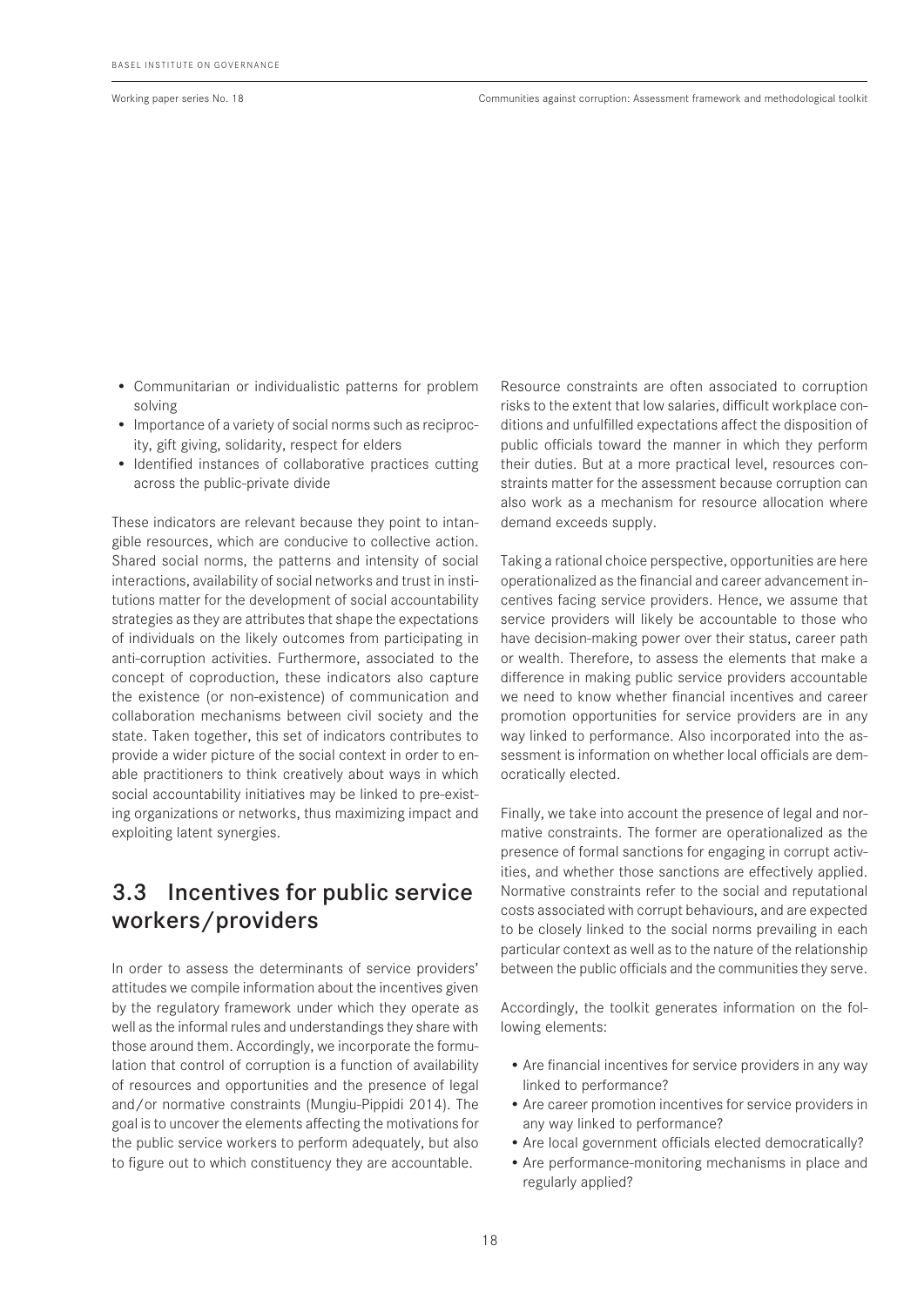- Communitarian or individualistic patterns for problem solving
- Importance of a variety of social norms such as reciprocity, gift giving, solidarity, respect for elders
- Identified instances of collaborative practices cutting across the public-private divide

These indicators are relevant because they point to intangible resources, which are conducive to collective action. Shared social norms, the patterns and intensity of social interactions, availability of social networks and trust in institutions matter for the development of social accountability strategies as they are attributes that shape the expectations of individuals on the likely outcomes from participating in anti-corruption activities. Furthermore, associated to the concept of coproduction, these indicators also capture the existence (or non-existence) of communication and collaboration mechanisms between civil society and the state. Taken together, this set of indicators contributes to provide a wider picture of the social context in order to enable practitioners to think creatively about ways in which social accountability initiatives may be linked to pre-existing organizations or networks, thus maximizing impact and exploiting latent synergies.

## 3.3 Incentives for public service workers/providers

In order to assess the determinants of service providers' attitudes we compile information about the incentives given by the regulatory framework under which they operate as well as the informal rules and understandings they share with those around them. Accordingly, we incorporate the formulation that control of corruption is a function of availability of resources and opportunities and the presence of legal and/or normative constraints (Mungiu-Pippidi 2014). The goal is to uncover the elements affecting the motivations for the public service workers to perform adequately, but also to figure out to which constituency they are accountable.

Resource constraints are often associated to corruption risks to the extent that low salaries, difficult workplace conditions and unfulfilled expectations affect the disposition of public officials toward the manner in which they perform their duties. But at a more practical level, resources constraints matter for the assessment because corruption can also work as a mechanism for resource allocation where demand exceeds supply.

Taking a rational choice perspective, opportunities are here operationalized as the financial and career advancement incentives facing service providers. Hence, we assume that service providers will likely be accountable to those who have decision-making power over their status, career path or wealth. Therefore, to assess the elements that make a difference in making public service providers accountable we need to know whether financial incentives and career promotion opportunities for service providers are in any way linked to performance. Also incorporated into the assessment is information on whether local officials are democratically elected.

Finally, we take into account the presence of legal and normative constraints. The former are operationalized as the presence of formal sanctions for engaging in corrupt activities, and whether those sanctions are effectively applied. Normative constraints refer to the social and reputational costs associated with corrupt behaviours, and are expected to be closely linked to the social norms prevailing in each particular context as well as to the nature of the relationship between the public officials and the communities they serve.

Accordingly, the toolkit generates information on the following elements:

- Are financial incentives for service providers in any way linked to performance?
- Are career promotion incentives for service providers in any way linked to performance?
- Are local government officials elected democratically?
- Are performance-monitoring mechanisms in place and regularly applied?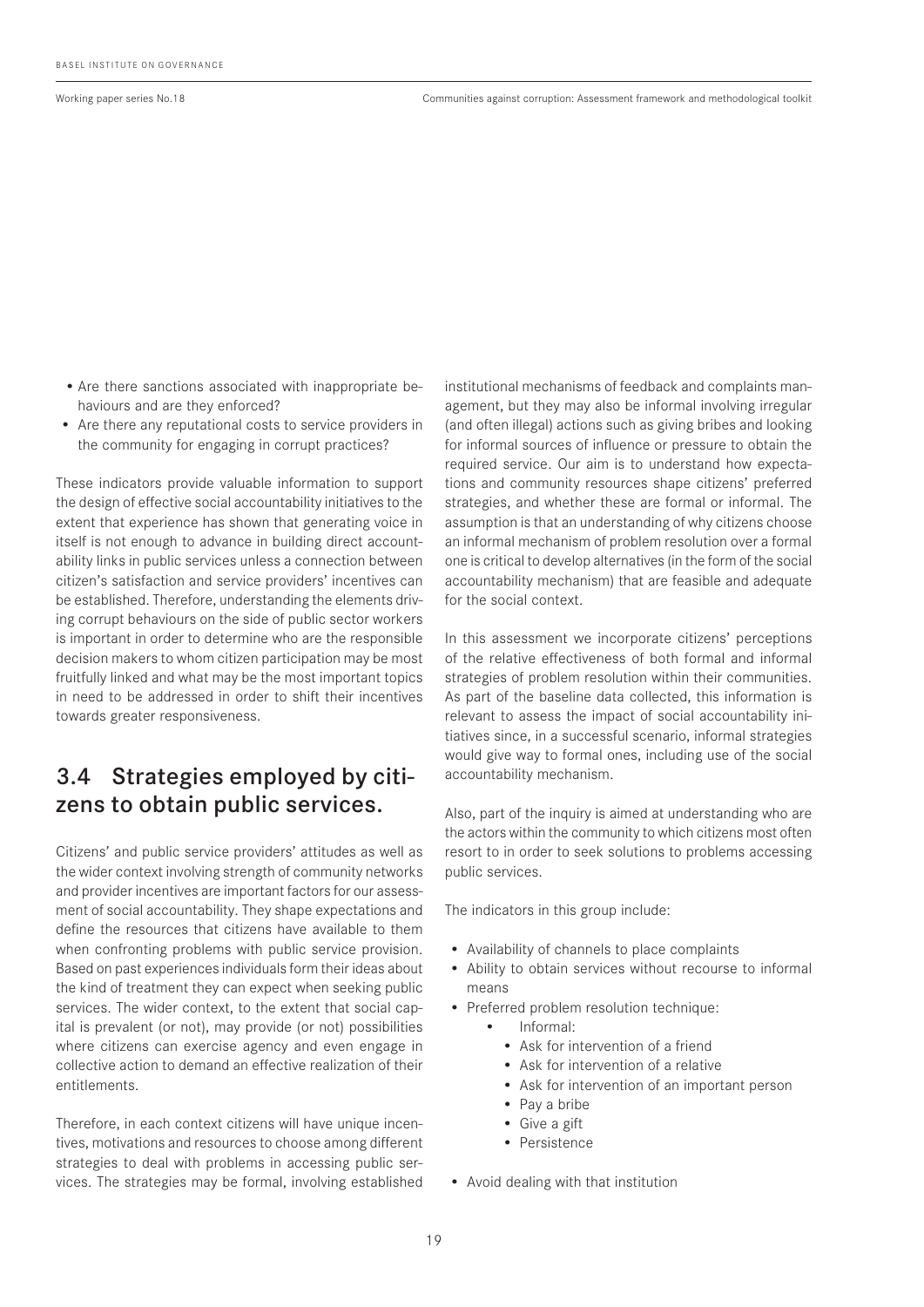- Are there sanctions associated with inappropriate behaviours and are they enforced?
- Are there any reputational costs to service providers in the community for engaging in corrupt practices?

These indicators provide valuable information to support the design of effective social accountability initiatives to the extent that experience has shown that generating voice in itself is not enough to advance in building direct accountability links in public services unless a connection between citizen's satisfaction and service providers' incentives can be established. Therefore, understanding the elements driving corrupt behaviours on the side of public sector workers is important in order to determine who are the responsible decision makers to whom citizen participation may be most fruitfully linked and what may be the most important topics in need to be addressed in order to shift their incentives towards greater responsiveness.

## 3.4 Strategies employed by citizens to obtain public services.

Citizens' and public service providers' attitudes as well as the wider context involving strength of community networks and provider incentives are important factors for our assessment of social accountability. They shape expectations and define the resources that citizens have available to them when confronting problems with public service provision. Based on past experiences individuals form their ideas about the kind of treatment they can expect when seeking public services. The wider context, to the extent that social capital is prevalent (or not), may provide (or not) possibilities where citizens can exercise agency and even engage in collective action to demand an effective realization of their entitlements.

Therefore, in each context citizens will have unique incentives, motivations and resources to choose among different strategies to deal with problems in accessing public services. The strategies may be formal, involving established institutional mechanisms of feedback and complaints management, but they may also be informal involving irregular (and often illegal) actions such as giving bribes and looking for informal sources of influence or pressure to obtain the required service. Our aim is to understand how expectations and community resources shape citizens' preferred strategies, and whether these are formal or informal. The assumption is that an understanding of why citizens choose an informal mechanism of problem resolution over a formal one is critical to develop alternatives (in the form of the social accountability mechanism) that are feasible and adequate for the social context.

In this assessment we incorporate citizens' perceptions of the relative effectiveness of both formal and informal strategies of problem resolution within their communities. As part of the baseline data collected, this information is relevant to assess the impact of social accountability initiatives since, in a successful scenario, informal strategies would give way to formal ones, including use of the social accountability mechanism.

Also, part of the inquiry is aimed at understanding who are the actors within the community to which citizens most often resort to in order to seek solutions to problems accessing public services.

The indicators in this group include:

- Availability of channels to place complaints
- Ability to obtain services without recourse to informal means
- Preferred problem resolution technique:
  - Informal:
    - Ask for intervention of a friend
    - Ask for intervention of a relative
    - Ask for intervention of an important person
    - Pay a bribe
    - Give a gift
    - Persistence
- Avoid dealing with that institution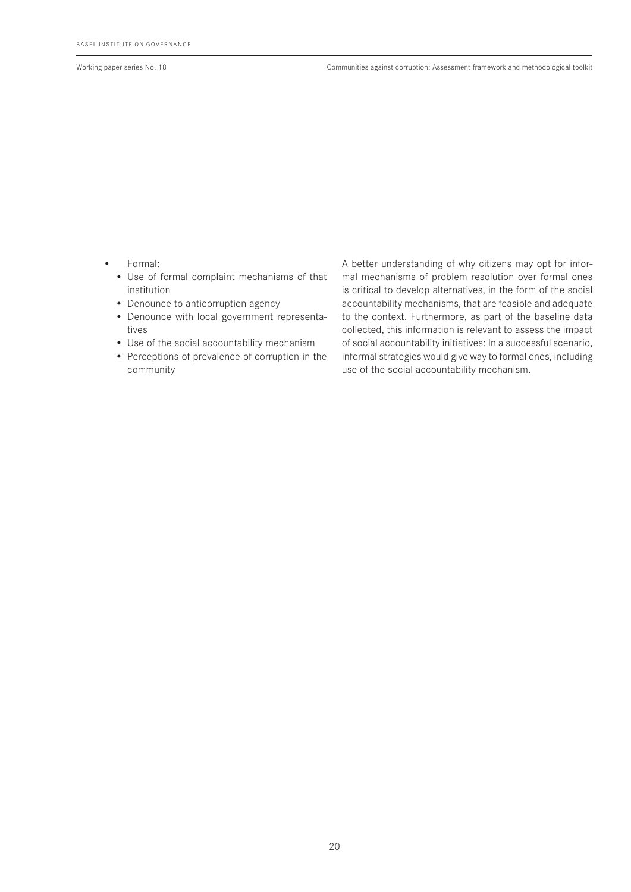- Formal:
  - Use of formal complaint mechanisms of that institution
  - Denounce to anticorruption agency
  - Denounce with local government representatives
  - Use of the social accountability mechanism
  - Perceptions of prevalence of corruption in the community

A better understanding of why citizens may opt for informal mechanisms of problem resolution over formal ones is critical to develop alternatives, in the form of the social accountability mechanisms, that are feasible and adequate to the context. Furthermore, as part of the baseline data collected, this information is relevant to assess the impact of social accountability initiatives: In a successful scenario, informal strategies would give way to formal ones, including use of the social accountability mechanism.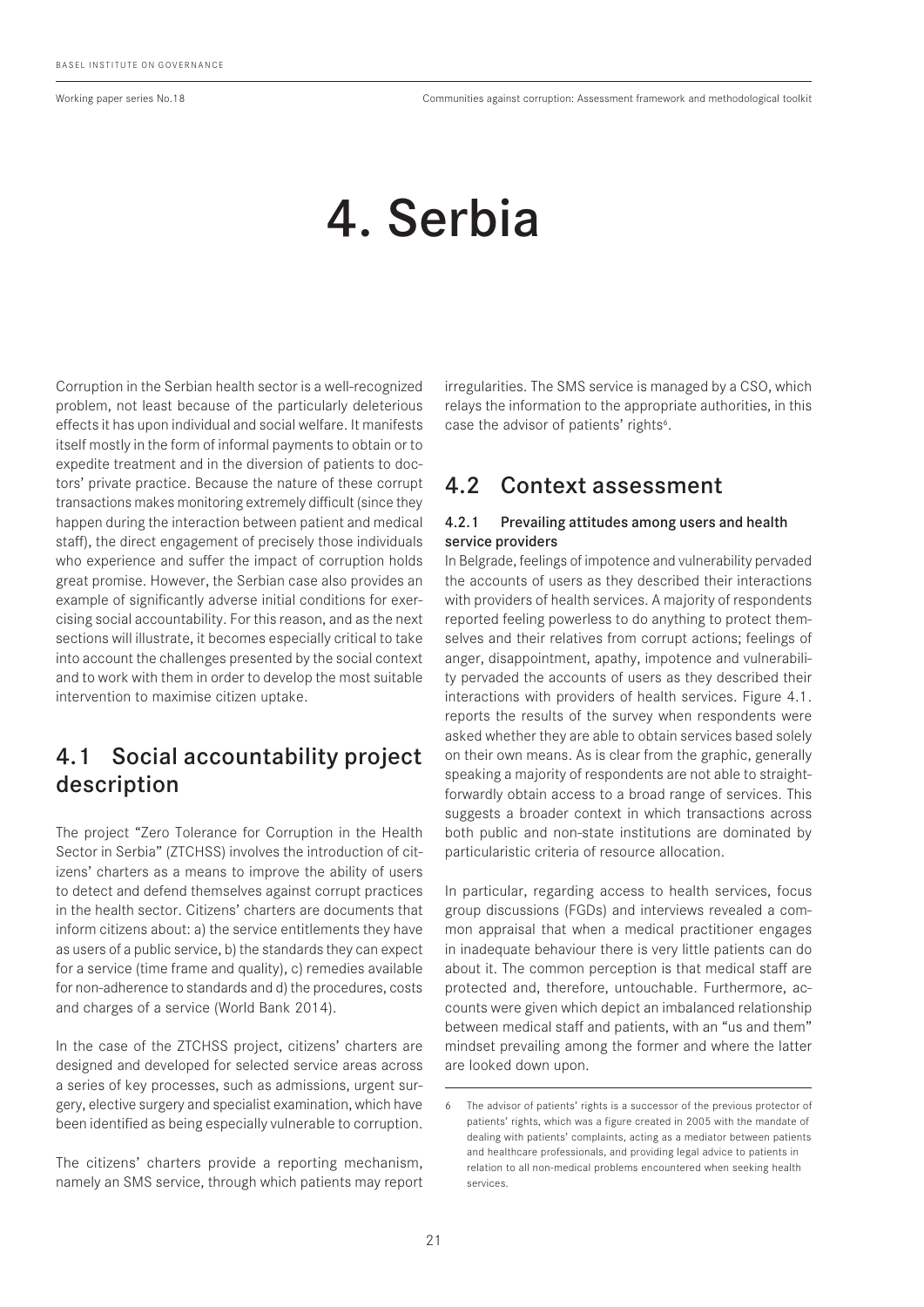# 4. Serbia

Corruption in the Serbian health sector is a well-recognized problem, not least because of the particularly deleterious effects it has upon individual and social welfare. It manifests itself mostly in the form of informal payments to obtain or to expedite treatment and in the diversion of patients to doctors' private practice. Because the nature of these corrupt transactions makes monitoring extremely difficult (since they happen during the interaction between patient and medical staff), the direct engagement of precisely those individuals who experience and suffer the impact of corruption holds great promise. However, the Serbian case also provides an example of significantly adverse initial conditions for exercising social accountability. For this reason, and as the next sections will illustrate, it becomes especially critical to take into account the challenges presented by the social context and to work with them in order to develop the most suitable intervention to maximise citizen uptake.

## 4.1 Social accountability project description

The project "Zero Tolerance for Corruption in the Health Sector in Serbia" (ZTCHSS) involves the introduction of citizens' charters as a means to improve the ability of users to detect and defend themselves against corrupt practices in the health sector. Citizens' charters are documents that inform citizens about: a) the service entitlements they have as users of a public service, b) the standards they can expect for a service (time frame and quality), c) remedies available for non-adherence to standards and d) the procedures, costs and charges of a service (World Bank 2014).

In the case of the ZTCHSS project, citizens' charters are designed and developed for selected service areas across a series of key processes, such as admissions, urgent surgery, elective surgery and specialist examination, which have been identified as being especially vulnerable to corruption.

The citizens' charters provide a reporting mechanism, namely an SMS service, through which patients may report irregularities. The SMS service is managed by a CSO, which relays the information to the appropriate authorities, in this case the advisor of patients' rights[6].

## 4.2 Context assessment

### 4.2.1 Prevailing attitudes among users and health service providers

In Belgrade, feelings of impotence and vulnerability pervaded the accounts of users as they described their interactions with providers of health services. A majority of respondents reported feeling powerless to do anything to protect themselves and their relatives from corrupt actions; feelings of anger, disappointment, apathy, impotence and vulnerability pervaded the accounts of users as they described their interactions with providers of health services. Figure 4.1. reports the results of the survey when respondents were asked whether they are able to obtain services based solely on their own means. As is clear from the graphic, generally speaking a majority of respondents are not able to straightforwardly obtain access to a broad range of services. This suggests a broader context in which transactions across both public and non-state institutions are dominated by particularistic criteria of resource allocation.

In particular, regarding access to health services, focus group discussions (FGDs) and interviews revealed a common appraisal that when a medical practitioner engages in inadequate behaviour there is very little patients can do about it. The common perception is that medical staff are protected and, therefore, untouchable. Furthermore, accounts were given which depict an imbalanced relationship between medical staff and patients, with an "us and them" mindset prevailing among the former and where the latter are looked down upon.

[6] The advisor of patients' rights is a successor of the previous protector of patients' rights, which was a figure created in 2005 with the mandate of dealing with patients' complaints, acting as a mediator between patients and healthcare professionals, and providing legal advice to patients in relation to all non-medical problems encountered when seeking health services.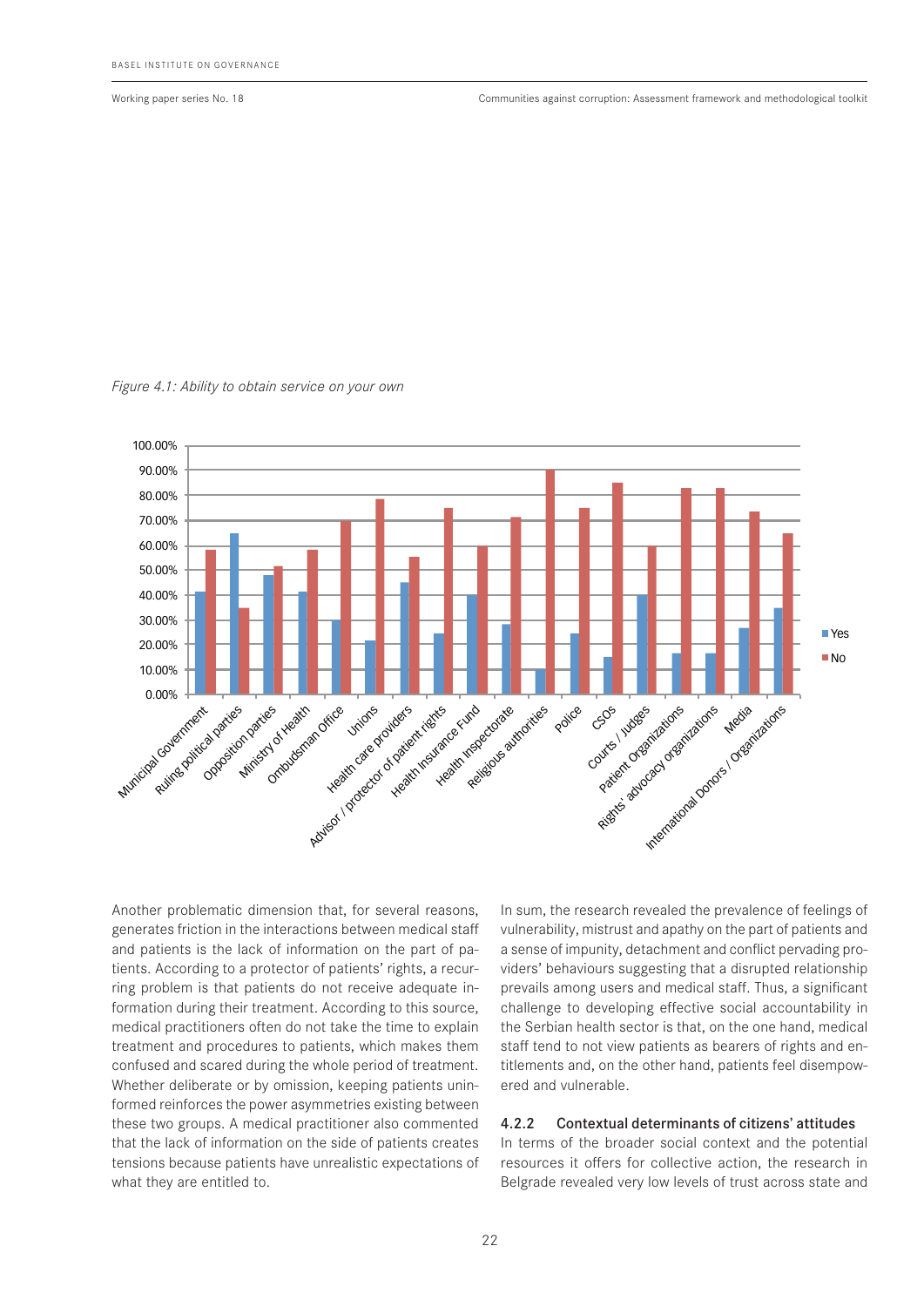*Figure 4.1: Ability to obtain service on your own*

Another problematic dimension that, for several reasons, generates friction in the interactions between medical staff and patients is the lack of information on the part of patients. According to a protector of patients' rights, a recurring problem is that patients do not receive adequate information during their treatment. According to this source, medical practitioners often do not take the time to explain treatment and procedures to patients, which makes them confused and scared during the whole period of treatment. Whether deliberate or by omission, keeping patients uninformed reinforces the power asymmetries existing between these two groups. A medical practitioner also commented that the lack of information on the side of patients creates tensions because patients have unrealistic expectations of what they are entitled to.

In sum, the research revealed the prevalence of feelings of vulnerability, mistrust and apathy on the part of patients and a sense of impunity, detachment and conflict pervading providers' behaviours suggesting that a disrupted relationship prevails among users and medical staff. Thus, a significant challenge to developing effective social accountability in the Serbian health sector is that, on the one hand, medical staff tend to not view patients as bearers of rights and entitlements and, on the other hand, patients feel disempowered and vulnerable.

### 4.2.2 Contextual determinants of citizens' attitudes

In terms of the broader social context and the potential resources it offers for collective action, the research in Belgrade revealed very low levels of trust across state and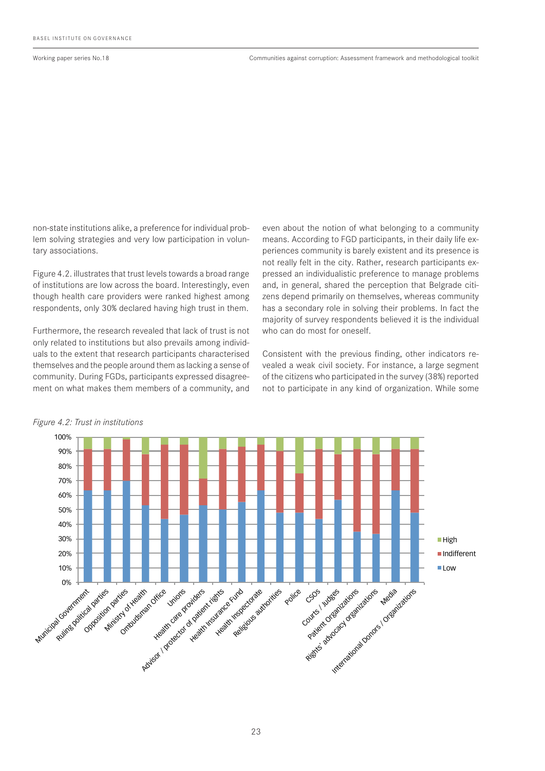non-state institutions alike, a preference for individual problem solving strategies and very low participation in voluntary associations.

Figure 4.2. illustrates that trust levels towards a broad range of institutions are low across the board. Interestingly, even though health care providers were ranked highest among respondents, only 30% declared having high trust in them.

Furthermore, the research revealed that lack of trust is not only related to institutions but also prevails among individuals to the extent that research participants characterised themselves and the people around them as lacking a sense of community. During FGDs, participants expressed disagreement on what makes them members of a community, and even about the notion of what belonging to a community means. According to FGD participants, in their daily life experiences community is barely existent and its presence is not really felt in the city. Rather, research participants expressed an individualistic preference to manage problems and, in general, shared the perception that Belgrade citizens depend primarily on themselves, whereas community has a secondary role in solving their problems. In fact the majority of survey respondents believed it is the individual who can do most for oneself.

Consistent with the previous finding, other indicators revealed a weak civil society. For instance, a large segment of the citizens who participated in the survey (38%) reported not to participate in any kind of organization. While some

*Figure 4.2: Trust in institutions*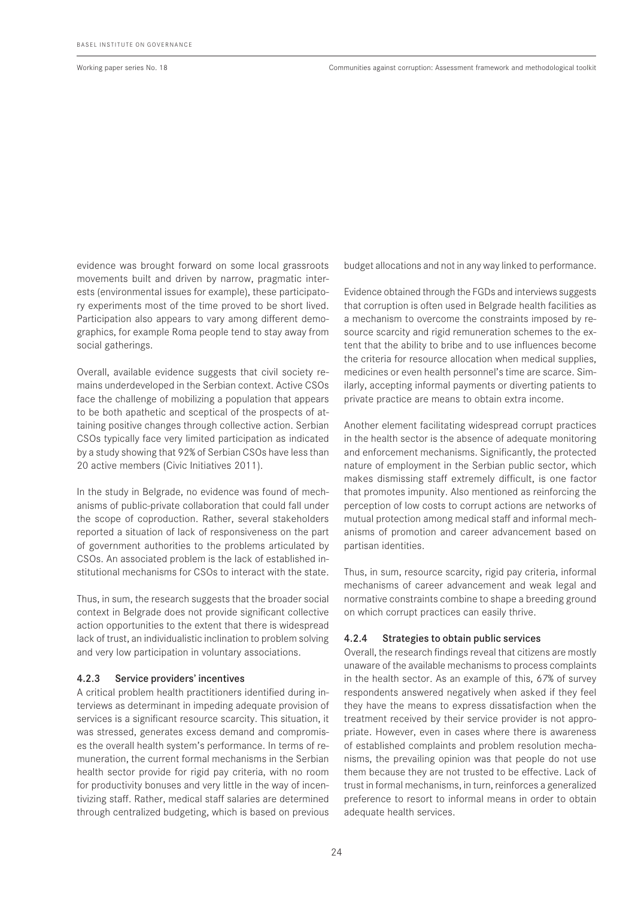evidence was brought forward on some local grassroots movements built and driven by narrow, pragmatic interests (environmental issues for example), these participatory experiments most of the time proved to be short lived. Participation also appears to vary among different demographics, for example Roma people tend to stay away from social gatherings.

Overall, available evidence suggests that civil society remains underdeveloped in the Serbian context. Active CSOs face the challenge of mobilizing a population that appears to be both apathetic and sceptical of the prospects of attaining positive changes through collective action. Serbian CSOs typically face very limited participation as indicated by a study showing that 92% of Serbian CSOs have less than 20 active members (Civic Initiatives 2011).

In the study in Belgrade, no evidence was found of mechanisms of public-private collaboration that could fall under the scope of coproduction. Rather, several stakeholders reported a situation of lack of responsiveness on the part of government authorities to the problems articulated by CSOs. An associated problem is the lack of established institutional mechanisms for CSOs to interact with the state.

Thus, in sum, the research suggests that the broader social context in Belgrade does not provide significant collective action opportunities to the extent that there is widespread lack of trust, an individualistic inclination to problem solving and very low participation in voluntary associations.

### 4.2.3 Service providers' incentives

A critical problem health practitioners identified during interviews as determinant in impeding adequate provision of services is a significant resource scarcity. This situation, it was stressed, generates excess demand and compromises the overall health system's performance. In terms of remuneration, the current formal mechanisms in the Serbian health sector provide for rigid pay criteria, with no room for productivity bonuses and very little in the way of incentivizing staff. Rather, medical staff salaries are determined through centralized budgeting, which is based on previous budget allocations and not in any way linked to performance.

Evidence obtained through the FGDs and interviews suggests that corruption is often used in Belgrade health facilities as a mechanism to overcome the constraints imposed by resource scarcity and rigid remuneration schemes to the extent that the ability to bribe and to use influences become the criteria for resource allocation when medical supplies, medicines or even health personnel's time are scarce. Similarly, accepting informal payments or diverting patients to private practice are means to obtain extra income.

Another element facilitating widespread corrupt practices in the health sector is the absence of adequate monitoring and enforcement mechanisms. Significantly, the protected nature of employment in the Serbian public sector, which makes dismissing staff extremely difficult, is one factor that promotes impunity. Also mentioned as reinforcing the perception of low costs to corrupt actions are networks of mutual protection among medical staff and informal mechanisms of promotion and career advancement based on partisan identities.

Thus, in sum, resource scarcity, rigid pay criteria, informal mechanisms of career advancement and weak legal and normative constraints combine to shape a breeding ground on which corrupt practices can easily thrive.

### 4.2.4 Strategies to obtain public services

Overall, the research findings reveal that citizens are mostly unaware of the available mechanisms to process complaints in the health sector. As an example of this, 67% of survey respondents answered negatively when asked if they feel they have the means to express dissatisfaction when the treatment received by their service provider is not appropriate. However, even in cases where there is awareness of established complaints and problem resolution mechanisms, the prevailing opinion was that people do not use them because they are not trusted to be effective. Lack of trust in formal mechanisms, in turn, reinforces a generalized preference to resort to informal means in order to obtain adequate health services.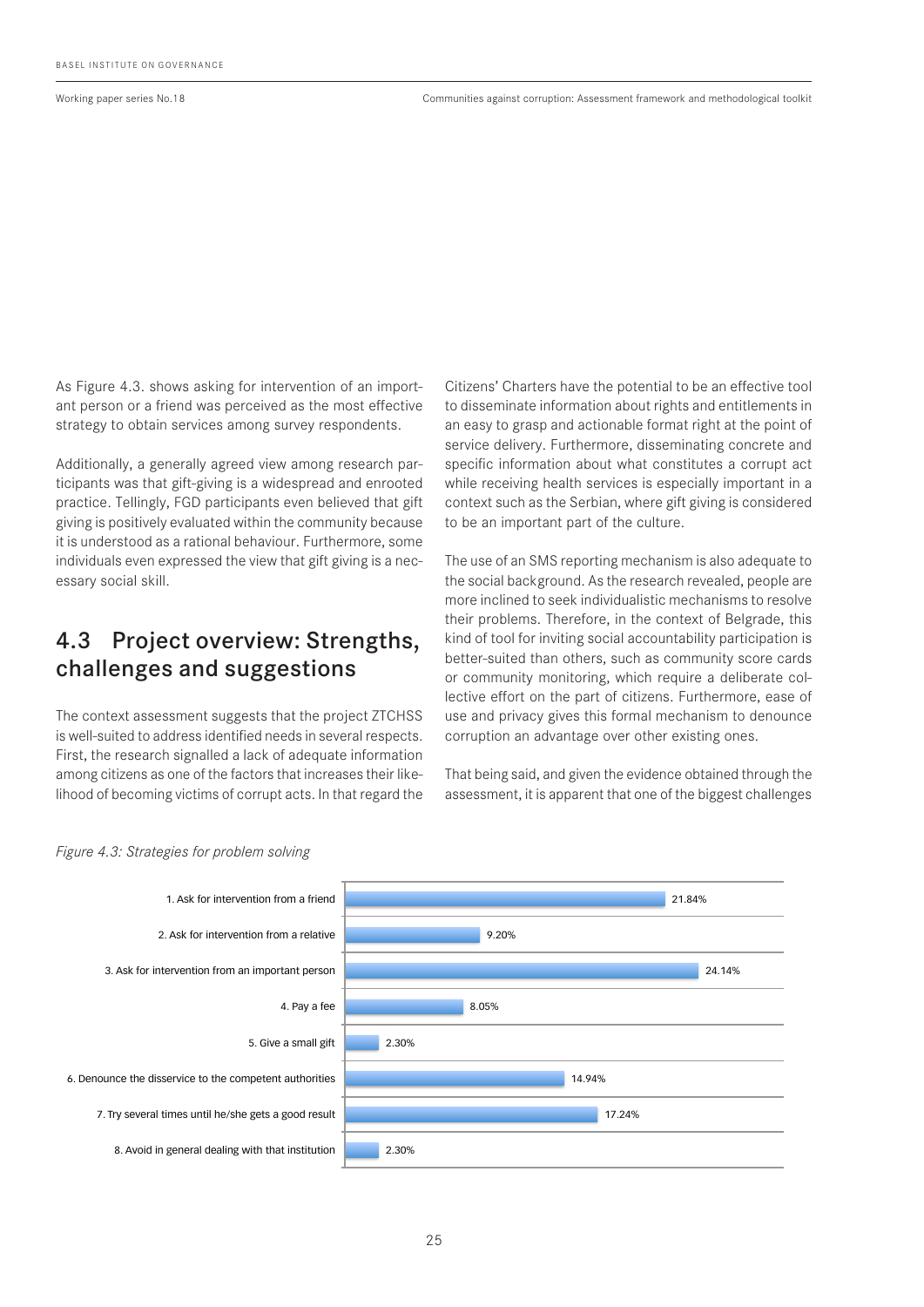As Figure 4.3. shows asking for intervention of an important person or a friend was perceived as the most effective strategy to obtain services among survey respondents.

Additionally, a generally agreed view among research participants was that gift-giving is a widespread and enrooted practice. Tellingly, FGD participants even believed that gift giving is positively evaluated within the community because it is understood as a rational behaviour. Furthermore, some individuals even expressed the view that gift giving is a necessary social skill.

## 4.3 Project overview: Strengths, challenges and suggestions

The context assessment suggests that the project ZTCHSS is well-suited to address identified needs in several respects. First, the research signalled a lack of adequate information among citizens as one of the factors that increases their likelihood of becoming victims of corrupt acts. In that regard the Citizens' Charters have the potential to be an effective tool to disseminate information about rights and entitlements in an easy to grasp and actionable format right at the point of service delivery. Furthermore, disseminating concrete and specific information about what constitutes a corrupt act while receiving health services is especially important in a context such as the Serbian, where gift giving is considered to be an important part of the culture.

The use of an SMS reporting mechanism is also adequate to the social background. As the research revealed, people are more inclined to seek individualistic mechanisms to resolve their problems. Therefore, in the context of Belgrade, this kind of tool for inviting social accountability participation is better-suited than others, such as community score cards or community monitoring, which require a deliberate collective effort on the part of citizens. Furthermore, ease of use and privacy gives this formal mechanism to denounce corruption an advantage over other existing ones.

That being said, and given the evidence obtained through the assessment, it is apparent that one of the biggest challenges

*Figure 4.3: Strategies for problem solving*

| Strategy | Percentage |
|---|---|
| 1. Ask for intervention from a friend | 21.84% |
| 2. Ask for intervention from a relative | 9.20% |
| 3. Ask for intervention from an important person | 24.14% |
| 4. Pay a fee | 8.05% |
| 5. Give a small gift | 2.30% |
| 6. Denounce the disservice to the competent authorities | 14.94% |
| 7. Try several times until he/she gets a good result | 17.24% |
| 8. Avoid in general dealing with that institution | 2.30% |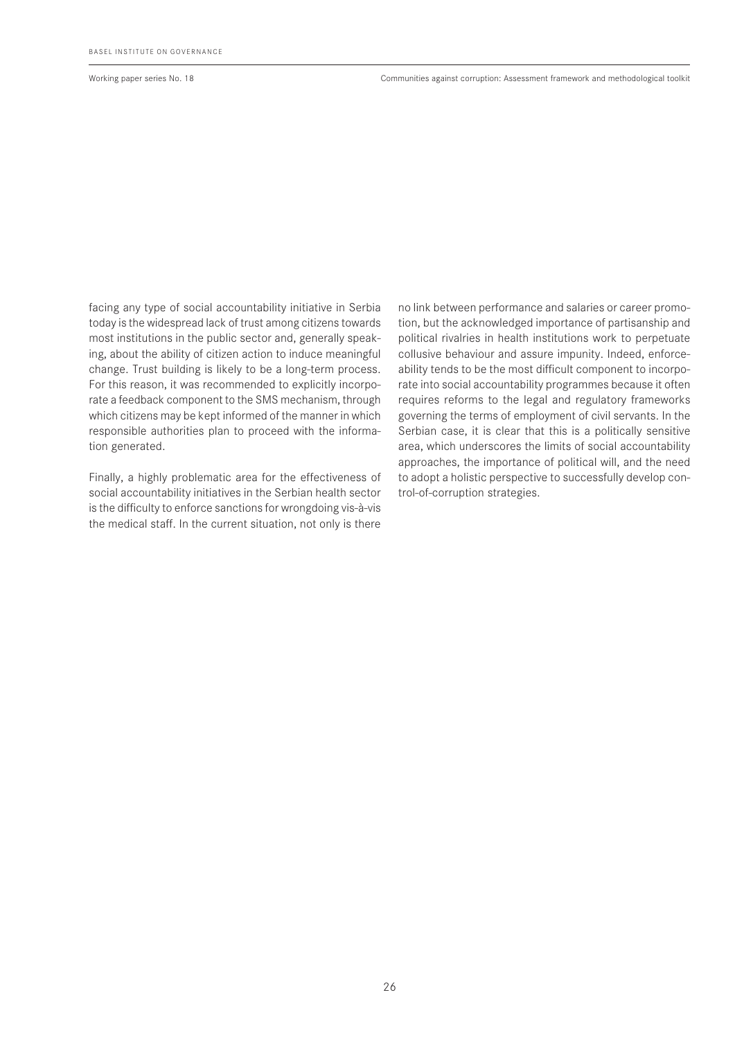facing any type of social accountability initiative in Serbia today is the widespread lack of trust among citizens towards most institutions in the public sector and, generally speaking, about the ability of citizen action to induce meaningful change. Trust building is likely to be a long-term process. For this reason, it was recommended to explicitly incorporate a feedback component to the SMS mechanism, through which citizens may be kept informed of the manner in which responsible authorities plan to proceed with the information generated.

Finally, a highly problematic area for the effectiveness of social accountability initiatives in the Serbian health sector is the difficulty to enforce sanctions for wrongdoing vis-à-vis the medical staff. In the current situation, not only is there no link between performance and salaries or career promotion, but the acknowledged importance of partisanship and political rivalries in health institutions work to perpetuate collusive behaviour and assure impunity. Indeed, enforceability tends to be the most difficult component to incorporate into social accountability programmes because it often requires reforms to the legal and regulatory frameworks governing the terms of employment of civil servants. In the Serbian case, it is clear that this is a politically sensitive area, which underscores the limits of social accountability approaches, the importance of political will, and the need to adopt a holistic perspective to successfully develop control-of-corruption strategies.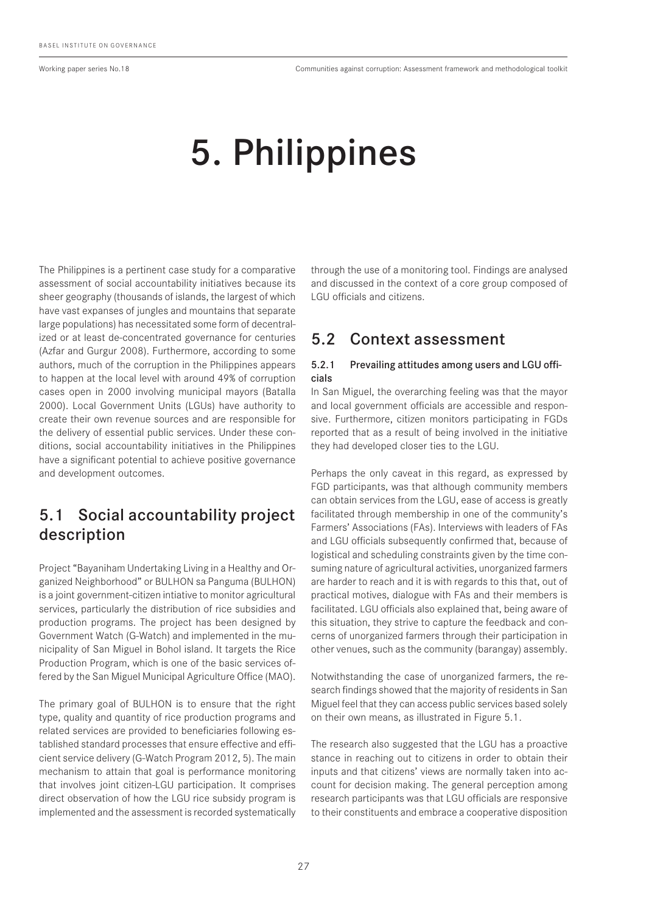# 5. Philippines

The Philippines is a pertinent case study for a comparative assessment of social accountability initiatives because its sheer geography (thousands of islands, the largest of which have vast expanses of jungles and mountains that separate large populations) has necessitated some form of decentralized or at least de-concentrated governance for centuries (Azfar and Gurgur 2008). Furthermore, according to some authors, much of the corruption in the Philippines appears to happen at the local level with around 49% of corruption cases open in 2000 involving municipal mayors (Batalla 2000). Local Government Units (LGUs) have authority to create their own revenue sources and are responsible for the delivery of essential public services. Under these conditions, social accountability initiatives in the Philippines have a significant potential to achieve positive governance and development outcomes.

## 5.1 Social accountability project description

Project "Bayaniham Undertaking Living in a Healthy and Organized Neighborhood" or BULHON sa Panguma (BULHON) is a joint government-citizen intiative to monitor agricultural services, particularly the distribution of rice subsidies and production programs. The project has been designed by Government Watch (G-Watch) and implemented in the municipality of San Miguel in Bohol island. It targets the Rice Production Program, which is one of the basic services offered by the San Miguel Municipal Agriculture Office (MAO).

The primary goal of BULHON is to ensure that the right type, quality and quantity of rice production programs and related services are provided to beneficiaries following established standard processes that ensure effective and efficient service delivery (G-Watch Program 2012, 5). The main mechanism to attain that goal is performance monitoring that involves joint citizen-LGU participation. It comprises direct observation of how the LGU rice subsidy program is implemented and the assessment is recorded systematically through the use of a monitoring tool. Findings are analysed and discussed in the context of a core group composed of LGU officials and citizens.

## 5.2 Context assessment

### 5.2.1 Prevailing attitudes among users and LGU officials

In San Miguel, the overarching feeling was that the mayor and local government officials are accessible and responsive. Furthermore, citizen monitors participating in FGDs reported that as a result of being involved in the initiative they had developed closer ties to the LGU.

Perhaps the only caveat in this regard, as expressed by FGD participants, was that although community members can obtain services from the LGU, ease of access is greatly facilitated through membership in one of the community's Farmers' Associations (FAs). Interviews with leaders of FAs and LGU officials subsequently confirmed that, because of logistical and scheduling constraints given by the time consuming nature of agricultural activities, unorganized farmers are harder to reach and it is with regards to this that, out of practical motives, dialogue with FAs and their members is facilitated. LGU officials also explained that, being aware of this situation, they strive to capture the feedback and concerns of unorganized farmers through their participation in other venues, such as the community (barangay) assembly.

Notwithstanding the case of unorganized farmers, the research findings showed that the majority of residents in San Miguel feel that they can access public services based solely on their own means, as illustrated in Figure 5.1.

The research also suggested that the LGU has a proactive stance in reaching out to citizens in order to obtain their inputs and that citizens' views are normally taken into account for decision making. The general perception among research participants was that LGU officials are responsive to their constituents and embrace a cooperative disposition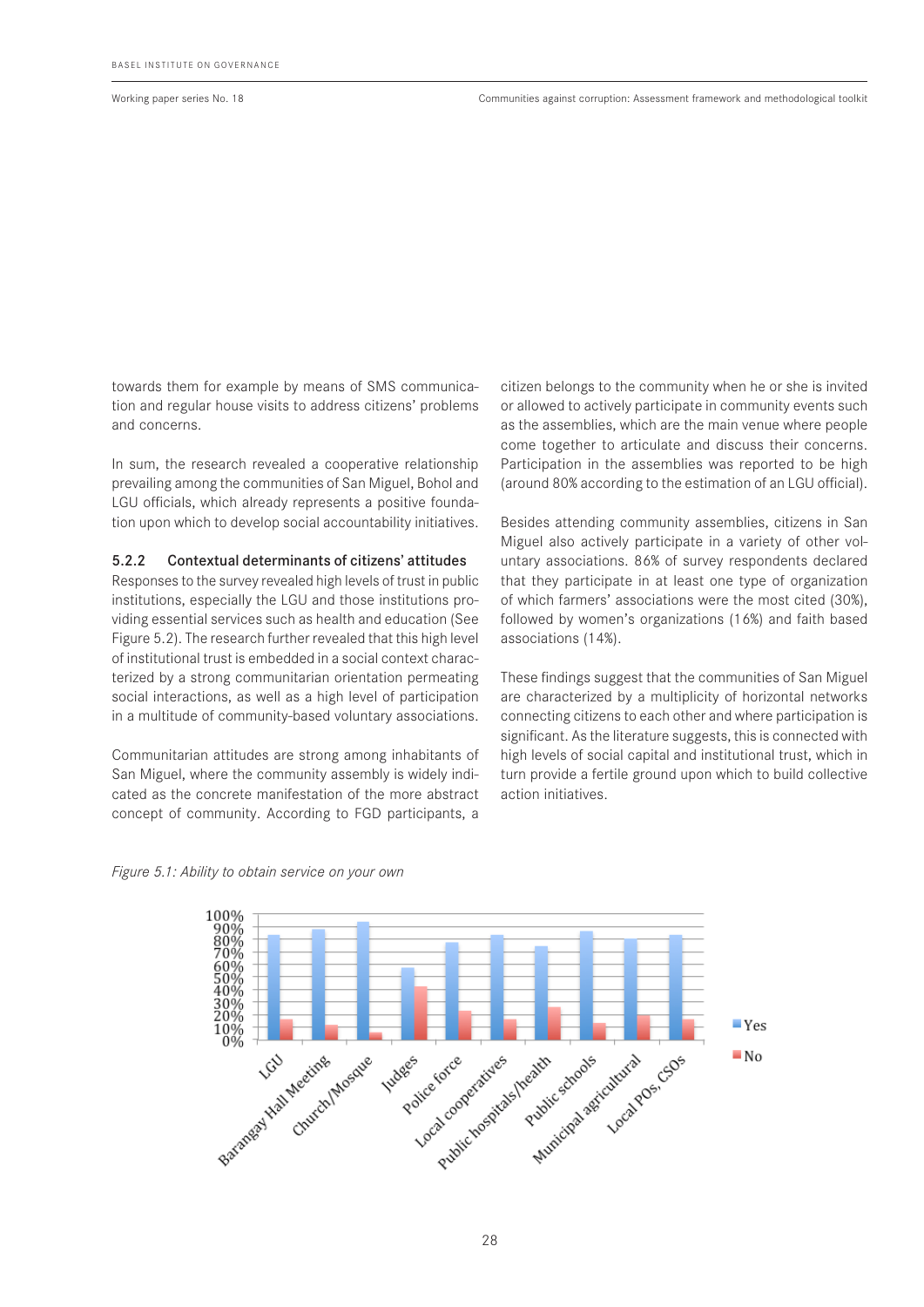towards them for example by means of SMS communication and regular house visits to address citizens' problems and concerns.

In sum, the research revealed a cooperative relationship prevailing among the communities of San Miguel, Bohol and LGU officials, which already represents a positive foundation upon which to develop social accountability initiatives.

### 5.2.2 Contextual determinants of citizens' attitudes

Responses to the survey revealed high levels of trust in public institutions, especially the LGU and those institutions providing essential services such as health and education (See Figure 5.2). The research further revealed that this high level of institutional trust is embedded in a social context characterized by a strong communitarian orientation permeating social interactions, as well as a high level of participation in a multitude of community-based voluntary associations.

Communitarian attitudes are strong among inhabitants of San Miguel, where the community assembly is widely indicated as the concrete manifestation of the more abstract concept of community. According to FGD participants, a citizen belongs to the community when he or she is invited or allowed to actively participate in community events such as the assemblies, which are the main venue where people come together to articulate and discuss their concerns. Participation in the assemblies was reported to be high (around 80% according to the estimation of an LGU official).

Besides attending community assemblies, citizens in San Miguel also actively participate in a variety of other voluntary associations. 86% of survey respondents declared that they participate in at least one type of organization of which farmers' associations were the most cited (30%), followed by women's organizations (16%) and faith based associations (14%).

These findings suggest that the communities of San Miguel are characterized by a multiplicity of horizontal networks connecting citizens to each other and where participation is significant. As the literature suggests, this is connected with high levels of social capital and institutional trust, which in turn provide a fertile ground upon which to build collective action initiatives.

*Figure 5.1: Ability to obtain service on your own*

Chart categories (Yes / No): LGU, Barangay Hall Meeting, Church/Mosque, Judges, Police force, Local cooperatives, Public hospitals/health, Public schools, Municipal agricultural, Local POs, CSOs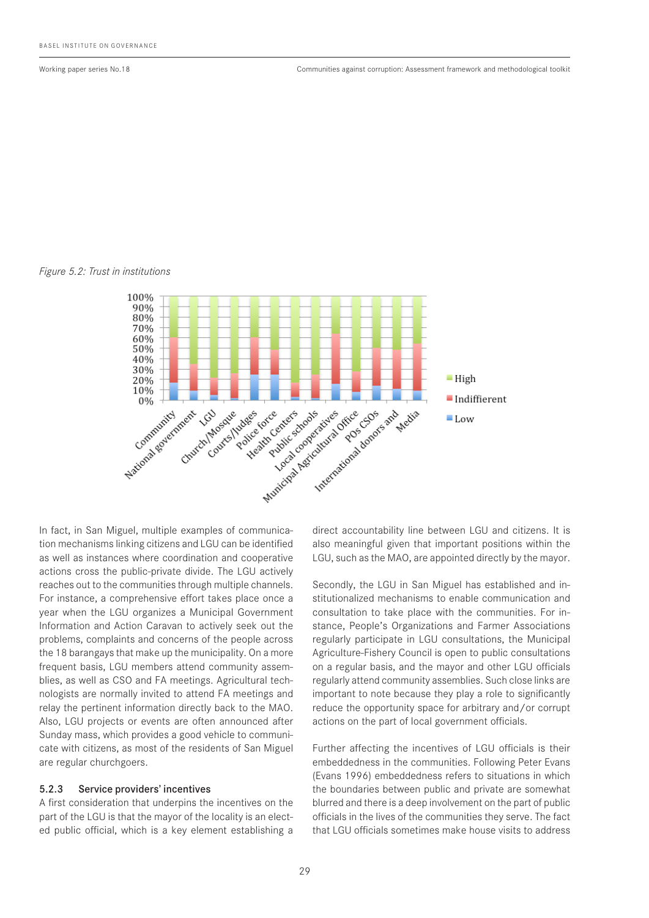*Figure 5.2: Trust in institutions*

In fact, in San Miguel, multiple examples of communication mechanisms linking citizens and LGU can be identified as well as instances where coordination and cooperative actions cross the public-private divide. The LGU actively reaches out to the communities through multiple channels. For instance, a comprehensive effort takes place once a year when the LGU organizes a Municipal Government Information and Action Caravan to actively seek out the problems, complaints and concerns of the people across the 18 barangays that make up the municipality. On a more frequent basis, LGU members attend community assemblies, as well as CSO and FA meetings. Agricultural technologists are normally invited to attend FA meetings and relay the pertinent information directly back to the MAO. Also, LGU projects or events are often announced after Sunday mass, which provides a good vehicle to communicate with citizens, as most of the residents of San Miguel are regular churchgoers.

### 5.2.3 Service providers' incentives

A first consideration that underpins the incentives on the part of the LGU is that the mayor of the locality is an elected public official, which is a key element establishing a direct accountability line between LGU and citizens. It is also meaningful given that important positions within the LGU, such as the MAO, are appointed directly by the mayor.

Secondly, the LGU in San Miguel has established and institutionalized mechanisms to enable communication and consultation to take place with the communities. For instance, People's Organizations and Farmer Associations regularly participate in LGU consultations, the Municipal Agriculture-Fishery Council is open to public consultations on a regular basis, and the mayor and other LGU officials regularly attend community assemblies. Such close links are important to note because they play a role to significantly reduce the opportunity space for arbitrary and/or corrupt actions on the part of local government officials.

Further affecting the incentives of LGU officials is their embeddedness in the communities. Following Peter Evans (Evans 1996) embeddedness refers to situations in which the boundaries between public and private are somewhat blurred and there is a deep involvement on the part of public officials in the lives of the communities they serve. The fact that LGU officials sometimes make house visits to address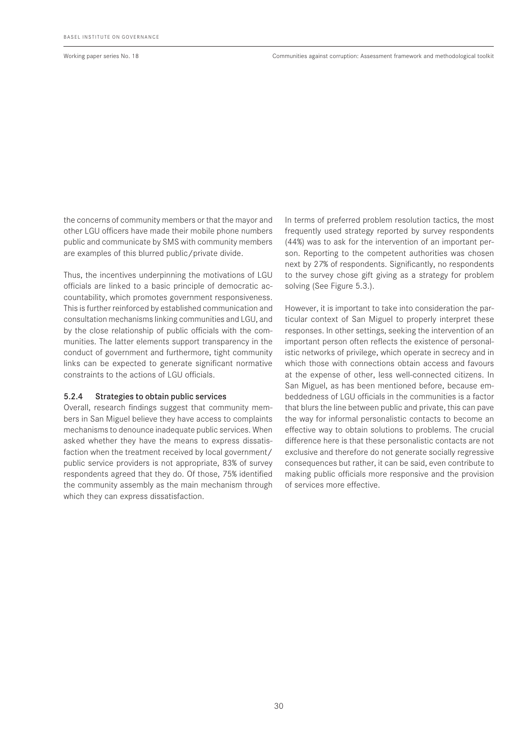the concerns of community members or that the mayor and other LGU officers have made their mobile phone numbers public and communicate by SMS with community members are examples of this blurred public/private divide.

Thus, the incentives underpinning the motivations of LGU officials are linked to a basic principle of democratic accountability, which promotes government responsiveness. This is further reinforced by established communication and consultation mechanisms linking communities and LGU, and by the close relationship of public officials with the communities. The latter elements support transparency in the conduct of government and furthermore, tight community links can be expected to generate significant normative constraints to the actions of LGU officials.

#### 5.2.4 Strategies to obtain public services

Overall, research findings suggest that community members in San Miguel believe they have access to complaints mechanisms to denounce inadequate public services. When asked whether they have the means to express dissatisfaction when the treatment received by local government/ public service providers is not appropriate, 83% of survey respondents agreed that they do. Of those, 75% identified the community assembly as the main mechanism through which they can express dissatisfaction.

In terms of preferred problem resolution tactics, the most frequently used strategy reported by survey respondents (44%) was to ask for the intervention of an important person. Reporting to the competent authorities was chosen next by 27% of respondents. Significantly, no respondents to the survey chose gift giving as a strategy for problem solving (See Figure 5.3.).

However, it is important to take into consideration the particular context of San Miguel to properly interpret these responses. In other settings, seeking the intervention of an important person often reflects the existence of personalistic networks of privilege, which operate in secrecy and in which those with connections obtain access and favours at the expense of other, less well-connected citizens. In San Miguel, as has been mentioned before, because embeddedness of LGU officials in the communities is a factor that blurs the line between public and private, this can pave the way for informal personalistic contacts to become an effective way to obtain solutions to problems. The crucial difference here is that these personalistic contacts are not exclusive and therefore do not generate socially regressive consequences but rather, it can be said, even contribute to making public officials more responsive and the provision of services more effective.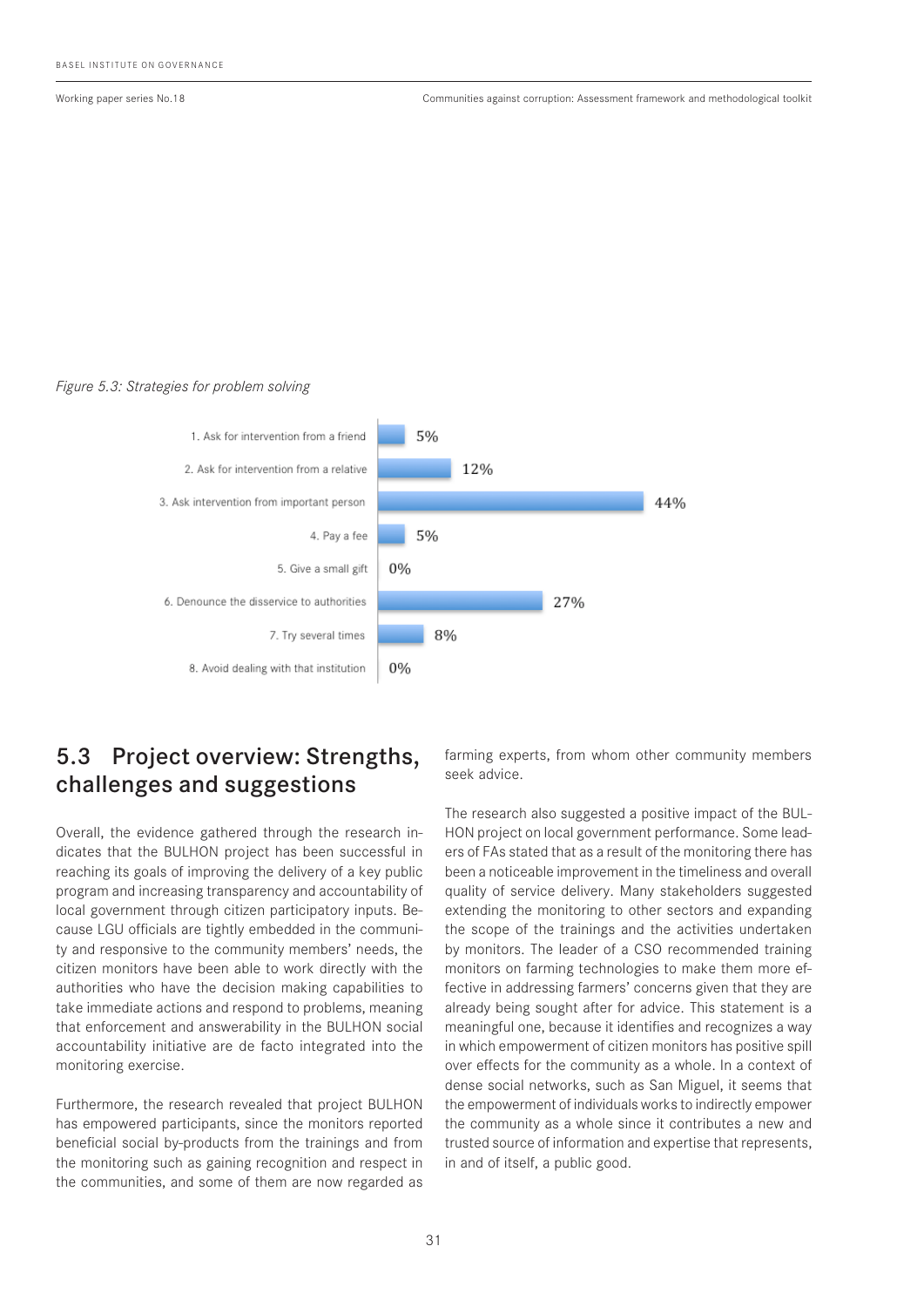*Figure 5.3: Strategies for problem solving*

| Strategy | % |
|---|---|
| 1. Ask for intervention from a friend | 5% |
| 2. Ask for intervention from a relative | 12% |
| 3. Ask intervention from important person | 44% |
| 4. Pay a fee | 5% |
| 5. Give a small gift | 0% |
| 6. Denounce the disservice to authorities | 27% |
| 7. Try several times | 8% |
| 8. Avoid dealing with that institution | 0% |

## 5.3 Project overview: Strengths, challenges and suggestions

Overall, the evidence gathered through the research indicates that the BULHON project has been successful in reaching its goals of improving the delivery of a key public program and increasing transparency and accountability of local government through citizen participatory inputs. Because LGU officials are tightly embedded in the community and responsive to the community members' needs, the citizen monitors have been able to work directly with the authorities who have the decision making capabilities to take immediate actions and respond to problems, meaning that enforcement and answerability in the BULHON social accountability initiative are de facto integrated into the monitoring exercise.

Furthermore, the research revealed that project BULHON has empowered participants, since the monitors reported beneficial social by-products from the trainings and from the monitoring such as gaining recognition and respect in the communities, and some of them are now regarded as farming experts, from whom other community members seek advice.

The research also suggested a positive impact of the BULHON project on local government performance. Some leaders of FAs stated that as a result of the monitoring there has been a noticeable improvement in the timeliness and overall quality of service delivery. Many stakeholders suggested extending the monitoring to other sectors and expanding the scope of the trainings and the activities undertaken by monitors. The leader of a CSO recommended training monitors on farming technologies to make them more effective in addressing farmers' concerns given that they are already being sought after for advice. This statement is a meaningful one, because it identifies and recognizes a way in which empowerment of citizen monitors has positive spill over effects for the community as a whole. In a context of dense social networks, such as San Miguel, it seems that the empowerment of individuals works to indirectly empower the community as a whole since it contributes a new and trusted source of information and expertise that represents, in and of itself, a public good.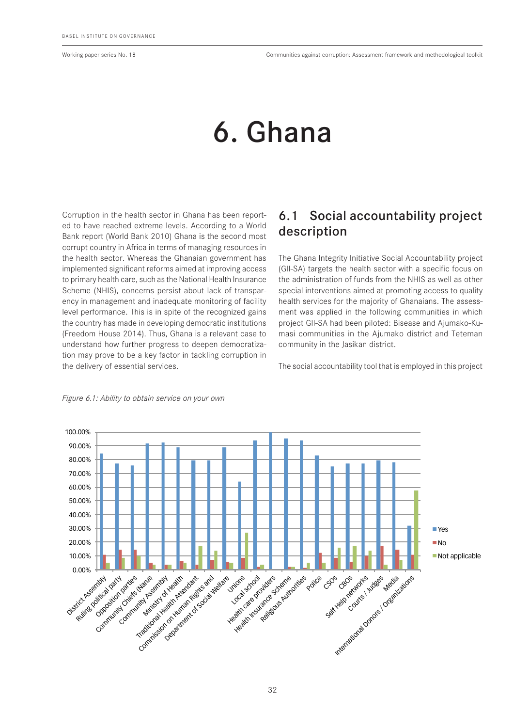# 6. Ghana

Corruption in the health sector in Ghana has been reported to have reached extreme levels. According to a World Bank report (World Bank 2010) Ghana is the second most corrupt country in Africa in terms of managing resources in the health sector. Whereas the Ghanaian government has implemented significant reforms aimed at improving access to primary health care, such as the National Health Insurance Scheme (NHIS), concerns persist about lack of transparency in management and inadequate monitoring of facility level performance. This is in spite of the recognized gains the country has made in developing democratic institutions (Freedom House 2014). Thus, Ghana is a relevant case to understand how further progress to deepen democratization may prove to be a key factor in tackling corruption in the delivery of essential services.

## 6.1 Social accountability project description

The Ghana Integrity Initiative Social Accountability project (GII-SA) targets the health sector with a specific focus on the administration of funds from the NHIS as well as other special interventions aimed at promoting access to quality health services for the majority of Ghanaians. The assessment was applied in the following communities in which project GII-SA had been piloted: Bisease and Ajumako-Kumasi communities in the Ajumako district and Teteman community in the Jasikan district.

The social accountability tool that is employed in this project

*Figure 6.1: Ability to obtain service on your own*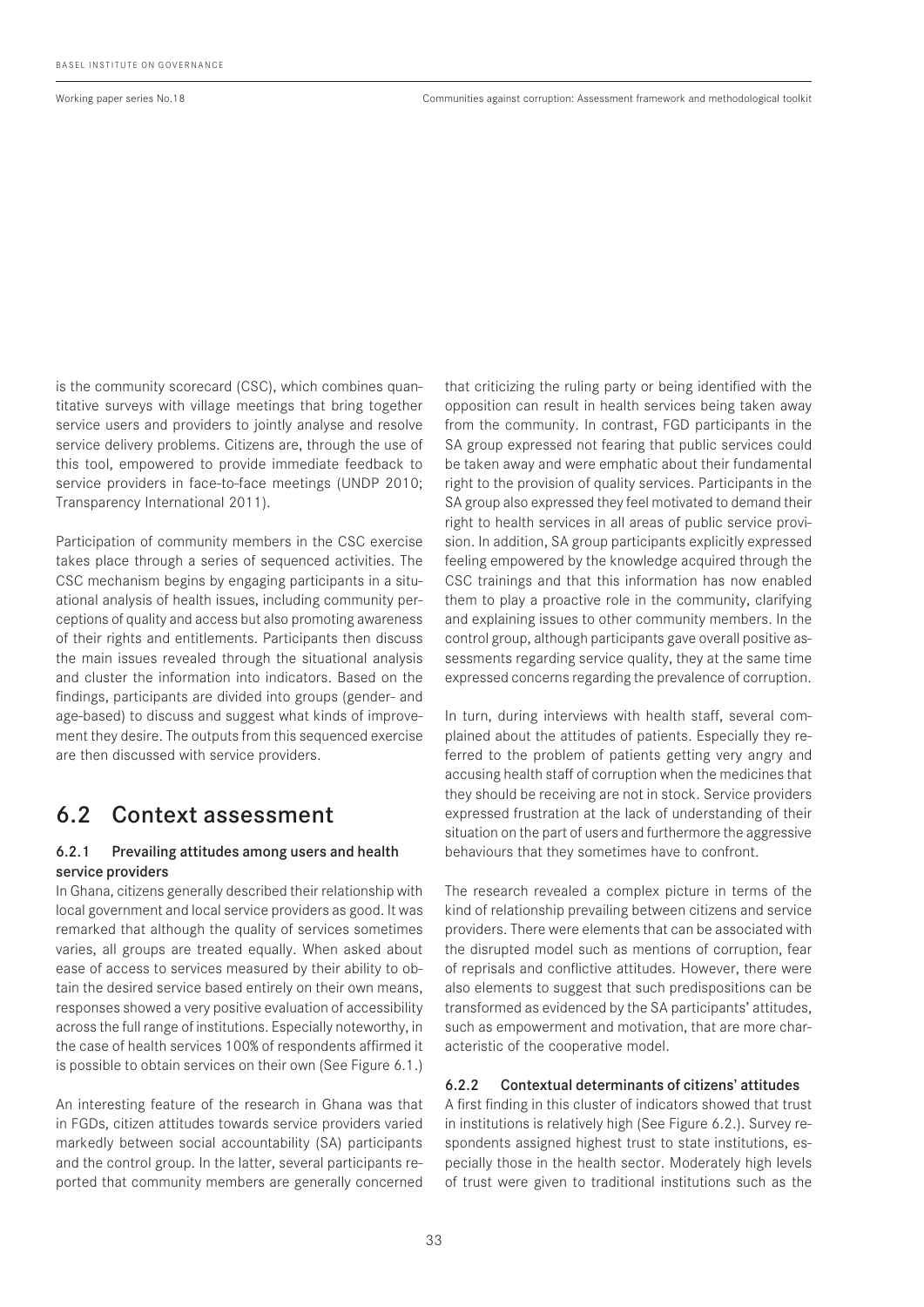is the community scorecard (CSC), which combines quantitative surveys with village meetings that bring together service users and providers to jointly analyse and resolve service delivery problems. Citizens are, through the use of this tool, empowered to provide immediate feedback to service providers in face-to-face meetings (UNDP 2010; Transparency International 2011).

Participation of community members in the CSC exercise takes place through a series of sequenced activities. The CSC mechanism begins by engaging participants in a situational analysis of health issues, including community perceptions of quality and access but also promoting awareness of their rights and entitlements. Participants then discuss the main issues revealed through the situational analysis and cluster the information into indicators. Based on the findings, participants are divided into groups (gender- and age-based) to discuss and suggest what kinds of improvement they desire. The outputs from this sequenced exercise are then discussed with service providers.

## 6.2 Context assessment

### 6.2.1 Prevailing attitudes among users and health service providers

In Ghana, citizens generally described their relationship with local government and local service providers as good. It was remarked that although the quality of services sometimes varies, all groups are treated equally. When asked about ease of access to services measured by their ability to obtain the desired service based entirely on their own means, responses showed a very positive evaluation of accessibility across the full range of institutions. Especially noteworthy, in the case of health services 100% of respondents affirmed it is possible to obtain services on their own (See Figure 6.1.)

An interesting feature of the research in Ghana was that in FGDs, citizen attitudes towards service providers varied markedly between social accountability (SA) participants and the control group. In the latter, several participants reported that community members are generally concerned that criticizing the ruling party or being identified with the opposition can result in health services being taken away from the community. In contrast, FGD participants in the SA group expressed not fearing that public services could be taken away and were emphatic about their fundamental right to the provision of quality services. Participants in the SA group also expressed they feel motivated to demand their right to health services in all areas of public service provision. In addition, SA group participants explicitly expressed feeling empowered by the knowledge acquired through the CSC trainings and that this information has now enabled them to play a proactive role in the community, clarifying and explaining issues to other community members. In the control group, although participants gave overall positive assessments regarding service quality, they at the same time expressed concerns regarding the prevalence of corruption.

In turn, during interviews with health staff, several complained about the attitudes of patients. Especially they referred to the problem of patients getting very angry and accusing health staff of corruption when the medicines that they should be receiving are not in stock. Service providers expressed frustration at the lack of understanding of their situation on the part of users and furthermore the aggressive behaviours that they sometimes have to confront.

The research revealed a complex picture in terms of the kind of relationship prevailing between citizens and service providers. There were elements that can be associated with the disrupted model such as mentions of corruption, fear of reprisals and conflictive attitudes. However, there were also elements to suggest that such predispositions can be transformed as evidenced by the SA participants' attitudes, such as empowerment and motivation, that are more characteristic of the cooperative model.

### 6.2.2 Contextual determinants of citizens' attitudes

A first finding in this cluster of indicators showed that trust in institutions is relatively high (See Figure 6.2.). Survey respondents assigned highest trust to state institutions, especially those in the health sector. Moderately high levels of trust were given to traditional institutions such as the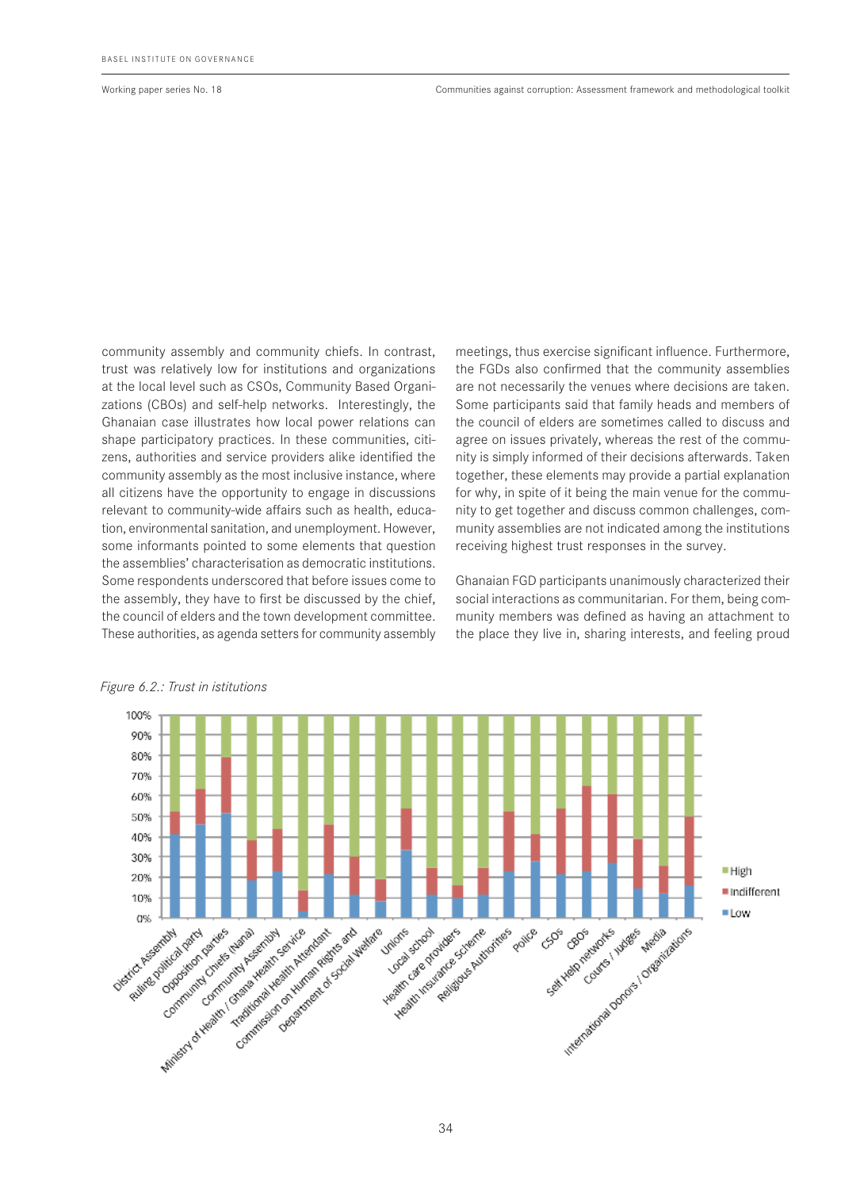community assembly and community chiefs. In contrast, trust was relatively low for institutions and organizations at the local level such as CSOs, Community Based Organizations (CBOs) and self-help networks. Interestingly, the Ghanaian case illustrates how local power relations can shape participatory practices. In these communities, citizens, authorities and service providers alike identified the community assembly as the most inclusive instance, where all citizens have the opportunity to engage in discussions relevant to community-wide affairs such as health, education, environmental sanitation, and unemployment. However, some informants pointed to some elements that question the assemblies' characterisation as democratic institutions. Some respondents underscored that before issues come to the assembly, they have to first be discussed by the chief, the council of elders and the town development committee. These authorities, as agenda setters for community assembly meetings, thus exercise significant influence. Furthermore, the FGDs also confirmed that the community assemblies are not necessarily the venues where decisions are taken. Some participants said that family heads and members of the council of elders are sometimes called to discuss and agree on issues privately, whereas the rest of the community is simply informed of their decisions afterwards. Taken together, these elements may provide a partial explanation for why, in spite of it being the main venue for the community to get together and discuss common challenges, community assemblies are not indicated among the institutions receiving highest trust responses in the survey.

Ghanaian FGD participants unanimously characterized their social interactions as communitarian. For them, being community members was defined as having an attachment to the place they live in, sharing interests, and feeling proud

*Figure 6.2.: Trust in istitutions*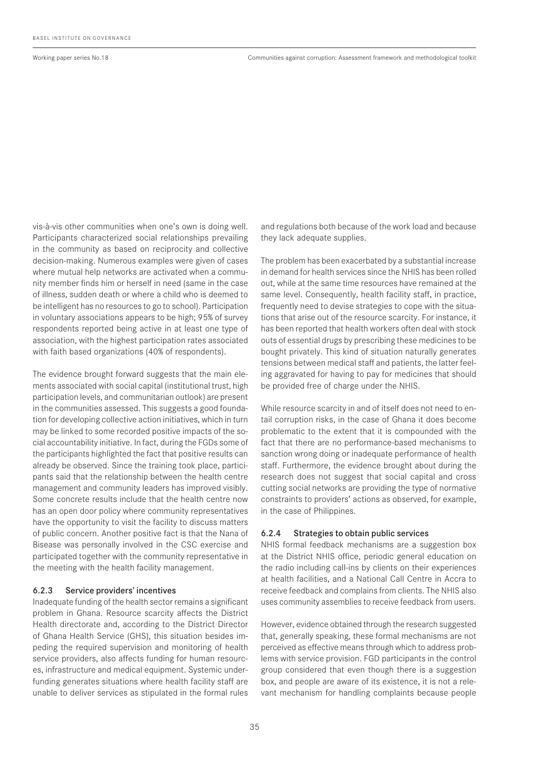vis-à-vis other communities when one's own is doing well. Participants characterized social relationships prevailing in the community as based on reciprocity and collective decision-making. Numerous examples were given of cases where mutual help networks are activated when a community member finds him or herself in need (same in the case of illness, sudden death or where a child who is deemed to be intelligent has no resources to go to school). Participation in voluntary associations appears to be high; 95% of survey respondents reported being active in at least one type of association, with the highest participation rates associated with faith based organizations (40% of respondents).

The evidence brought forward suggests that the main elements associated with social capital (institutional trust, high participation levels, and communitarian outlook) are present in the communities assessed. This suggests a good foundation for developing collective action initiatives, which in turn may be linked to some recorded positive impacts of the social accountability initiative. In fact, during the FGDs some of the participants highlighted the fact that positive results can already be observed. Since the training took place, participants said that the relationship between the health centre management and community leaders has improved visibly. Some concrete results include that the health centre now has an open door policy where community representatives have the opportunity to visit the facility to discuss matters of public concern. Another positive fact is that the Nana of Bisease was personally involved in the CSC exercise and participated together with the community representative in the meeting with the health facility management.

### 6.2.3 Service providers' incentives

Inadequate funding of the health sector remains a significant problem in Ghana. Resource scarcity affects the District Health directorate and, according to the District Director of Ghana Health Service (GHS), this situation besides impeding the required supervision and monitoring of health service providers, also affects funding for human resources, infrastructure and medical equipment. Systemic underfunding generates situations where health facility staff are unable to deliver services as stipulated in the formal rules and regulations both because of the work load and because they lack adequate supplies.

The problem has been exacerbated by a substantial increase in demand for health services since the NHIS has been rolled out, while at the same time resources have remained at the same level. Consequently, health facility staff, in practice, frequently need to devise strategies to cope with the situations that arise out of the resource scarcity. For instance, it has been reported that health workers often deal with stock outs of essential drugs by prescribing these medicines to be bought privately. This kind of situation naturally generates tensions between medical staff and patients, the latter feeling aggravated for having to pay for medicines that should be provided free of charge under the NHIS.

While resource scarcity in and of itself does not need to entail corruption risks, in the case of Ghana it does become problematic to the extent that it is compounded with the fact that there are no performance-based mechanisms to sanction wrong doing or inadequate performance of health staff. Furthermore, the evidence brought about during the research does not suggest that social capital and cross cutting social networks are providing the type of normative constraints to providers' actions as observed, for example, in the case of Philippines.

### 6.2.4 Strategies to obtain public services

NHIS formal feedback mechanisms are a suggestion box at the District NHIS office, periodic general education on the radio including call-ins by clients on their experiences at health facilities, and a National Call Centre in Accra to receive feedback and complains from clients. The NHIS also uses community assemblies to receive feedback from users.

However, evidence obtained through the research suggested that, generally speaking, these formal mechanisms are not perceived as effective means through which to address problems with service provision. FGD participants in the control group considered that even though there is a suggestion box, and people are aware of its existence, it is not a relevant mechanism for handling complaints because people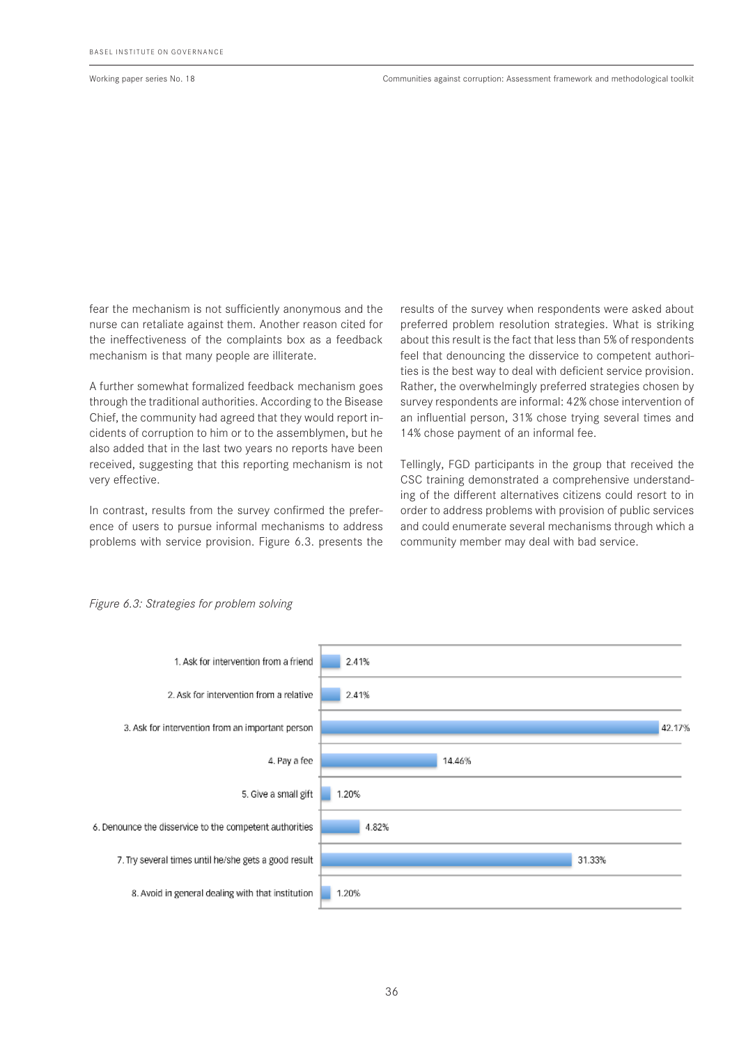fear the mechanism is not sufficiently anonymous and the nurse can retaliate against them. Another reason cited for the ineffectiveness of the complaints box as a feedback mechanism is that many people are illiterate.

A further somewhat formalized feedback mechanism goes through the traditional authorities. According to the Bisease Chief, the community had agreed that they would report incidents of corruption to him or to the assemblymen, but he also added that in the last two years no reports have been received, suggesting that this reporting mechanism is not very effective.

In contrast, results from the survey confirmed the preference of users to pursue informal mechanisms to address problems with service provision. Figure 6.3. presents the results of the survey when respondents were asked about preferred problem resolution strategies. What is striking about this result is the fact that less than 5% of respondents feel that denouncing the disservice to competent authorities is the best way to deal with deficient service provision. Rather, the overwhelmingly preferred strategies chosen by survey respondents are informal: 42% chose intervention of an influential person, 31% chose trying several times and 14% chose payment of an informal fee.

Tellingly, FGD participants in the group that received the CSC training demonstrated a comprehensive understanding of the different alternatives citizens could resort to in order to address problems with provision of public services and could enumerate several mechanisms through which a community member may deal with bad service.

*Figure 6.3: Strategies for problem solving*

| Strategy | Percentage |
|---|---|
| 1. Ask for intervention from a friend | 2.41% |
| 2. Ask for intervention from a relative | 2.41% |
| 3. Ask for intervention from an important person | 42.17% |
| 4. Pay a fee | 14.46% |
| 5. Give a small gift | 1.20% |
| 6. Denounce the disservice to the competent authorities | 4.82% |
| 7. Try several times until he/she gets a good result | 31.33% |
| 8. Avoid in general dealing with that institution | 1.20% |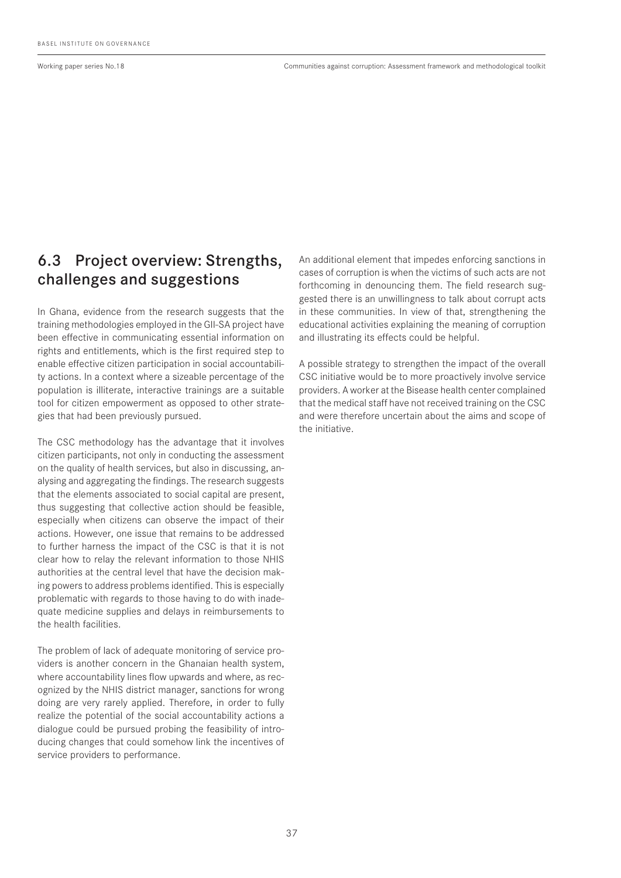## 6.3 Project overview: Strengths, challenges and suggestions

In Ghana, evidence from the research suggests that the training methodologies employed in the GII-SA project have been effective in communicating essential information on rights and entitlements, which is the first required step to enable effective citizen participation in social accountability actions. In a context where a sizeable percentage of the population is illiterate, interactive trainings are a suitable tool for citizen empowerment as opposed to other strategies that had been previously pursued.

The CSC methodology has the advantage that it involves citizen participants, not only in conducting the assessment on the quality of health services, but also in discussing, analysing and aggregating the findings. The research suggests that the elements associated to social capital are present, thus suggesting that collective action should be feasible, especially when citizens can observe the impact of their actions. However, one issue that remains to be addressed to further harness the impact of the CSC is that it is not clear how to relay the relevant information to those NHIS authorities at the central level that have the decision making powers to address problems identified. This is especially problematic with regards to those having to do with inadequate medicine supplies and delays in reimbursements to the health facilities.

The problem of lack of adequate monitoring of service providers is another concern in the Ghanaian health system, where accountability lines flow upwards and where, as recognized by the NHIS district manager, sanctions for wrong doing are very rarely applied. Therefore, in order to fully realize the potential of the social accountability actions a dialogue could be pursued probing the feasibility of introducing changes that could somehow link the incentives of service providers to performance.

An additional element that impedes enforcing sanctions in cases of corruption is when the victims of such acts are not forthcoming in denouncing them. The field research suggested there is an unwillingness to talk about corrupt acts in these communities. In view of that, strengthening the educational activities explaining the meaning of corruption and illustrating its effects could be helpful.

A possible strategy to strengthen the impact of the overall CSC initiative would be to more proactively involve service providers. A worker at the Bisease health center complained that the medical staff have not received training on the CSC and were therefore uncertain about the aims and scope of the initiative.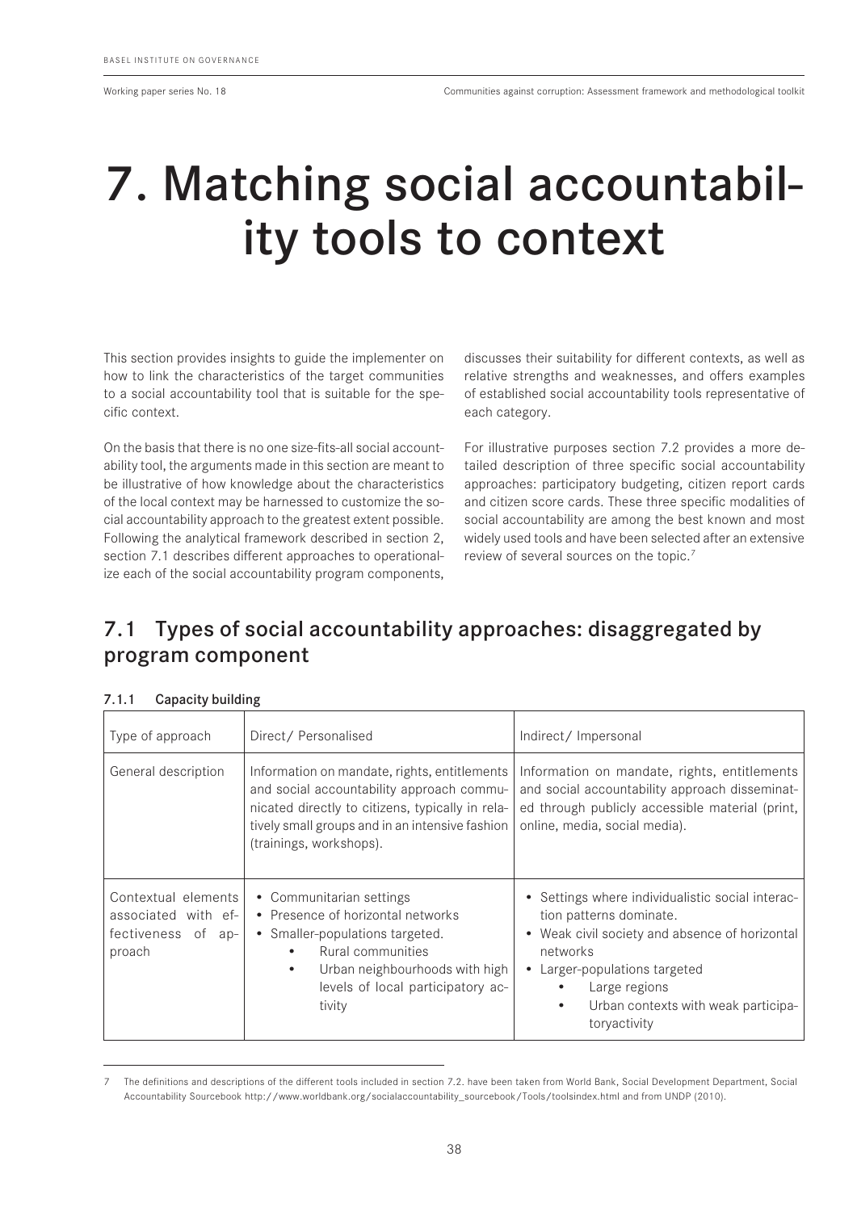# 7. Matching social accountability tools to context

This section provides insights to guide the implementer on how to link the characteristics of the target communities to a social accountability tool that is suitable for the specific context.

On the basis that there is no one size-fits-all social accountability tool, the arguments made in this section are meant to be illustrative of how knowledge about the characteristics of the local context may be harnessed to customize the social accountability approach to the greatest extent possible. Following the analytical framework described in section 2, section 7.1 describes different approaches to operationalize each of the social accountability program components, discusses their suitability for different contexts, as well as relative strengths and weaknesses, and offers examples of established social accountability tools representative of each category.

For illustrative purposes section 7.2 provides a more detailed description of three specific social accountability approaches: participatory budgeting, citizen report cards and citizen score cards. These three specific modalities of social accountability are among the best known and most widely used tools and have been selected after an extensive review of several sources on the topic.[7]

## 7.1 Types of social accountability approaches: disaggregated by program component

### 7.1.1 Capacity building

| Type of approach | Direct/ Personalised | Indirect/ Impersonal |
|---|---|---|
| General description | Information on mandate, rights, entitlements and social accountability approach communicated directly to citizens, typically in relatively small groups and in an intensive fashion (trainings, workshops). | Information on mandate, rights, entitlements and social accountability approach disseminated through publicly accessible material (print, online, media, social media). |
| Contextual elements associated with effectiveness of approach | • Communitarian settings<br>• Presence of horizontal networks<br>• Smaller-populations targeted.<br>&nbsp;&nbsp;&nbsp;&nbsp;• Rural communities<br>&nbsp;&nbsp;&nbsp;&nbsp;• Urban neighbourhoods with high levels of local participatory activity | • Settings where individualistic social interaction patterns dominate.<br>• Weak civil society and absence of horizontal networks<br>• Larger-populations targeted<br>&nbsp;&nbsp;&nbsp;&nbsp;• Large regions<br>&nbsp;&nbsp;&nbsp;&nbsp;• Urban contexts with weak participatoryactivity |

7 The definitions and descriptions of the different tools included in section 7.2. have been taken from World Bank, Social Development Department, Social Accountability Sourcebook http://www.worldbank.org/socialaccountability_sourcebook/Tools/toolsindex.html and from UNDP (2010).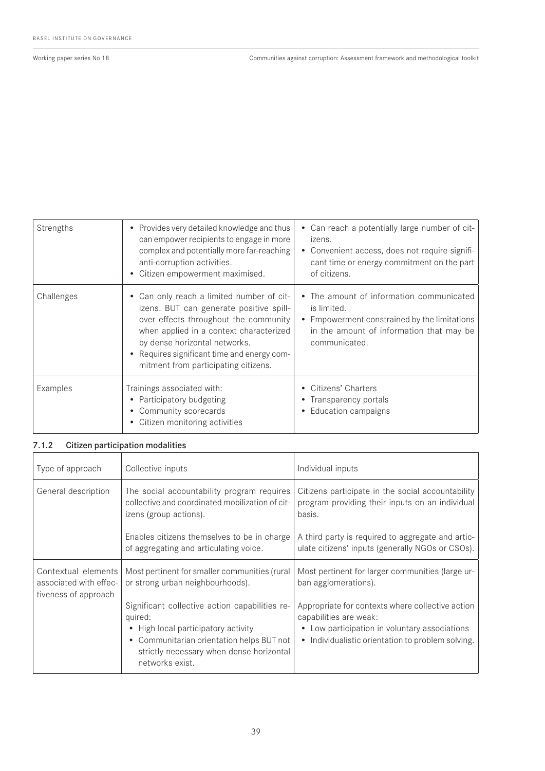| Strengths | • Provides very detailed knowledge and thus can empower recipients to engage in more complex and potentially more far-reaching anti-corruption activities.<br>• Citizen empowerment maximised. | • Can reach a potentially large number of citizens.<br>• Convenient access, does not require significant time or energy commitment on the part of citizens. |
|---|---|---|
| Challenges | • Can only reach a limited number of citizens. BUT can generate positive spill-over effects throughout the community when applied in a context characterized by dense horizontal networks.<br>• Requires significant time and energy commitment from participating citizens. | • The amount of information communicated is limited.<br>• Empowerment constrained by the limitations in the amount of information that may be communicated. |
| Examples | Trainings associated with:<br>• Participatory budgeting<br>• Community scorecards<br>• Citizen monitoring activities | • Citizens' Charters<br>• Transparency portals<br>• Education campaigns |

### 7.1.2 Citizen participation modalities

| Type of approach | Collective inputs | Individual inputs |
|---|---|---|
| General description | The social accountability program requires collective and coordinated mobilization of citizens (group actions).<br><br>Enables citizens themselves to be in charge of aggregating and articulating voice. | Citizens participate in the social accountability program providing their inputs on an individual basis.<br><br>A third party is required to aggregate and articulate citizens' inputs (generally NGOs or CSOs). |
| Contextual elements associated with effectiveness of approach | Most pertinent for smaller communities (rural or strong urban neighbourhoods).<br><br>Significant collective action capabilities required:<br>• High local participatory activity<br>• Communitarian orientation helps BUT not strictly necessary when dense horizontal networks exist. | Most pertinent for larger communities (large urban agglomerations).<br><br>Appropriate for contexts where collective action capabilities are weak:<br>• Low participation in voluntary associations<br>• Individualistic orientation to problem solving. |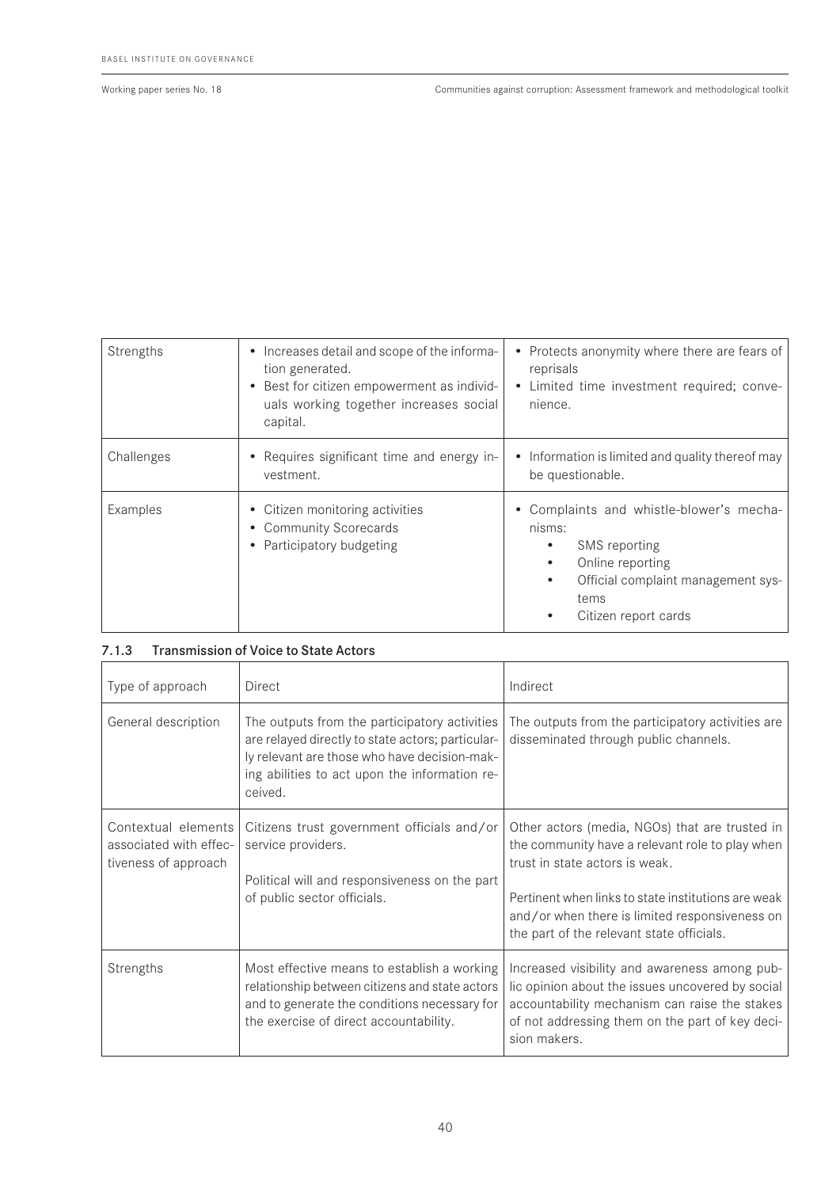| | | |
|---|---|---|
| Strengths | • Increases detail and scope of the information generated.<br>• Best for citizen empowerment as individuals working together increases social capital. | • Protects anonymity where there are fears of reprisals<br>• Limited time investment required; convenience. |
| Challenges | • Requires significant time and energy investment. | • Information is limited and quality thereof may be questionable. |
| Examples | • Citizen monitoring activities<br>• Community Scorecards<br>• Participatory budgeting | • Complaints and whistle-blower's mechanisms:<br>  • SMS reporting<br>  • Online reporting<br>  • Official complaint management systems<br>  • Citizen report cards |

### 7.1.3 Transmission of Voice to State Actors

| Type of approach | Direct | Indirect |
|---|---|---|
| General description | The outputs from the participatory activities are relayed directly to state actors; particularly relevant are those who have decision-making abilities to act upon the information received. | The outputs from the participatory activities are disseminated through public channels. |
| Contextual elements associated with effectiveness of approach | Citizens trust government officials and/or service providers.<br><br>Political will and responsiveness on the part of public sector officials. | Other actors (media, NGOs) that are trusted in the community have a relevant role to play when trust in state actors is weak.<br><br>Pertinent when links to state institutions are weak and/or when there is limited responsiveness on the part of the relevant state officials. |
| Strengths | Most effective means to establish a working relationship between citizens and state actors and to generate the conditions necessary for the exercise of direct accountability. | Increased visibility and awareness among public opinion about the issues uncovered by social accountability mechanism can raise the stakes of not addressing them on the part of key decision makers. |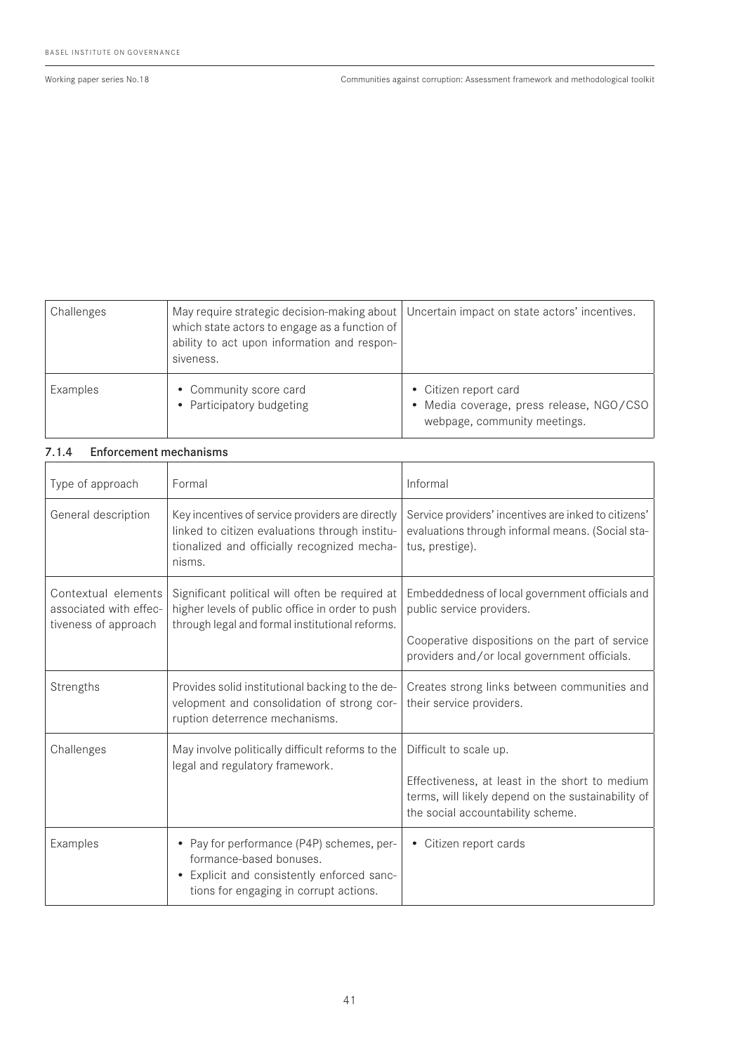| | | |
|---|---|---|
| Challenges | May require strategic decision-making about which state actors to engage as a function of ability to act upon information and responsiveness. | Uncertain impact on state actors' incentives. |
| Examples | • Community score card<br>• Participatory budgeting | • Citizen report card<br>• Media coverage, press release, NGO/CSO webpage, community meetings. |

### 7.1.4 Enforcement mechanisms

| Type of approach | Formal | Informal |
|---|---|---|
| General description | Key incentives of service providers are directly linked to citizen evaluations through institutionalized and officially recognized mechanisms. | Service providers' incentives are inked to citizens' evaluations through informal means. (Social status, prestige). |
| Contextual elements associated with effectiveness of approach | Significant political will often be required at higher levels of public office in order to push through legal and formal institutional reforms. | Embeddedness of local government officials and public service providers.<br><br>Cooperative dispositions on the part of service providers and/or local government officials. |
| Strengths | Provides solid institutional backing to the development and consolidation of strong corruption deterrence mechanisms. | Creates strong links between communities and their service providers. |
| Challenges | May involve politically difficult reforms to the legal and regulatory framework. | Difficult to scale up.<br><br>Effectiveness, at least in the short to medium terms, will likely depend on the sustainability of the social accountability scheme. |
| Examples | • Pay for performance (P4P) schemes, performance-based bonuses.<br>• Explicit and consistently enforced sanctions for engaging in corrupt actions. | • Citizen report cards |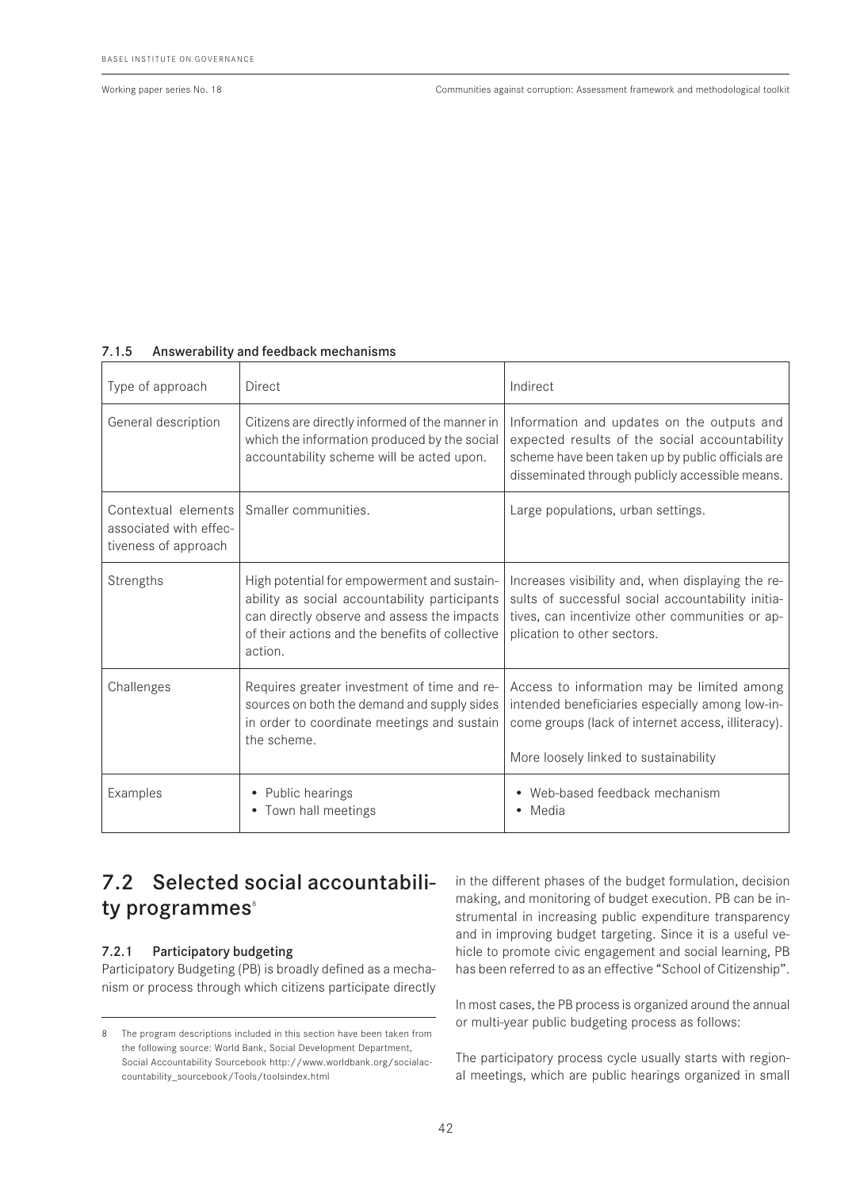#### 7.1.5 Answerability and feedback mechanisms

| Type of approach | Direct | Indirect |
|---|---|---|
| General description | Citizens are directly informed of the manner in which the information produced by the social accountability scheme will be acted upon. | Information and updates on the outputs and expected results of the social accountability scheme have been taken up by public officials are disseminated through publicly accessible means. |
| Contextual elements associated with effectiveness of approach | Smaller communities. | Large populations, urban settings. |
| Strengths | High potential for empowerment and sustainability as social accountability participants can directly observe and assess the impacts of their actions and the benefits of collective action. | Increases visibility and, when displaying the results of successful social accountability initiatives, can incentivize other communities or application to other sectors. |
| Challenges | Requires greater investment of time and resources on both the demand and supply sides in order to coordinate meetings and sustain the scheme. | Access to information may be limited among intended beneficiaries especially among low-income groups (lack of internet access, illiteracy).<br><br>More loosely linked to sustainability |
| Examples | • Public hearings<br>• Town hall meetings | • Web-based feedback mechanism<br>• Media |

## 7.2 Selected social accountability programmes[8]

### 7.2.1 Participatory budgeting

Participatory Budgeting (PB) is broadly defined as a mechanism or process through which citizens participate directly in the different phases of the budget formulation, decision making, and monitoring of budget execution. PB can be instrumental in increasing public expenditure transparency and in improving budget targeting. Since it is a useful vehicle to promote civic engagement and social learning, PB has been referred to as an effective "School of Citizenship".

In most cases, the PB process is organized around the annual or multi-year public budgeting process as follows:

The participatory process cycle usually starts with regional meetings, which are public hearings organized in small

8 The program descriptions included in this section have been taken from the following source: World Bank, Social Development Department, Social Accountability Sourcebook http://www.worldbank.org/socialaccountability_sourcebook/Tools/toolsindex.html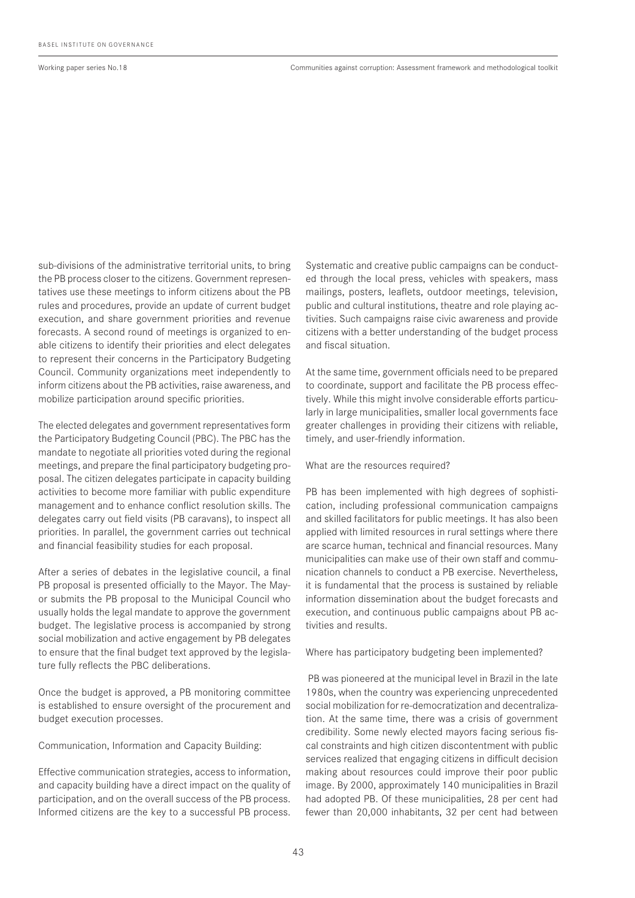sub-divisions of the administrative territorial units, to bring the PB process closer to the citizens. Government representatives use these meetings to inform citizens about the PB rules and procedures, provide an update of current budget execution, and share government priorities and revenue forecasts. A second round of meetings is organized to enable citizens to identify their priorities and elect delegates to represent their concerns in the Participatory Budgeting Council. Community organizations meet independently to inform citizens about the PB activities, raise awareness, and mobilize participation around specific priorities.

The elected delegates and government representatives form the Participatory Budgeting Council (PBC). The PBC has the mandate to negotiate all priorities voted during the regional meetings, and prepare the final participatory budgeting proposal. The citizen delegates participate in capacity building activities to become more familiar with public expenditure management and to enhance conflict resolution skills. The delegates carry out field visits (PB caravans), to inspect all priorities. In parallel, the government carries out technical and financial feasibility studies for each proposal.

After a series of debates in the legislative council, a final PB proposal is presented officially to the Mayor. The Mayor submits the PB proposal to the Municipal Council who usually holds the legal mandate to approve the government budget. The legislative process is accompanied by strong social mobilization and active engagement by PB delegates to ensure that the final budget text approved by the legislature fully reflects the PBC deliberations.

Once the budget is approved, a PB monitoring committee is established to ensure oversight of the procurement and budget execution processes.

Communication, Information and Capacity Building:

Effective communication strategies, access to information, and capacity building have a direct impact on the quality of participation, and on the overall success of the PB process. Informed citizens are the key to a successful PB process. Systematic and creative public campaigns can be conducted through the local press, vehicles with speakers, mass mailings, posters, leaflets, outdoor meetings, television, public and cultural institutions, theatre and role playing activities. Such campaigns raise civic awareness and provide citizens with a better understanding of the budget process and fiscal situation.

At the same time, government officials need to be prepared to coordinate, support and facilitate the PB process effectively. While this might involve considerable efforts particularly in large municipalities, smaller local governments face greater challenges in providing their citizens with reliable, timely, and user-friendly information.

What are the resources required?

PB has been implemented with high degrees of sophistication, including professional communication campaigns and skilled facilitators for public meetings. It has also been applied with limited resources in rural settings where there are scarce human, technical and financial resources. Many municipalities can make use of their own staff and communication channels to conduct a PB exercise. Nevertheless, it is fundamental that the process is sustained by reliable information dissemination about the budget forecasts and execution, and continuous public campaigns about PB activities and results.

Where has participatory budgeting been implemented?

PB was pioneered at the municipal level in Brazil in the late 1980s, when the country was experiencing unprecedented social mobilization for re-democratization and decentralization. At the same time, there was a crisis of government credibility. Some newly elected mayors facing serious fiscal constraints and high citizen discontentment with public services realized that engaging citizens in difficult decision making about resources could improve their poor public image. By 2000, approximately 140 municipalities in Brazil had adopted PB. Of these municipalities, 28 per cent had fewer than 20,000 inhabitants, 32 per cent had between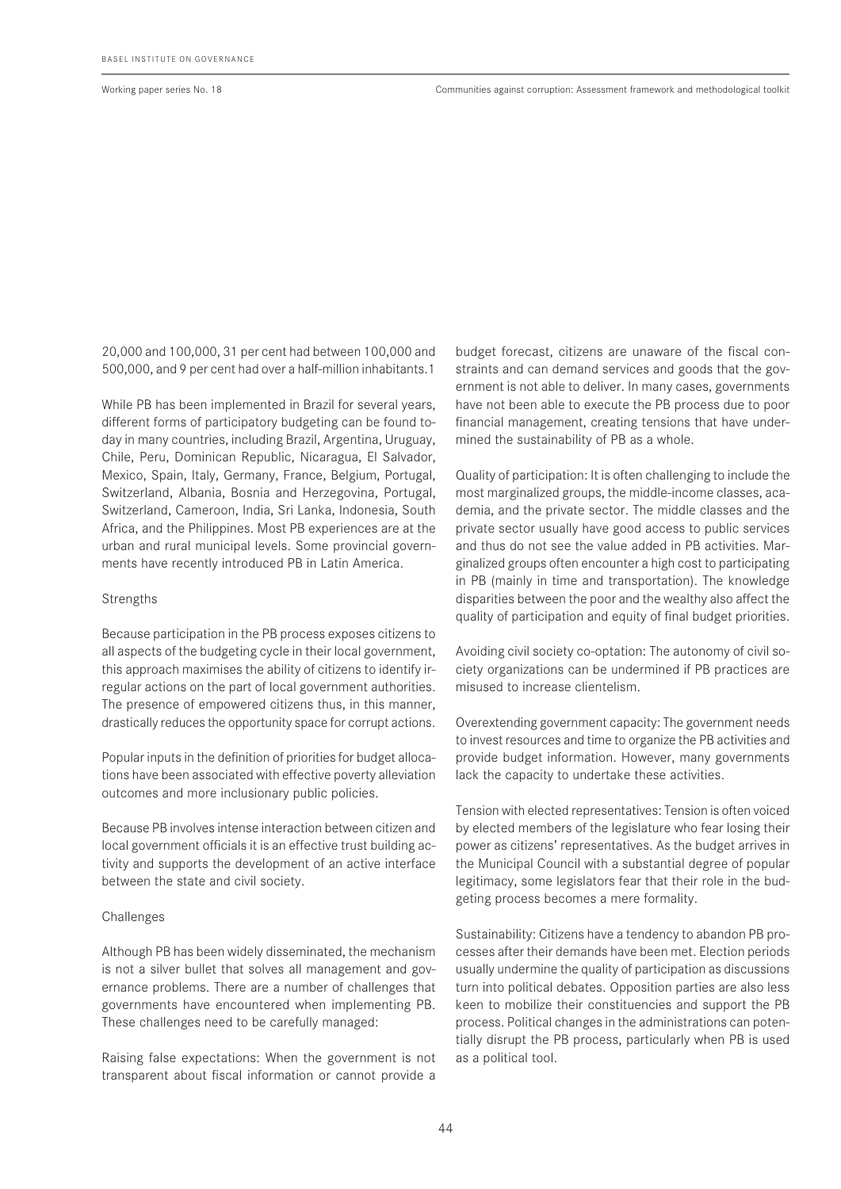20,000 and 100,000, 31 per cent had between 100,000 and 500,000, and 9 per cent had over a half-million inhabitants.1

While PB has been implemented in Brazil for several years, different forms of participatory budgeting can be found today in many countries, including Brazil, Argentina, Uruguay, Chile, Peru, Dominican Republic, Nicaragua, El Salvador, Mexico, Spain, Italy, Germany, France, Belgium, Portugal, Switzerland, Albania, Bosnia and Herzegovina, Portugal, Switzerland, Cameroon, India, Sri Lanka, Indonesia, South Africa, and the Philippines. Most PB experiences are at the urban and rural municipal levels. Some provincial governments have recently introduced PB in Latin America.

Strengths

Because participation in the PB process exposes citizens to all aspects of the budgeting cycle in their local government, this approach maximises the ability of citizens to identify irregular actions on the part of local government authorities. The presence of empowered citizens thus, in this manner, drastically reduces the opportunity space for corrupt actions.

Popular inputs in the definition of priorities for budget allocations have been associated with effective poverty alleviation outcomes and more inclusionary public policies.

Because PB involves intense interaction between citizen and local government officials it is an effective trust building activity and supports the development of an active interface between the state and civil society.

Challenges

Although PB has been widely disseminated, the mechanism is not a silver bullet that solves all management and governance problems. There are a number of challenges that governments have encountered when implementing PB. These challenges need to be carefully managed:

Raising false expectations: When the government is not transparent about fiscal information or cannot provide a budget forecast, citizens are unaware of the fiscal constraints and can demand services and goods that the government is not able to deliver. In many cases, governments have not been able to execute the PB process due to poor financial management, creating tensions that have undermined the sustainability of PB as a whole.

Quality of participation: It is often challenging to include the most marginalized groups, the middle-income classes, academia, and the private sector. The middle classes and the private sector usually have good access to public services and thus do not see the value added in PB activities. Marginalized groups often encounter a high cost to participating in PB (mainly in time and transportation). The knowledge disparities between the poor and the wealthy also affect the quality of participation and equity of final budget priorities.

Avoiding civil society co-optation: The autonomy of civil society organizations can be undermined if PB practices are misused to increase clientelism.

Overextending government capacity: The government needs to invest resources and time to organize the PB activities and provide budget information. However, many governments lack the capacity to undertake these activities.

Tension with elected representatives: Tension is often voiced by elected members of the legislature who fear losing their power as citizens' representatives. As the budget arrives in the Municipal Council with a substantial degree of popular legitimacy, some legislators fear that their role in the budgeting process becomes a mere formality.

Sustainability: Citizens have a tendency to abandon PB processes after their demands have been met. Election periods usually undermine the quality of participation as discussions turn into political debates. Opposition parties are also less keen to mobilize their constituencies and support the PB process. Political changes in the administrations can potentially disrupt the PB process, particularly when PB is used as a political tool.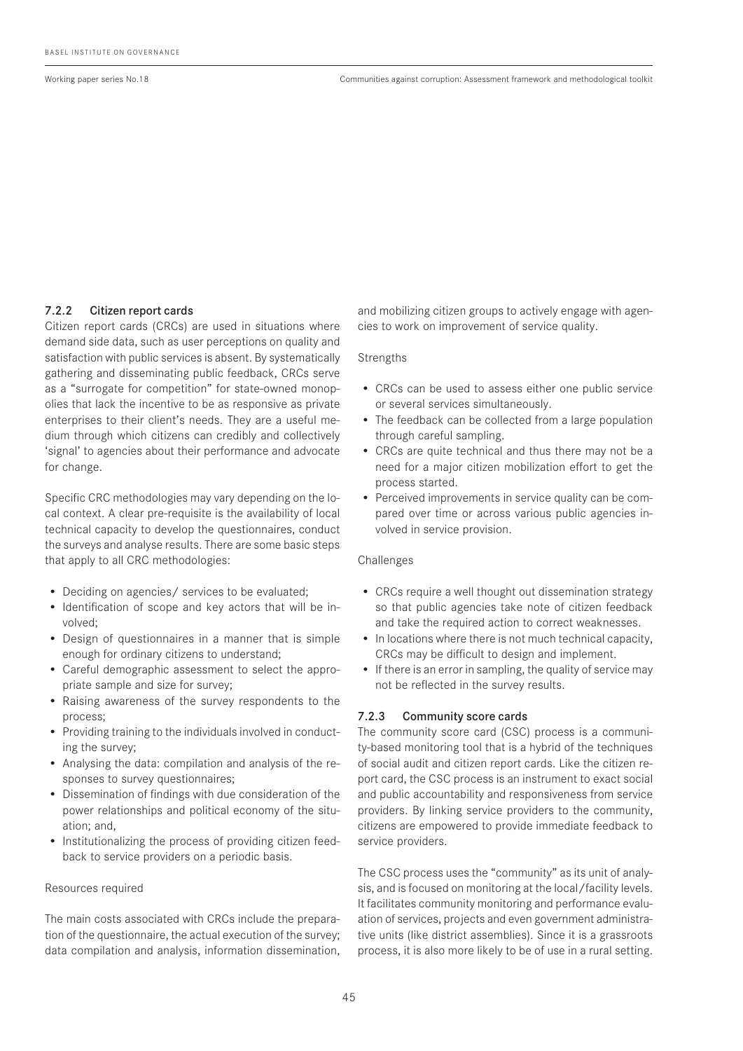### 7.2.2 Citizen report cards

Citizen report cards (CRCs) are used in situations where demand side data, such as user perceptions on quality and satisfaction with public services is absent. By systematically gathering and disseminating public feedback, CRCs serve as a "surrogate for competition" for state-owned monopolies that lack the incentive to be as responsive as private enterprises to their client's needs. They are a useful medium through which citizens can credibly and collectively 'signal' to agencies about their performance and advocate for change.

Specific CRC methodologies may vary depending on the local context. A clear pre-requisite is the availability of local technical capacity to develop the questionnaires, conduct the surveys and analyse results. There are some basic steps that apply to all CRC methodologies:

- Deciding on agencies/ services to be evaluated;
- Identification of scope and key actors that will be involved;
- Design of questionnaires in a manner that is simple enough for ordinary citizens to understand;
- Careful demographic assessment to select the appropriate sample and size for survey;
- Raising awareness of the survey respondents to the process;
- Providing training to the individuals involved in conducting the survey;
- Analysing the data: compilation and analysis of the responses to survey questionnaires;
- Dissemination of findings with due consideration of the power relationships and political economy of the situation; and,
- Institutionalizing the process of providing citizen feedback to service providers on a periodic basis.

Resources required

The main costs associated with CRCs include the preparation of the questionnaire, the actual execution of the survey; data compilation and analysis, information dissemination, and mobilizing citizen groups to actively engage with agencies to work on improvement of service quality.

Strengths

- CRCs can be used to assess either one public service or several services simultaneously.
- The feedback can be collected from a large population through careful sampling.
- CRCs are quite technical and thus there may not be a need for a major citizen mobilization effort to get the process started.
- Perceived improvements in service quality can be compared over time or across various public agencies involved in service provision.

Challenges

- CRCs require a well thought out dissemination strategy so that public agencies take note of citizen feedback and take the required action to correct weaknesses.
- In locations where there is not much technical capacity, CRCs may be difficult to design and implement.
- If there is an error in sampling, the quality of service may not be reflected in the survey results.

### 7.2.3 Community score cards

The community score card (CSC) process is a community-based monitoring tool that is a hybrid of the techniques of social audit and citizen report cards. Like the citizen report card, the CSC process is an instrument to exact social and public accountability and responsiveness from service providers. By linking service providers to the community, citizens are empowered to provide immediate feedback to service providers.

The CSC process uses the "community" as its unit of analysis, and is focused on monitoring at the local/facility levels. It facilitates community monitoring and performance evaluation of services, projects and even government administrative units (like district assemblies). Since it is a grassroots process, it is also more likely to be of use in a rural setting.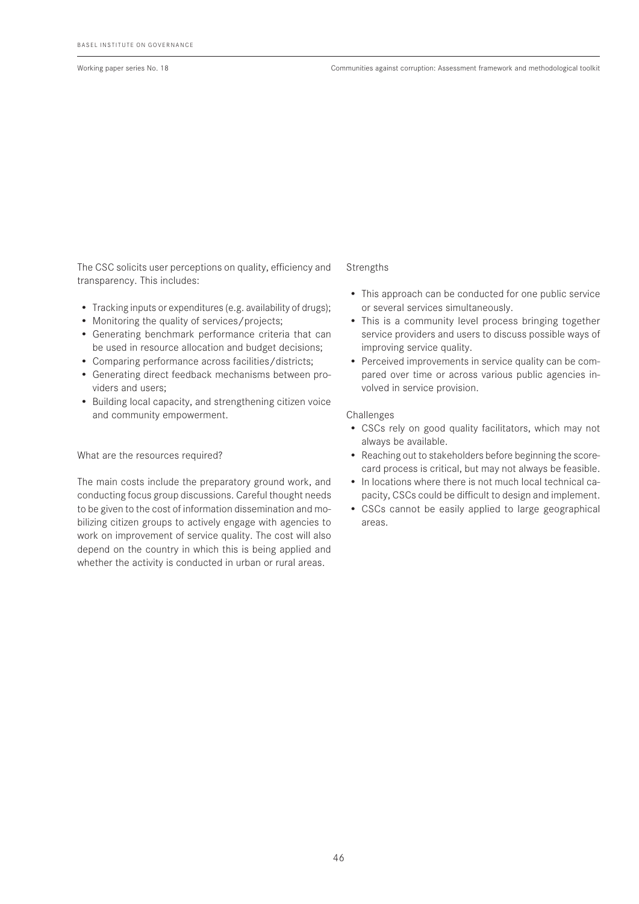The CSC solicits user perceptions on quality, efficiency and transparency. This includes:

- Tracking inputs or expenditures (e.g. availability of drugs);
- Monitoring the quality of services/projects;
- Generating benchmark performance criteria that can be used in resource allocation and budget decisions;
- Comparing performance across facilities/districts;
- Generating direct feedback mechanisms between providers and users;
- Building local capacity, and strengthening citizen voice and community empowerment.

What are the resources required?

The main costs include the preparatory ground work, and conducting focus group discussions. Careful thought needs to be given to the cost of information dissemination and mobilizing citizen groups to actively engage with agencies to work on improvement of service quality. The cost will also depend on the country in which this is being applied and whether the activity is conducted in urban or rural areas.

Strengths

- This approach can be conducted for one public service or several services simultaneously.
- This is a community level process bringing together service providers and users to discuss possible ways of improving service quality.
- Perceived improvements in service quality can be compared over time or across various public agencies involved in service provision.

Challenges

- CSCs rely on good quality facilitators, which may not always be available.
- Reaching out to stakeholders before beginning the scorecard process is critical, but may not always be feasible.
- In locations where there is not much local technical capacity, CSCs could be difficult to design and implement.
- CSCs cannot be easily applied to large geographical areas.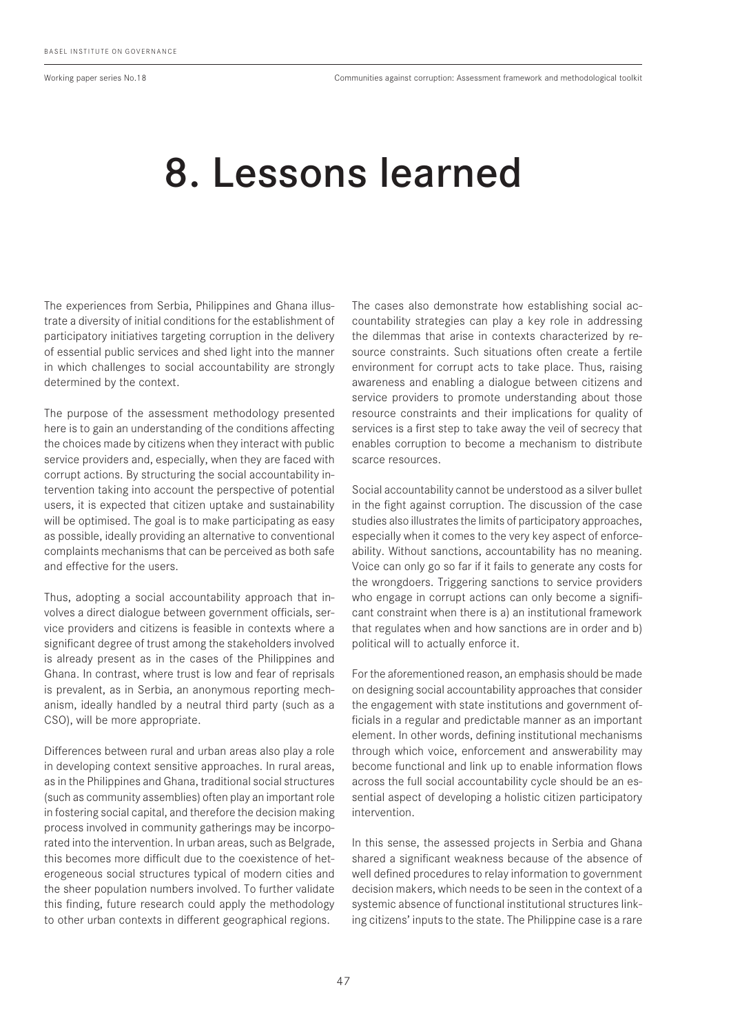# 8. Lessons learned

The experiences from Serbia, Philippines and Ghana illustrate a diversity of initial conditions for the establishment of participatory initiatives targeting corruption in the delivery of essential public services and shed light into the manner in which challenges to social accountability are strongly determined by the context.

The purpose of the assessment methodology presented here is to gain an understanding of the conditions affecting the choices made by citizens when they interact with public service providers and, especially, when they are faced with corrupt actions. By structuring the social accountability intervention taking into account the perspective of potential users, it is expected that citizen uptake and sustainability will be optimised. The goal is to make participating as easy as possible, ideally providing an alternative to conventional complaints mechanisms that can be perceived as both safe and effective for the users.

Thus, adopting a social accountability approach that involves a direct dialogue between government officials, service providers and citizens is feasible in contexts where a significant degree of trust among the stakeholders involved is already present as in the cases of the Philippines and Ghana. In contrast, where trust is low and fear of reprisals is prevalent, as in Serbia, an anonymous reporting mechanism, ideally handled by a neutral third party (such as a CSO), will be more appropriate.

Differences between rural and urban areas also play a role in developing context sensitive approaches. In rural areas, as in the Philippines and Ghana, traditional social structures (such as community assemblies) often play an important role in fostering social capital, and therefore the decision making process involved in community gatherings may be incorporated into the intervention. In urban areas, such as Belgrade, this becomes more difficult due to the coexistence of heterogeneous social structures typical of modern cities and the sheer population numbers involved. To further validate this finding, future research could apply the methodology to other urban contexts in different geographical regions.

The cases also demonstrate how establishing social accountability strategies can play a key role in addressing the dilemmas that arise in contexts characterized by resource constraints. Such situations often create a fertile environment for corrupt acts to take place. Thus, raising awareness and enabling a dialogue between citizens and service providers to promote understanding about those resource constraints and their implications for quality of services is a first step to take away the veil of secrecy that enables corruption to become a mechanism to distribute scarce resources.

Social accountability cannot be understood as a silver bullet in the fight against corruption. The discussion of the case studies also illustrates the limits of participatory approaches, especially when it comes to the very key aspect of enforceability. Without sanctions, accountability has no meaning. Voice can only go so far if it fails to generate any costs for the wrongdoers. Triggering sanctions to service providers who engage in corrupt actions can only become a significant constraint when there is a) an institutional framework that regulates when and how sanctions are in order and b) political will to actually enforce it.

For the aforementioned reason, an emphasis should be made on designing social accountability approaches that consider the engagement with state institutions and government officials in a regular and predictable manner as an important element. In other words, defining institutional mechanisms through which voice, enforcement and answerability may become functional and link up to enable information flows across the full social accountability cycle should be an essential aspect of developing a holistic citizen participatory intervention.

In this sense, the assessed projects in Serbia and Ghana shared a significant weakness because of the absence of well defined procedures to relay information to government decision makers, which needs to be seen in the context of a systemic absence of functional institutional structures linking citizens' inputs to the state. The Philippine case is a rare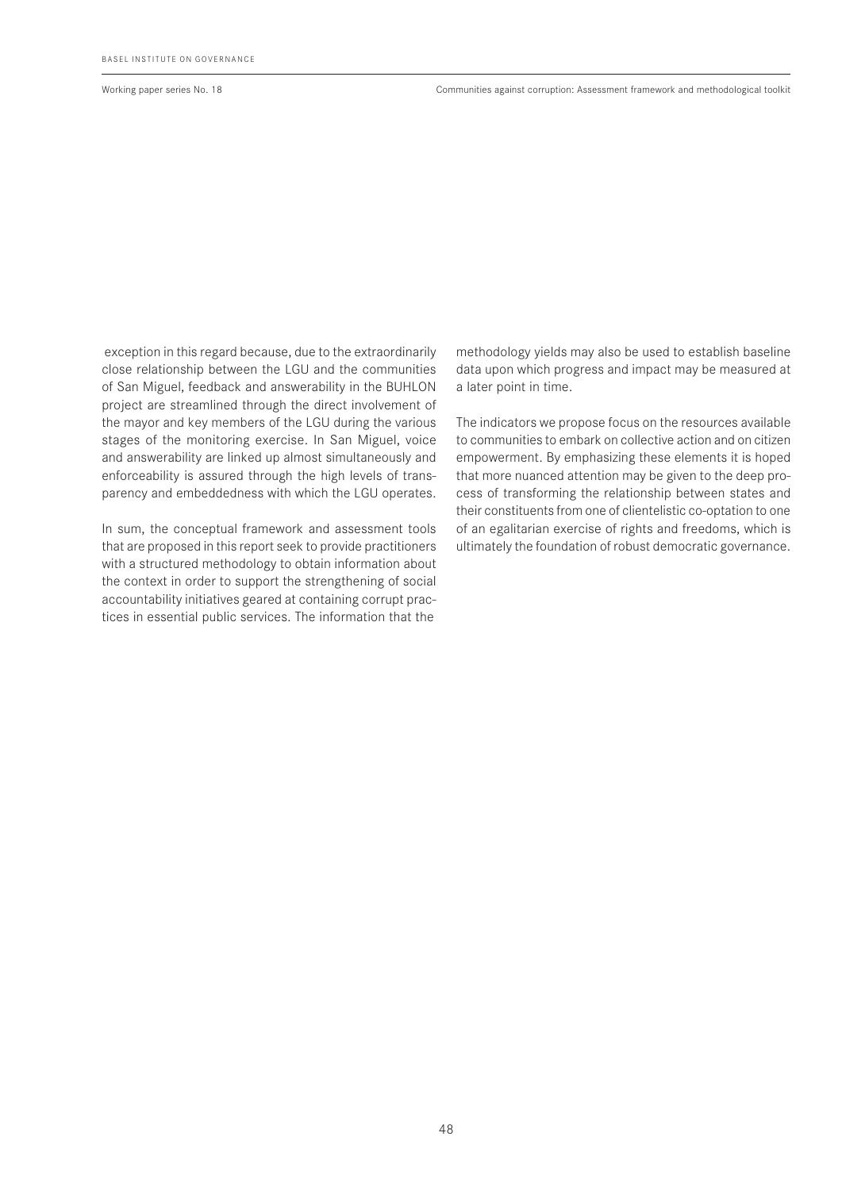exception in this regard because, due to the extraordinarily close relationship between the LGU and the communities of San Miguel, feedback and answerability in the BUHLON project are streamlined through the direct involvement of the mayor and key members of the LGU during the various stages of the monitoring exercise. In San Miguel, voice and answerability are linked up almost simultaneously and enforceability is assured through the high levels of transparency and embeddedness with which the LGU operates.

In sum, the conceptual framework and assessment tools that are proposed in this report seek to provide practitioners with a structured methodology to obtain information about the context in order to support the strengthening of social accountability initiatives geared at containing corrupt practices in essential public services. The information that the methodology yields may also be used to establish baseline data upon which progress and impact may be measured at a later point in time.

The indicators we propose focus on the resources available to communities to embark on collective action and on citizen empowerment. By emphasizing these elements it is hoped that more nuanced attention may be given to the deep process of transforming the relationship between states and their constituents from one of clientelistic co-optation to one of an egalitarian exercise of rights and freedoms, which is ultimately the foundation of robust democratic governance.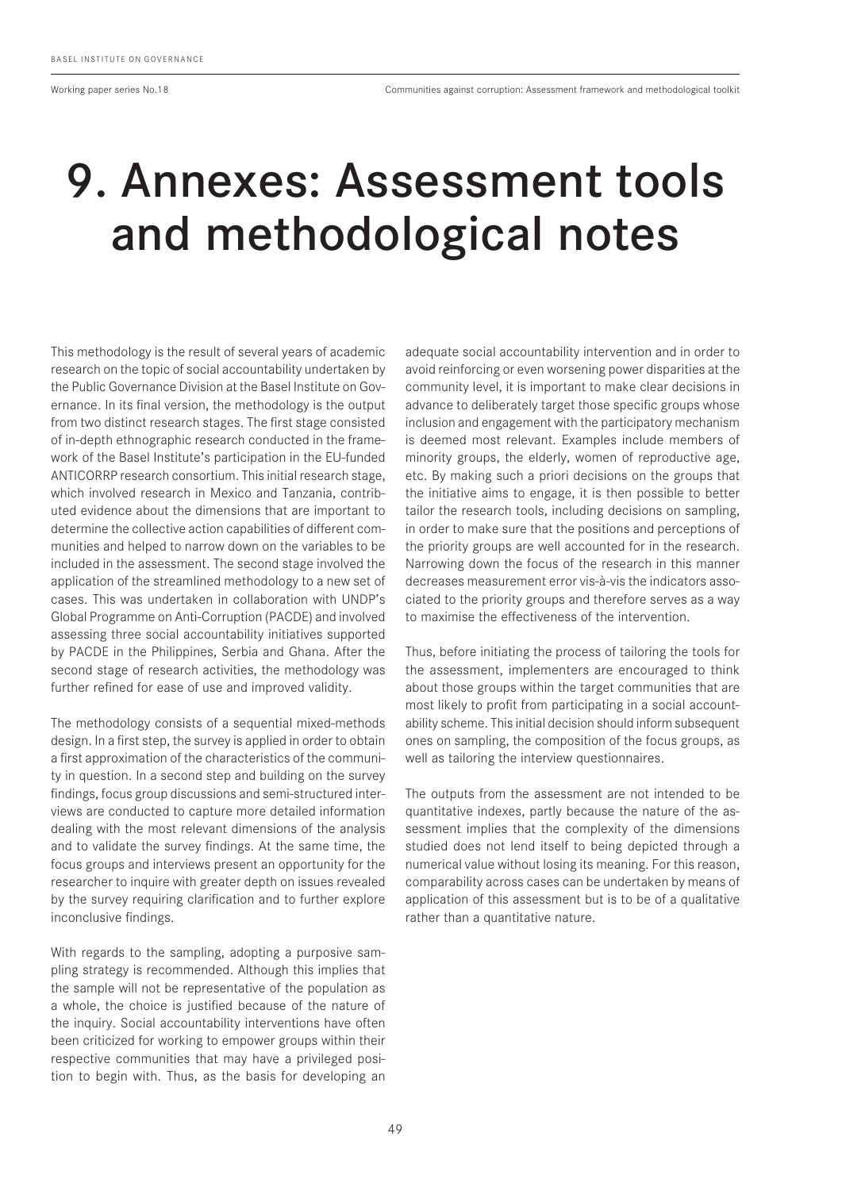# 9. Annexes: Assessment tools and methodological notes

This methodology is the result of several years of academic research on the topic of social accountability undertaken by the Public Governance Division at the Basel Institute on Governance. In its final version, the methodology is the output from two distinct research stages. The first stage consisted of in-depth ethnographic research conducted in the framework of the Basel Institute's participation in the EU-funded ANTICORRP research consortium. This initial research stage, which involved research in Mexico and Tanzania, contributed evidence about the dimensions that are important to determine the collective action capabilities of different communities and helped to narrow down on the variables to be included in the assessment. The second stage involved the application of the streamlined methodology to a new set of cases. This was undertaken in collaboration with UNDP's Global Programme on Anti-Corruption (PACDE) and involved assessing three social accountability initiatives supported by PACDE in the Philippines, Serbia and Ghana. After the second stage of research activities, the methodology was further refined for ease of use and improved validity.

The methodology consists of a sequential mixed-methods design. In a first step, the survey is applied in order to obtain a first approximation of the characteristics of the community in question. In a second step and building on the survey findings, focus group discussions and semi-structured interviews are conducted to capture more detailed information dealing with the most relevant dimensions of the analysis and to validate the survey findings. At the same time, the focus groups and interviews present an opportunity for the researcher to inquire with greater depth on issues revealed by the survey requiring clarification and to further explore inconclusive findings.

With regards to the sampling, adopting a purposive sampling strategy is recommended. Although this implies that the sample will not be representative of the population as a whole, the choice is justified because of the nature of the inquiry. Social accountability interventions have often been criticized for working to empower groups within their respective communities that may have a privileged position to begin with. Thus, as the basis for developing an adequate social accountability intervention and in order to avoid reinforcing or even worsening power disparities at the community level, it is important to make clear decisions in advance to deliberately target those specific groups whose inclusion and engagement with the participatory mechanism is deemed most relevant. Examples include members of minority groups, the elderly, women of reproductive age, etc. By making such a priori decisions on the groups that the initiative aims to engage, it is then possible to better tailor the research tools, including decisions on sampling, in order to make sure that the positions and perceptions of the priority groups are well accounted for in the research. Narrowing down the focus of the research in this manner decreases measurement error vis-à-vis the indicators associated to the priority groups and therefore serves as a way to maximise the effectiveness of the intervention.

Thus, before initiating the process of tailoring the tools for the assessment, implementers are encouraged to think about those groups within the target communities that are most likely to profit from participating in a social accountability scheme. This initial decision should inform subsequent ones on sampling, the composition of the focus groups, as well as tailoring the interview questionnaires.

The outputs from the assessment are not intended to be quantitative indexes, partly because the nature of the assessment implies that the complexity of the dimensions studied does not lend itself to being depicted through a numerical value without losing its meaning. For this reason, comparability across cases can be undertaken by means of application of this assessment but is to be of a qualitative rather than a quantitative nature.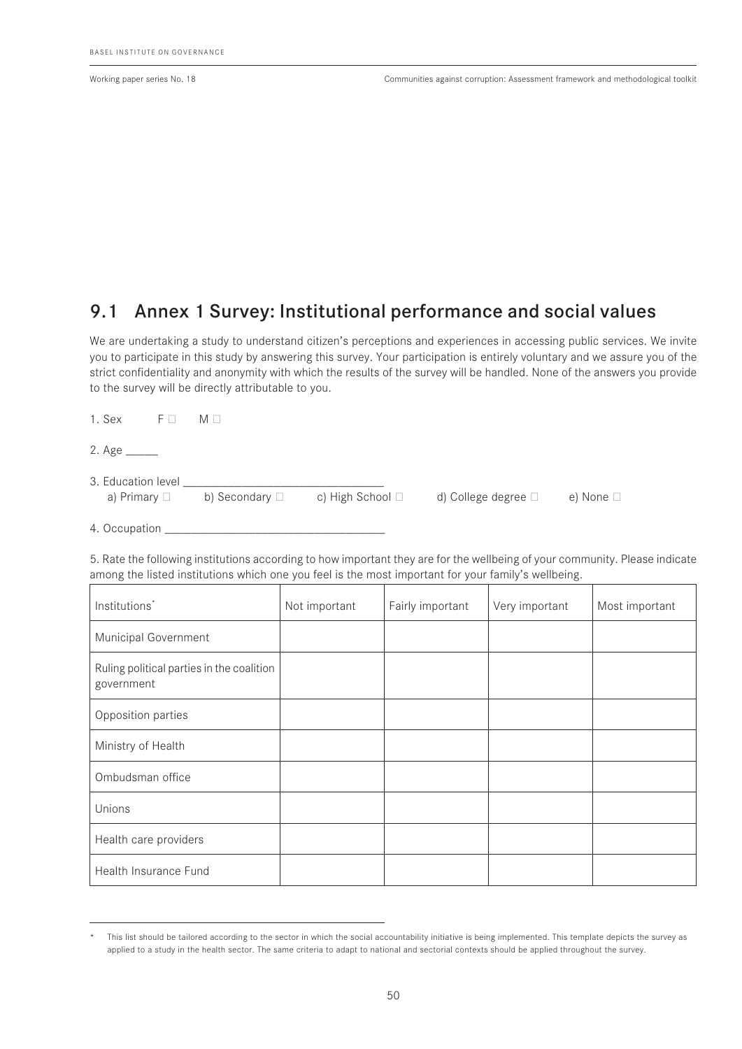## 9.1 Annex 1 Survey: Institutional performance and social values

We are undertaking a study to understand citizen's perceptions and experiences in accessing public services. We invite you to participate in this study by answering this survey. Your participation is entirely voluntary and we assure you of the strict confidentiality and anonymity with which the results of the survey will be handled. None of the answers you provide to the survey will be directly attributable to you.

1. Sex F ☐ M ☐

2. Age _____

3. Education level _______________________________
   a) Primary ☐ b) Secondary ☐ c) High School ☐ d) College degree ☐ e) None ☐

4. Occupation ___________________________________

5. Rate the following institutions according to how important they are for the wellbeing of your community. Please indicate among the listed institutions which one you feel is the most important for your family's wellbeing.

| Institutions* | Not important | Fairly important | Very important | Most important |
|---|---|---|---|---|
| Municipal Government | | | | |
| Ruling political parties in the coalition government | | | | |
| Opposition parties | | | | |
| Ministry of Health | | | | |
| Ombudsman office | | | | |
| Unions | | | | |
| Health care providers | | | | |
| Health Insurance Fund | | | | |

\* This list should be tailored according to the sector in which the social accountability initiative is being implemented. This template depicts the survey as applied to a study in the health sector. The same criteria to adapt to national and sectorial contexts should be applied throughout the survey.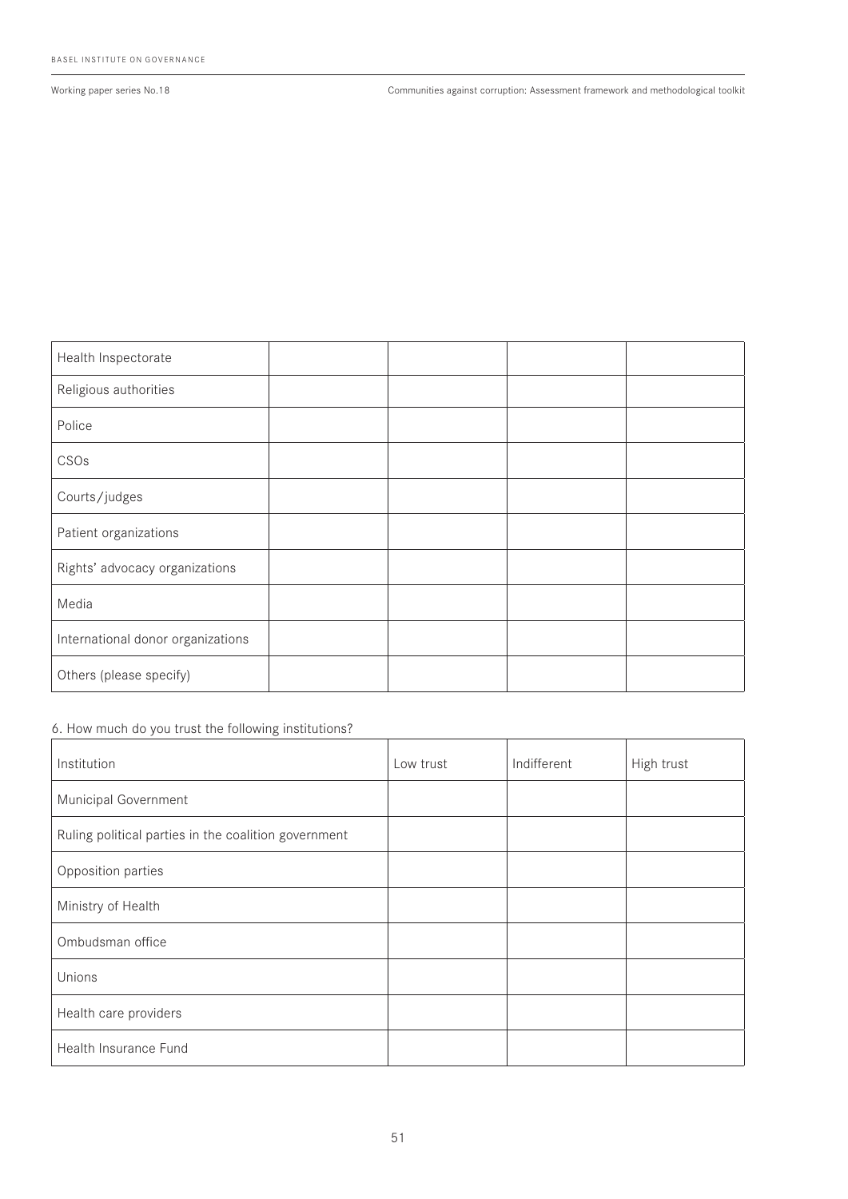| | | | | |
|---|---|---|---|---|
| Health Inspectorate | | | | |
| Religious authorities | | | | |
| Police | | | | |
| CSOs | | | | |
| Courts/judges | | | | |
| Patient organizations | | | | |
| Rights' advocacy organizations | | | | |
| Media | | | | |
| International donor organizations | | | | |
| Others (please specify) | | | | |

6. How much do you trust the following institutions?

| Institution | Low trust | Indifferent | High trust |
|---|---|---|---|
| Municipal Government | | | |
| Ruling political parties in the coalition government | | | |
| Opposition parties | | | |
| Ministry of Health | | | |
| Ombudsman office | | | |
| Unions | | | |
| Health care providers | | | |
| Health Insurance Fund | | | |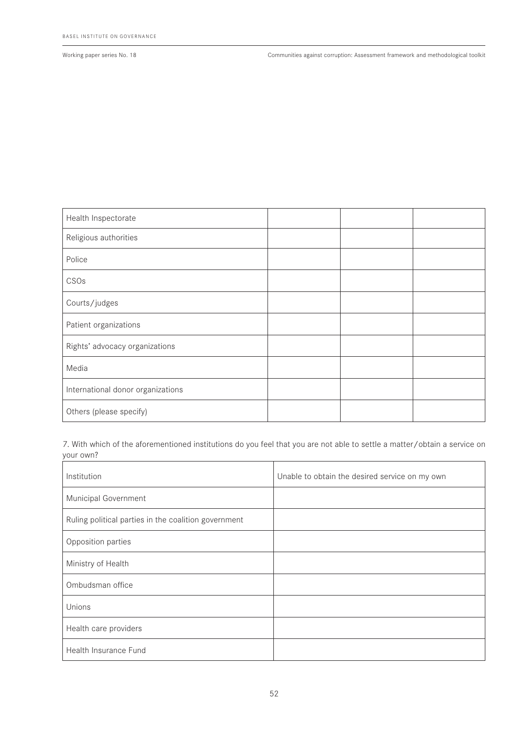| | | | |
|---|---|---|---|
| Health Inspectorate | | | |
| Religious authorities | | | |
| Police | | | |
| CSOs | | | |
| Courts/judges | | | |
| Patient organizations | | | |
| Rights' advocacy organizations | | | |
| Media | | | |
| International donor organizations | | | |
| Others (please specify) | | | |

7. With which of the aforementioned institutions do you feel that you are not able to settle a matter/obtain a service on your own?

| Institution | Unable to obtain the desired service on my own |
|---|---|
| Municipal Government | |
| Ruling political parties in the coalition government | |
| Opposition parties | |
| Ministry of Health | |
| Ombudsman office | |
| Unions | |
| Health care providers | |
| Health Insurance Fund | |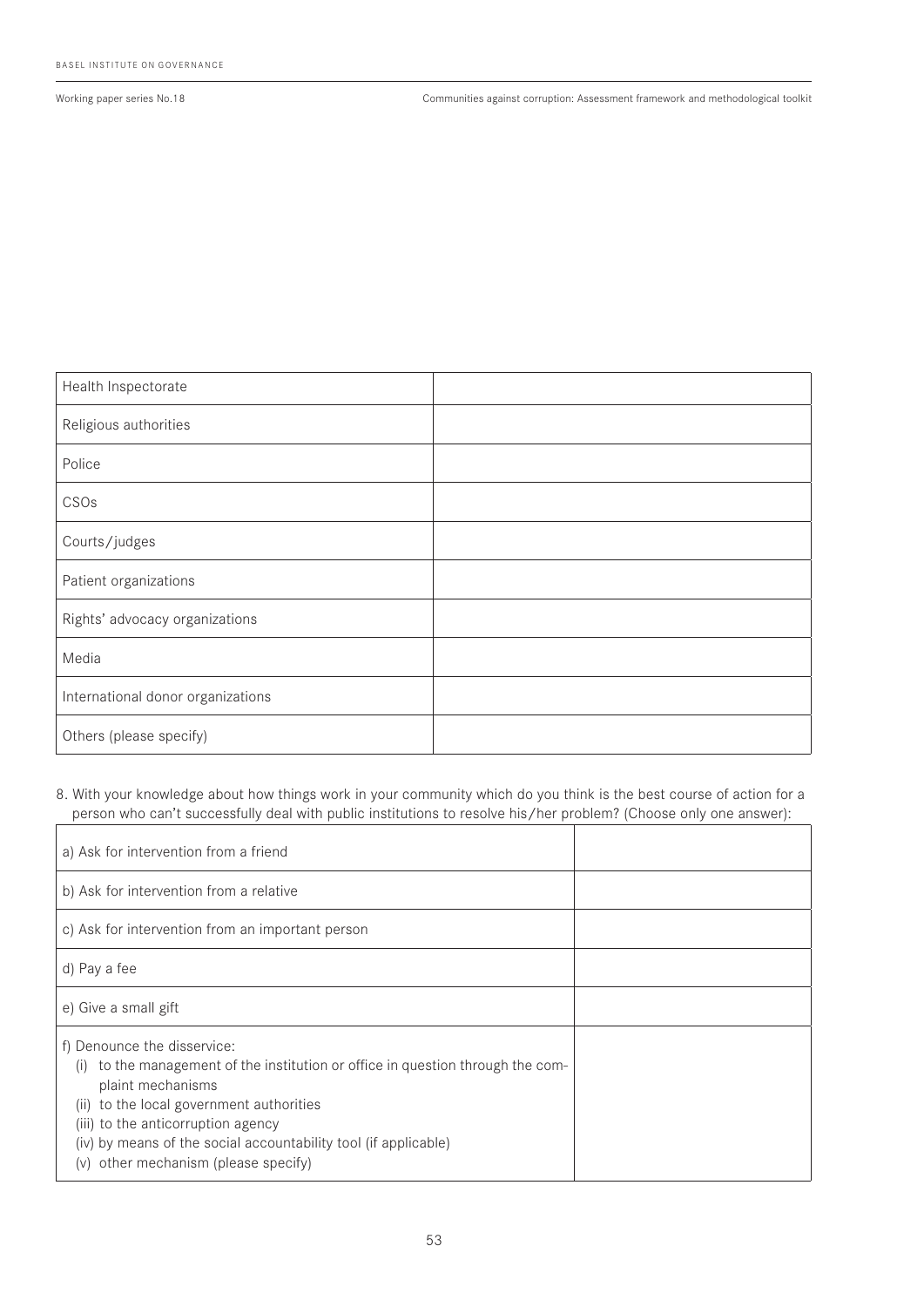| | |
|---|---|
| Health Inspectorate | |
| Religious authorities | |
| Police | |
| CSOs | |
| Courts/judges | |
| Patient organizations | |
| Rights' advocacy organizations | |
| Media | |
| International donor organizations | |
| Others (please specify) | |

8. With your knowledge about how things work in your community which do you think is the best course of action for a person who can't successfully deal with public institutions to resolve his/her problem? (Choose only one answer):

| | |
|---|---|
| a) Ask for intervention from a friend | |
| b) Ask for intervention from a relative | |
| c) Ask for intervention from an important person | |
| d) Pay a fee | |
| e) Give a small gift | |
| f) Denounce the disservice:<br>(i) to the management of the institution or office in question through the complaint mechanisms<br>(ii) to the local government authorities<br>(iii) to the anticorruption agency<br>(iv) by means of the social accountability tool (if applicable)<br>(v) other mechanism (please specify) | |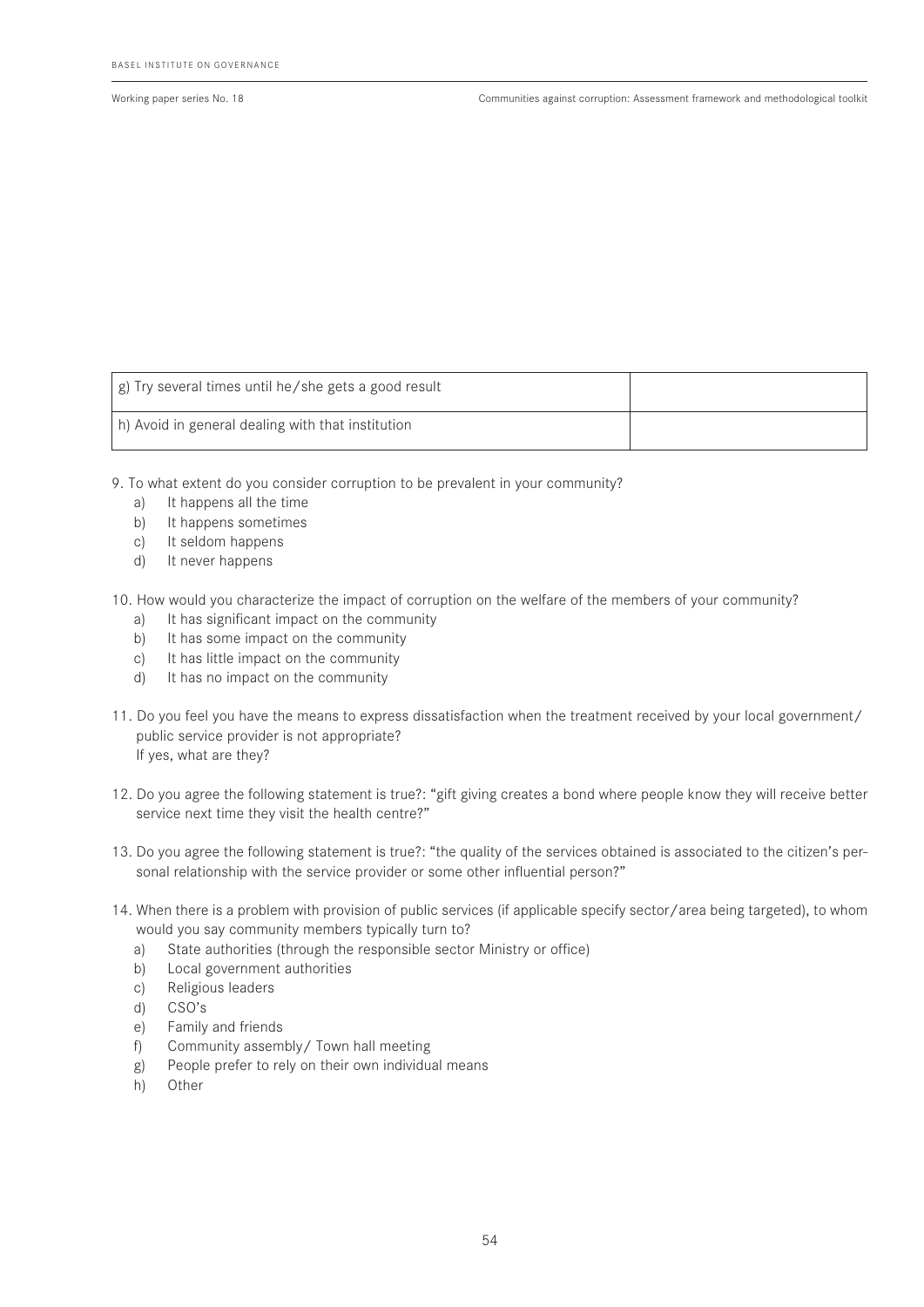| g) Try several times until he/she gets a good result | |
| --- | --- |
| h) Avoid in general dealing with that institution | |

9. To what extent do you consider corruption to be prevalent in your community?
   a) It happens all the time
   b) It happens sometimes
   c) It seldom happens
   d) It never happens

10. How would you characterize the impact of corruption on the welfare of the members of your community?
    a) It has significant impact on the community
    b) It has some impact on the community
    c) It has little impact on the community
    d) It has no impact on the community

11. Do you feel you have the means to express dissatisfaction when the treatment received by your local government/ public service provider is not appropriate?
    If yes, what are they?

12. Do you agree the following statement is true?: "gift giving creates a bond where people know they will receive better service next time they visit the health centre?"

13. Do you agree the following statement is true?: "the quality of the services obtained is associated to the citizen's personal relationship with the service provider or some other influential person?"

14. When there is a problem with provision of public services (if applicable specify sector/area being targeted), to whom would you say community members typically turn to?
    a) State authorities (through the responsible sector Ministry or office)
    b) Local government authorities
    c) Religious leaders
    d) CSO's
    e) Family and friends
    f) Community assembly/ Town hall meeting
    g) People prefer to rely on their own individual means
    h) Other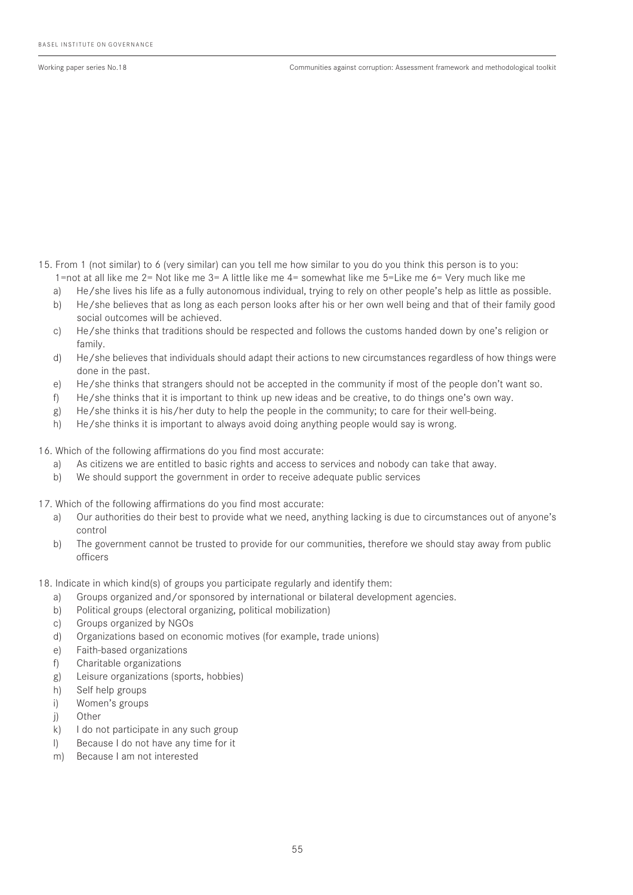15. From 1 (not similar) to 6 (very similar) can you tell me how similar to you do you think this person is to you:
 1=not at all like me 2= Not like me 3= A little like me 4= somewhat like me 5=Like me 6= Very much like me
 a) He/she lives his life as a fully autonomous individual, trying to rely on other people's help as little as possible.
 b) He/she believes that as long as each person looks after his or her own well being and that of their family good social outcomes will be achieved.
 c) He/she thinks that traditions should be respected and follows the customs handed down by one's religion or family.
 d) He/she believes that individuals should adapt their actions to new circumstances regardless of how things were done in the past.
 e) He/she thinks that strangers should not be accepted in the community if most of the people don't want so.
 f) He/she thinks that it is important to think up new ideas and be creative, to do things one's own way.
 g) He/she thinks it is his/her duty to help the people in the community; to care for their well-being.
 h) He/she thinks it is important to always avoid doing anything people would say is wrong.

16. Which of the following affirmations do you find most accurate:
 a) As citizens we are entitled to basic rights and access to services and nobody can take that away.
 b) We should support the government in order to receive adequate public services

17. Which of the following affirmations do you find most accurate:
 a) Our authorities do their best to provide what we need, anything lacking is due to circumstances out of anyone's control
 b) The government cannot be trusted to provide for our communities, therefore we should stay away from public officers

18. Indicate in which kind(s) of groups you participate regularly and identify them:
 a) Groups organized and/or sponsored by international or bilateral development agencies.
 b) Political groups (electoral organizing, political mobilization)
 c) Groups organized by NGOs
 d) Organizations based on economic motives (for example, trade unions)
 e) Faith-based organizations
 f) Charitable organizations
 g) Leisure organizations (sports, hobbies)
 h) Self help groups
 i) Women's groups
 j) Other
 k) I do not participate in any such group
 l) Because I do not have any time for it
 m) Because I am not interested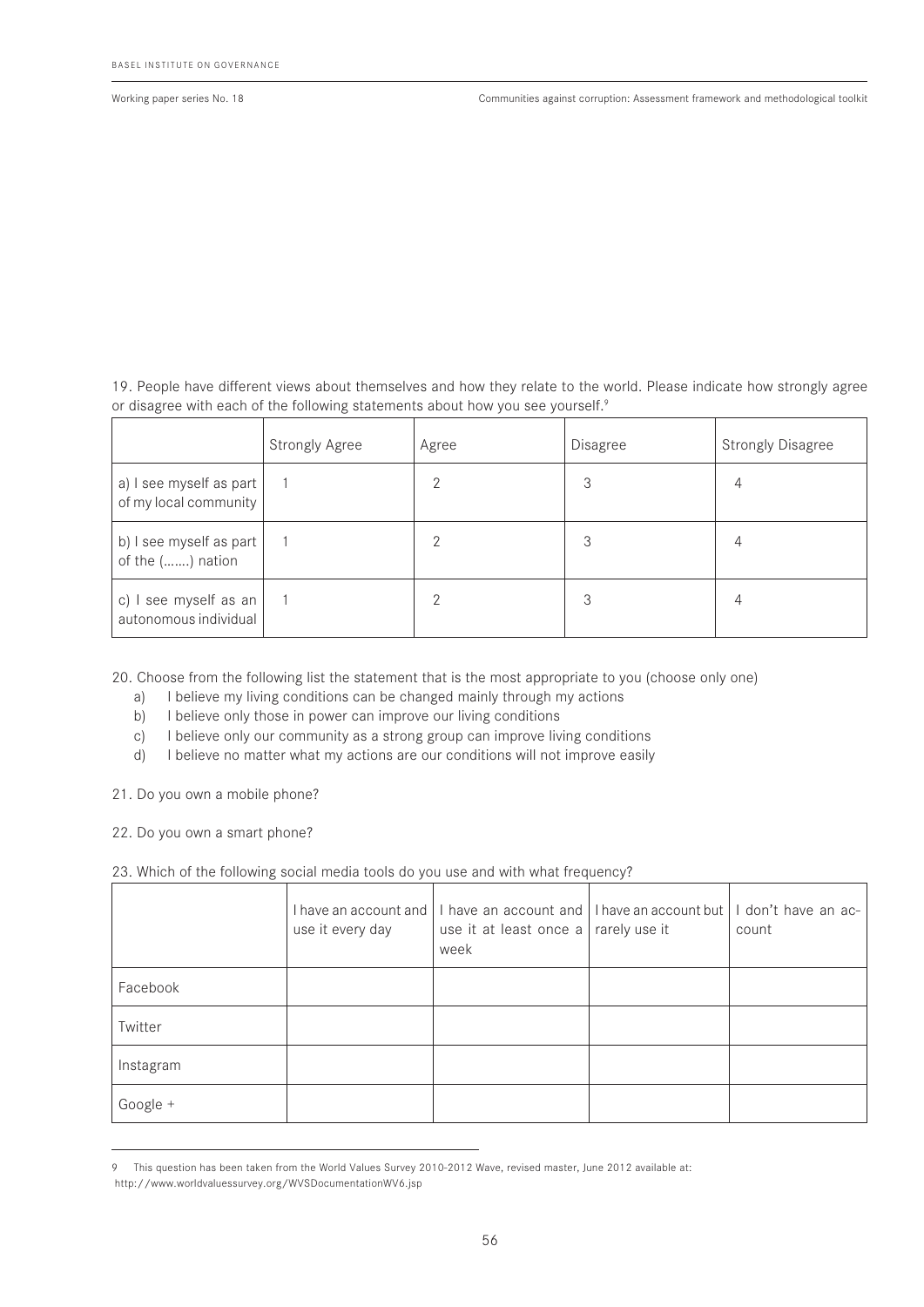19. People have different views about themselves and how they relate to the world. Please indicate how strongly agree or disagree with each of the following statements about how you see yourself.[9]

| | Strongly Agree | Agree | Disagree | Strongly Disagree |
|---|---|---|---|---|
| a) I see myself as part of my local community | 1 | 2 | 3 | 4 |
| b) I see myself as part of the (…….) nation | 1 | 2 | 3 | 4 |
| c) I see myself as an autonomous individual | 1 | 2 | 3 | 4 |

20. Choose from the following list the statement that is the most appropriate to you (choose only one)

a) I believe my living conditions can be changed mainly through my actions
b) I believe only those in power can improve our living conditions
c) I believe only our community as a strong group can improve living conditions
d) I believe no matter what my actions are our conditions will not improve easily

21. Do you own a mobile phone?

22. Do you own a smart phone?

23. Which of the following social media tools do you use and with what frequency?

| | I have an account and use it every day | I have an account and use it at least once a week | I have an account but rarely use it | I don't have an account |
|---|---|---|---|---|
| Facebook | | | | |
| Twitter | | | | |
| Instagram | | | | |
| Google + | | | | |

9 This question has been taken from the World Values Survey 2010-2012 Wave, revised master, June 2012 available at: http://www.worldvaluessurvey.org/WVSDocumentationWV6.jsp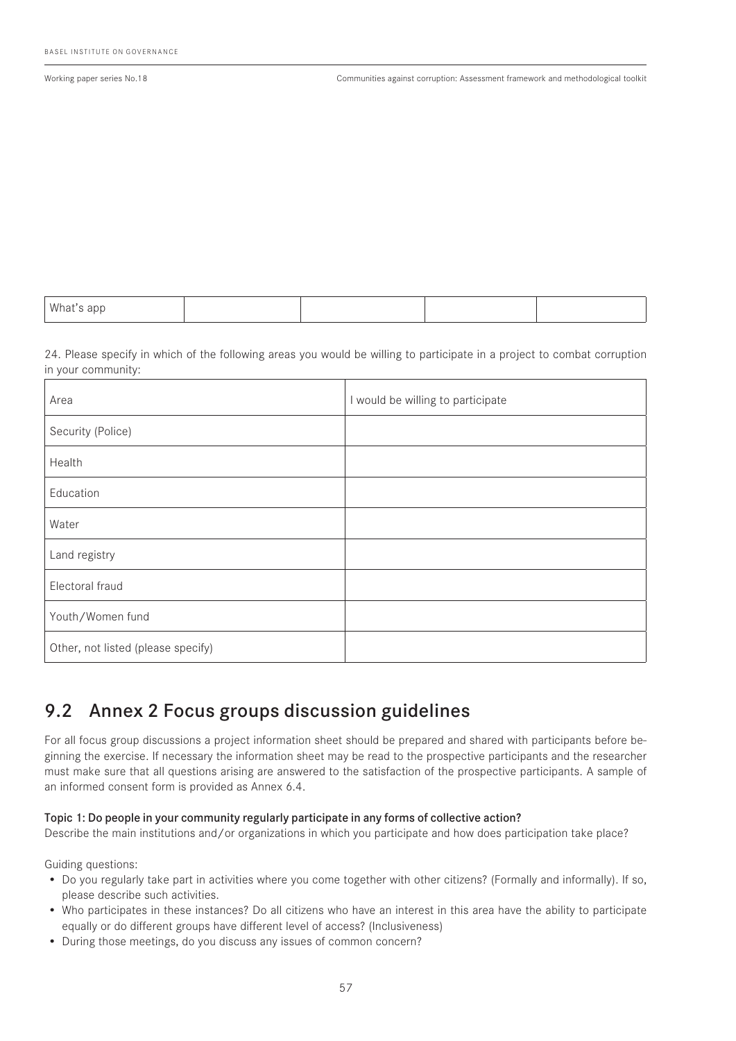| What's app | | | | |
|---|---|---|---|---|

24. Please specify in which of the following areas you would be willing to participate in a project to combat corruption in your community:

| Area | I would be willing to participate |
|---|---|
| Security (Police) | |
| Health | |
| Education | |
| Water | |
| Land registry | |
| Electoral fraud | |
| Youth/Women fund | |
| Other, not listed (please specify) | |

## 9.2 Annex 2 Focus groups discussion guidelines

For all focus group discussions a project information sheet should be prepared and shared with participants before beginning the exercise. If necessary the information sheet may be read to the prospective participants and the researcher must make sure that all questions arising are answered to the satisfaction of the prospective participants. A sample of an informed consent form is provided as Annex 6.4.

**Topic 1: Do people in your community regularly participate in any forms of collective action?**
Describe the main institutions and/or organizations in which you participate and how does participation take place?

Guiding questions:

- Do you regularly take part in activities where you come together with other citizens? (Formally and informally). If so, please describe such activities.
- Who participates in these instances? Do all citizens who have an interest in this area have the ability to participate equally or do different groups have different level of access? (Inclusiveness)
- During those meetings, do you discuss any issues of common concern?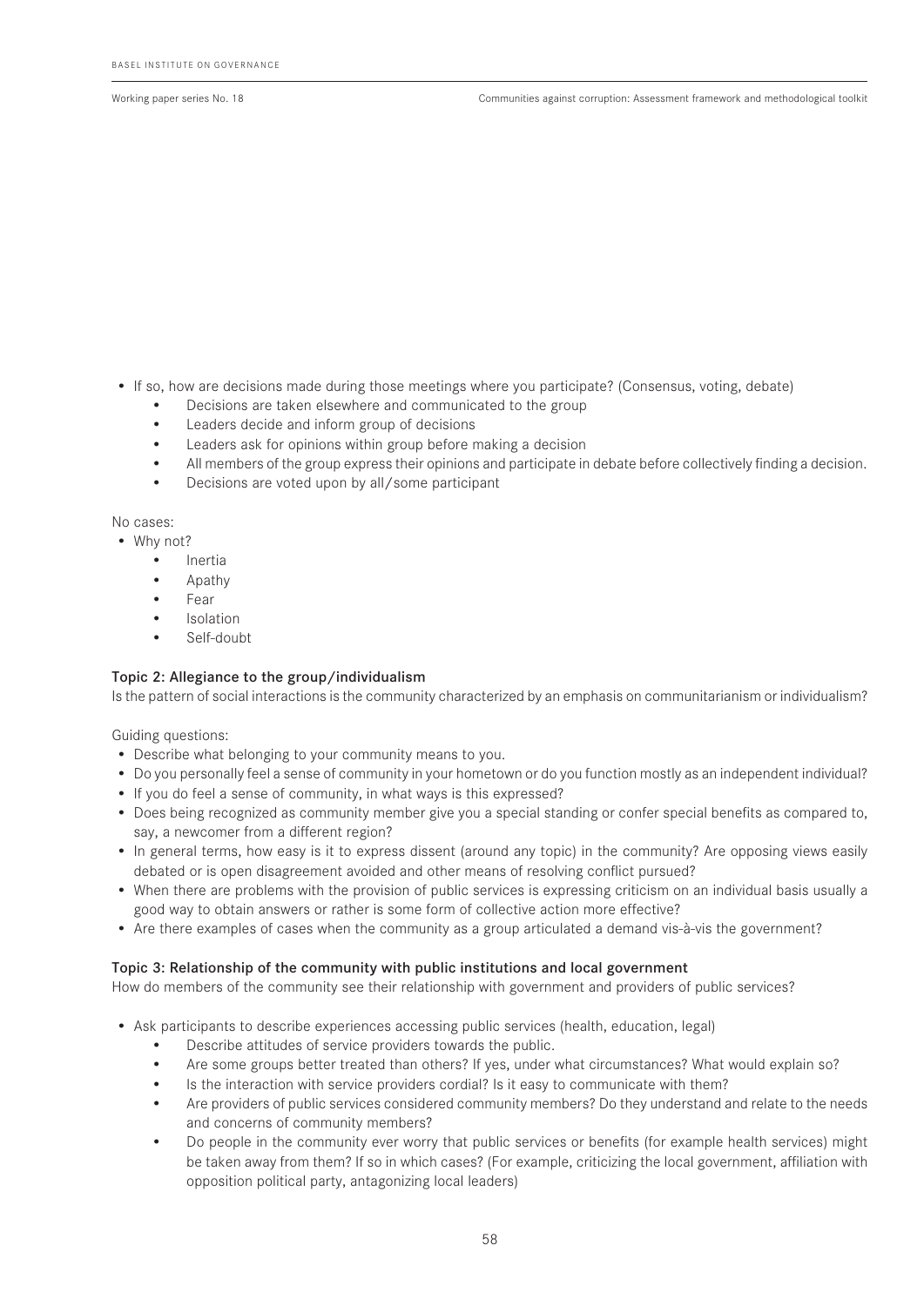- If so, how are decisions made during those meetings where you participate? (Consensus, voting, debate)
    - Decisions are taken elsewhere and communicated to the group
    - Leaders decide and inform group of decisions
    - Leaders ask for opinions within group before making a decision
    - All members of the group express their opinions and participate in debate before collectively finding a decision.
    - Decisions are voted upon by all/some participant

No cases:

- Why not?
    - Inertia
    - Apathy
    - Fear
    - Isolation
    - Self-doubt

**Topic 2: Allegiance to the group/individualism**

Is the pattern of social interactions is the community characterized by an emphasis on communitarianism or individualism?

Guiding questions:

- Describe what belonging to your community means to you.
- Do you personally feel a sense of community in your hometown or do you function mostly as an independent individual?
- If you do feel a sense of community, in what ways is this expressed?
- Does being recognized as community member give you a special standing or confer special benefits as compared to, say, a newcomer from a different region?
- In general terms, how easy is it to express dissent (around any topic) in the community? Are opposing views easily debated or is open disagreement avoided and other means of resolving conflict pursued?
- When there are problems with the provision of public services is expressing criticism on an individual basis usually a good way to obtain answers or rather is some form of collective action more effective?
- Are there examples of cases when the community as a group articulated a demand vis-à-vis the government?

**Topic 3: Relationship of the community with public institutions and local government**

How do members of the community see their relationship with government and providers of public services?

- Ask participants to describe experiences accessing public services (health, education, legal)
    - Describe attitudes of service providers towards the public.
    - Are some groups better treated than others? If yes, under what circumstances? What would explain so?
    - Is the interaction with service providers cordial? Is it easy to communicate with them?
    - Are providers of public services considered community members? Do they understand and relate to the needs and concerns of community members?
    - Do people in the community ever worry that public services or benefits (for example health services) might be taken away from them? If so in which cases? (For example, criticizing the local government, affiliation with opposition political party, antagonizing local leaders)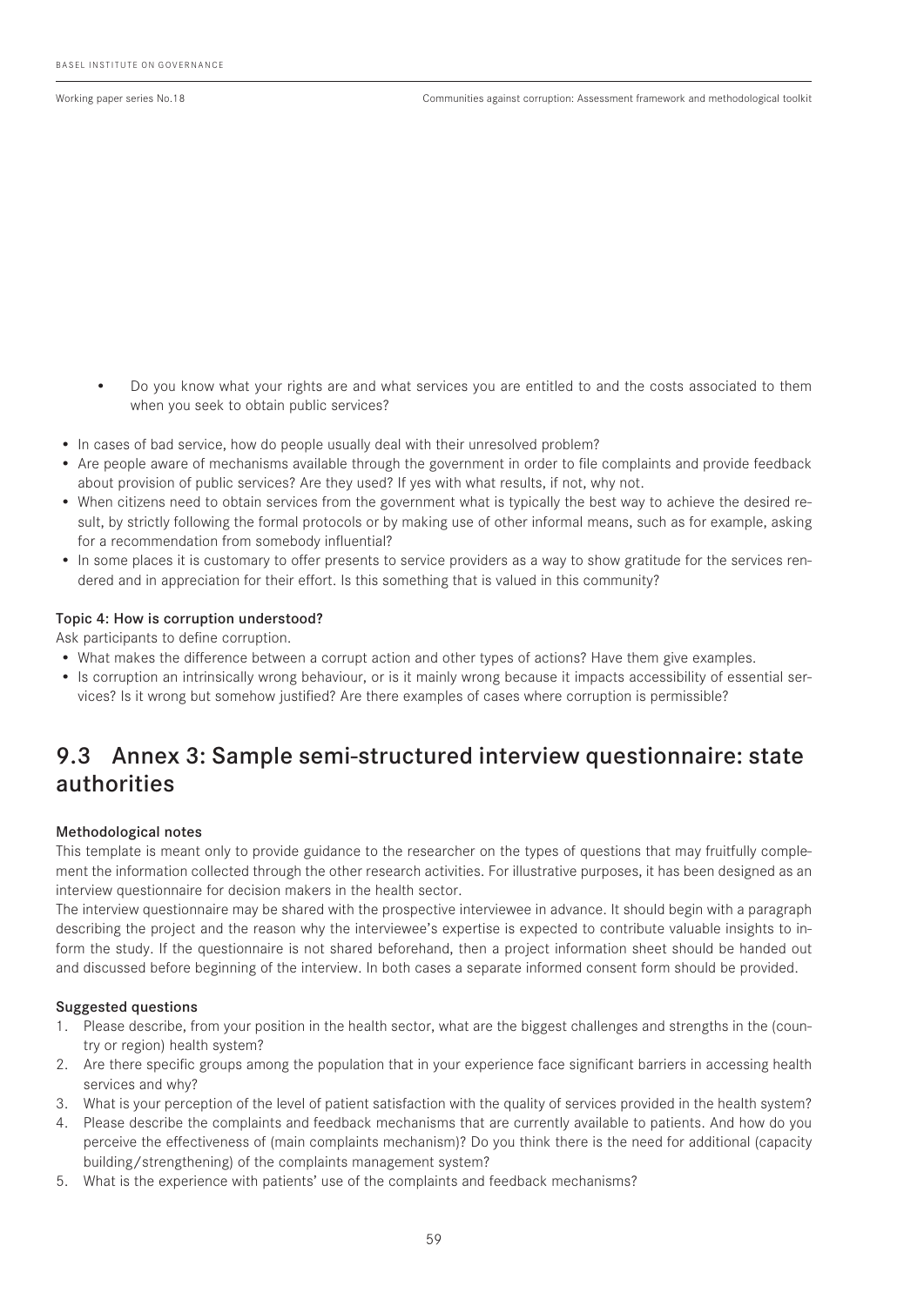- Do you know what your rights are and what services you are entitled to and the costs associated to them when you seek to obtain public services?

- In cases of bad service, how do people usually deal with their unresolved problem?
- Are people aware of mechanisms available through the government in order to file complaints and provide feedback about provision of public services? Are they used? If yes with what results, if not, why not.
- When citizens need to obtain services from the government what is typically the best way to achieve the desired result, by strictly following the formal protocols or by making use of other informal means, such as for example, asking for a recommendation from somebody influential?
- In some places it is customary to offer presents to service providers as a way to show gratitude for the services rendered and in appreciation for their effort. Is this something that is valued in this community?

**Topic 4: How is corruption understood?**

Ask participants to define corruption.

- What makes the difference between a corrupt action and other types of actions? Have them give examples.
- Is corruption an intrinsically wrong behaviour, or is it mainly wrong because it impacts accessibility of essential services? Is it wrong but somehow justified? Are there examples of cases where corruption is permissible?

## 9.3 Annex 3: Sample semi-structured interview questionnaire: state authorities

**Methodological notes**

This template is meant only to provide guidance to the researcher on the types of questions that may fruitfully complement the information collected through the other research activities. For illustrative purposes, it has been designed as an interview questionnaire for decision makers in the health sector.

The interview questionnaire may be shared with the prospective interviewee in advance. It should begin with a paragraph describing the project and the reason why the interviewee's expertise is expected to contribute valuable insights to inform the study. If the questionnaire is not shared beforehand, then a project information sheet should be handed out and discussed before beginning of the interview. In both cases a separate informed consent form should be provided.

**Suggested questions**

1. Please describe, from your position in the health sector, what are the biggest challenges and strengths in the (country or region) health system?
2. Are there specific groups among the population that in your experience face significant barriers in accessing health services and why?
3. What is your perception of the level of patient satisfaction with the quality of services provided in the health system?
4. Please describe the complaints and feedback mechanisms that are currently available to patients. And how do you perceive the effectiveness of (main complaints mechanism)? Do you think there is the need for additional (capacity building/strengthening) of the complaints management system?
5. What is the experience with patients' use of the complaints and feedback mechanisms?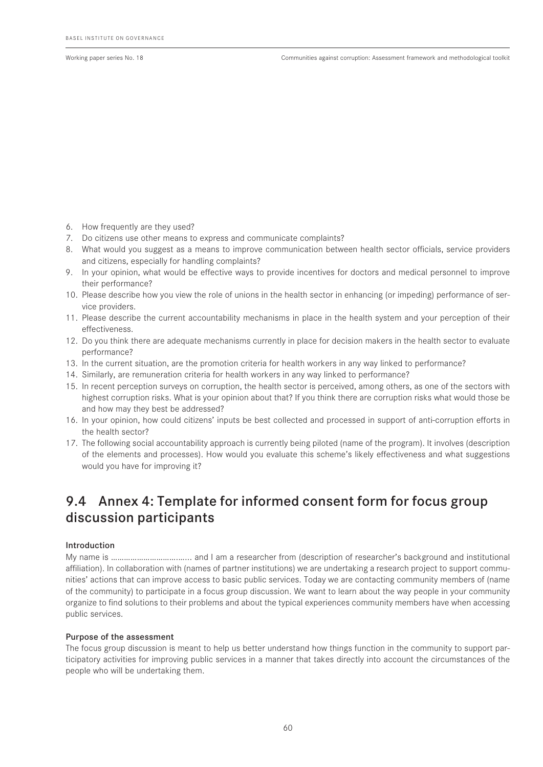6. How frequently are they used?
7. Do citizens use other means to express and communicate complaints?
8. What would you suggest as a means to improve communication between health sector officials, service providers and citizens, especially for handling complaints?
9. In your opinion, what would be effective ways to provide incentives for doctors and medical personnel to improve their performance?
10. Please describe how you view the role of unions in the health sector in enhancing (or impeding) performance of service providers.
11. Please describe the current accountability mechanisms in place in the health system and your perception of their effectiveness.
12. Do you think there are adequate mechanisms currently in place for decision makers in the health sector to evaluate performance?
13. In the current situation, are the promotion criteria for health workers in any way linked to performance?
14. Similarly, are remuneration criteria for health workers in any way linked to performance?
15. In recent perception surveys on corruption, the health sector is perceived, among others, as one of the sectors with highest corruption risks. What is your opinion about that? If you think there are corruption risks what would those be and how may they best be addressed?
16. In your opinion, how could citizens' inputs be best collected and processed in support of anti-corruption efforts in the health sector?
17. The following social accountability approach is currently being piloted (name of the program). It involves (description of the elements and processes). How would you evaluate this scheme's likely effectiveness and what suggestions would you have for improving it?

## 9.4 Annex 4: Template for informed consent form for focus group discussion participants

**Introduction**

My name is ……………………………... and I am a researcher from (description of researcher's background and institutional affiliation). In collaboration with (names of partner institutions) we are undertaking a research project to support communities' actions that can improve access to basic public services. Today we are contacting community members of (name of the community) to participate in a focus group discussion. We want to learn about the way people in your community organize to find solutions to their problems and about the typical experiences community members have when accessing public services.

**Purpose of the assessment**

The focus group discussion is meant to help us better understand how things function in the community to support participatory activities for improving public services in a manner that takes directly into account the circumstances of the people who will be undertaking them.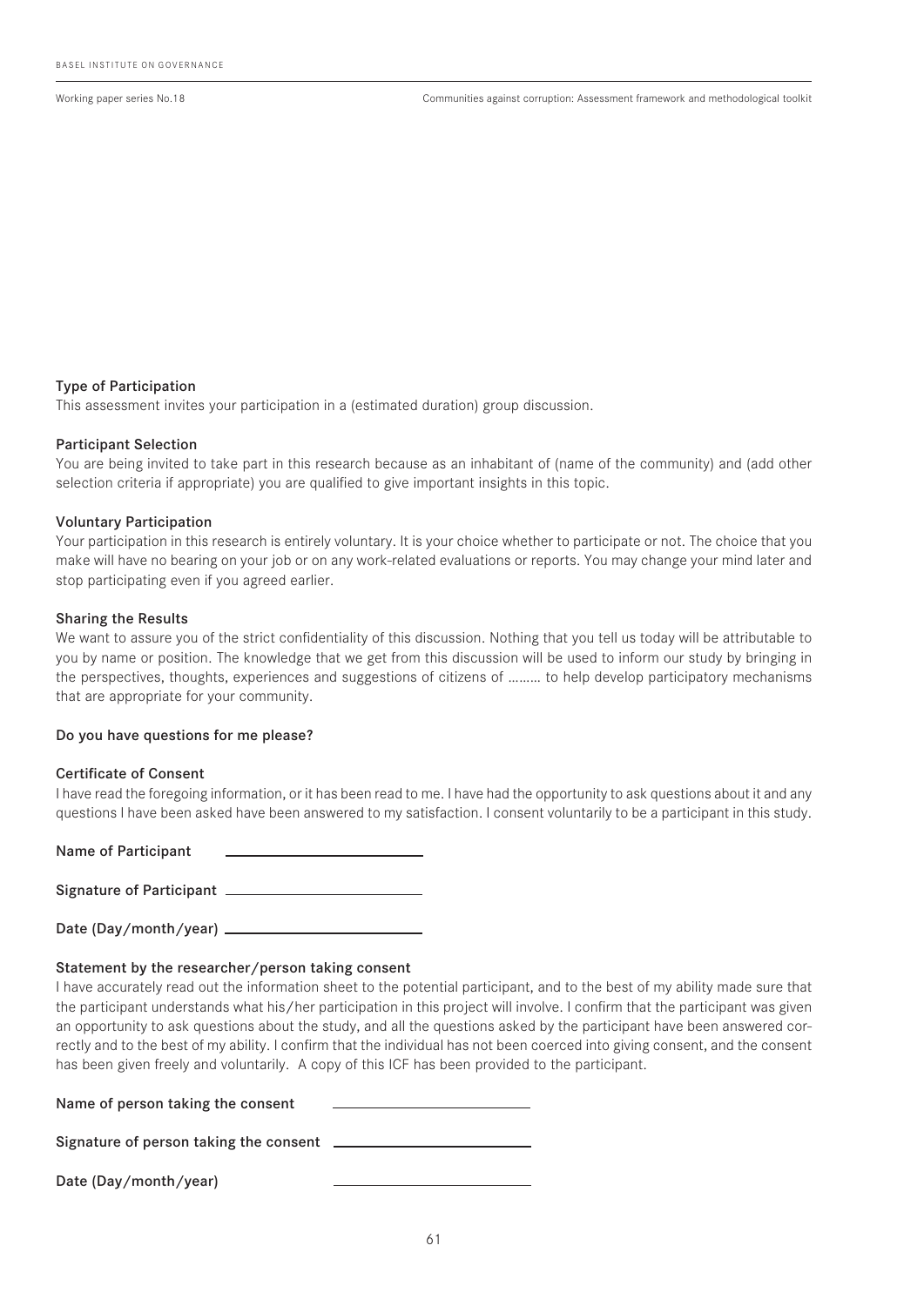**Type of Participation**

This assessment invites your participation in a (estimated duration) group discussion.

**Participant Selection**

You are being invited to take part in this research because as an inhabitant of (name of the community) and (add other selection criteria if appropriate) you are qualified to give important insights in this topic.

**Voluntary Participation**

Your participation in this research is entirely voluntary. It is your choice whether to participate or not. The choice that you make will have no bearing on your job or on any work-related evaluations or reports. You may change your mind later and stop participating even if you agreed earlier.

**Sharing the Results**

We want to assure you of the strict confidentiality of this discussion. Nothing that you tell us today will be attributable to you by name or position. The knowledge that we get from this discussion will be used to inform our study by bringing in the perspectives, thoughts, experiences and suggestions of citizens of ……… to help develop participatory mechanisms that are appropriate for your community.

**Do you have questions for me please?**

**Certificate of Consent**

I have read the foregoing information, or it has been read to me. I have had the opportunity to ask questions about it and any questions I have been asked have been answered to my satisfaction. I consent voluntarily to be a participant in this study.

**Name of Participant** ____________________

**Signature of Participant** ____________________

**Date (Day/month/year)** ____________________

**Statement by the researcher/person taking consent**

I have accurately read out the information sheet to the potential participant, and to the best of my ability made sure that the participant understands what his/her participation in this project will involve. I confirm that the participant was given an opportunity to ask questions about the study, and all the questions asked by the participant have been answered correctly and to the best of my ability. I confirm that the individual has not been coerced into giving consent, and the consent has been given freely and voluntarily. A copy of this ICF has been provided to the participant.

**Name of person taking the consent** ____________________

**Signature of person taking the consent** ____________________

**Date (Day/month/year)** ____________________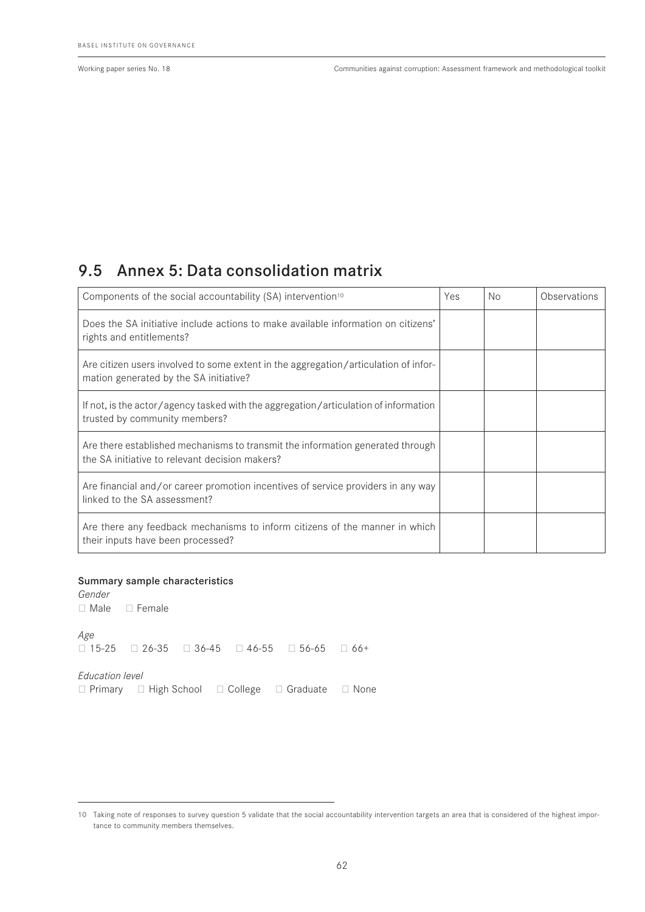## 9.5 Annex 5: Data consolidation matrix

| Components of the social accountability (SA) intervention[10] | Yes | No | Observations |
|---|---|---|---|
| Does the SA initiative include actions to make available information on citizens' rights and entitlements? | | | |
| Are citizen users involved to some extent in the aggregation/articulation of information generated by the SA initiative? | | | |
| If not, is the actor/agency tasked with the aggregation/articulation of information trusted by community members? | | | |
| Are there established mechanisms to transmit the information generated through the SA initiative to relevant decision makers? | | | |
| Are financial and/or career promotion incentives of service providers in any way linked to the SA assessment? | | | |
| Are there any feedback mechanisms to inform citizens of the manner in which their inputs have been processed? | | | |

**Summary sample characteristics**

*Gender*

□ Male □ Female

*Age*

□ 15-25 □ 26-35 □ 36-45 □ 46-55 □ 56-65 □ 66+

*Education level*

□ Primary □ High School □ College □ Graduate □ None

---

10 Taking note of responses to survey question 5 validate that the social accountability intervention targets an area that is considered of the highest importance to community members themselves.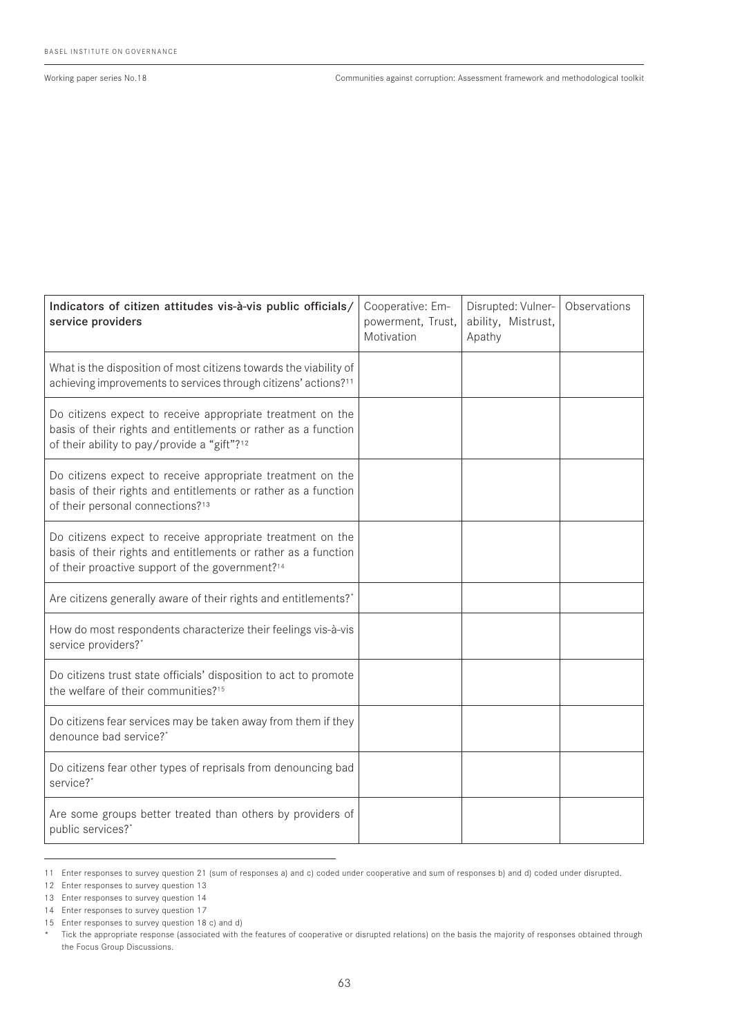| Indicators of citizen attitudes vis-à-vis public officials/ service providers | Cooperative: Empowerment, Trust, Motivation | Disrupted: Vulnerability, Mistrust, Apathy | Observations |
|---|---|---|---|
| What is the disposition of most citizens towards the viability of achieving improvements to services through citizens' actions?[11] | | | |
| Do citizens expect to receive appropriate treatment on the basis of their rights and entitlements or rather as a function of their ability to pay/provide a "gift"?[12] | | | |
| Do citizens expect to receive appropriate treatment on the basis of their rights and entitlements or rather as a function of their personal connections?[13] | | | |
| Do citizens expect to receive appropriate treatment on the basis of their rights and entitlements or rather as a function of their proactive support of the government?[14] | | | |
| Are citizens generally aware of their rights and entitlements?* | | | |
| How do most respondents characterize their feelings vis-à-vis service providers?* | | | |
| Do citizens trust state officials' disposition to act to promote the welfare of their communities?[15] | | | |
| Do citizens fear services may be taken away from them if they denounce bad service?* | | | |
| Do citizens fear other types of reprisals from denouncing bad service?* | | | |
| Are some groups better treated than others by providers of public services?* | | | |

11 Enter responses to survey question 21 (sum of responses a) and c) coded under cooperative and sum of responses b) and d) coded under disrupted.

12 Enter responses to survey question 13

13 Enter responses to survey question 14

14 Enter responses to survey question 17

15 Enter responses to survey question 18 c) and d)

\* Tick the appropriate response (associated with the features of cooperative or disrupted relations) on the basis the majority of responses obtained through the Focus Group Discussions.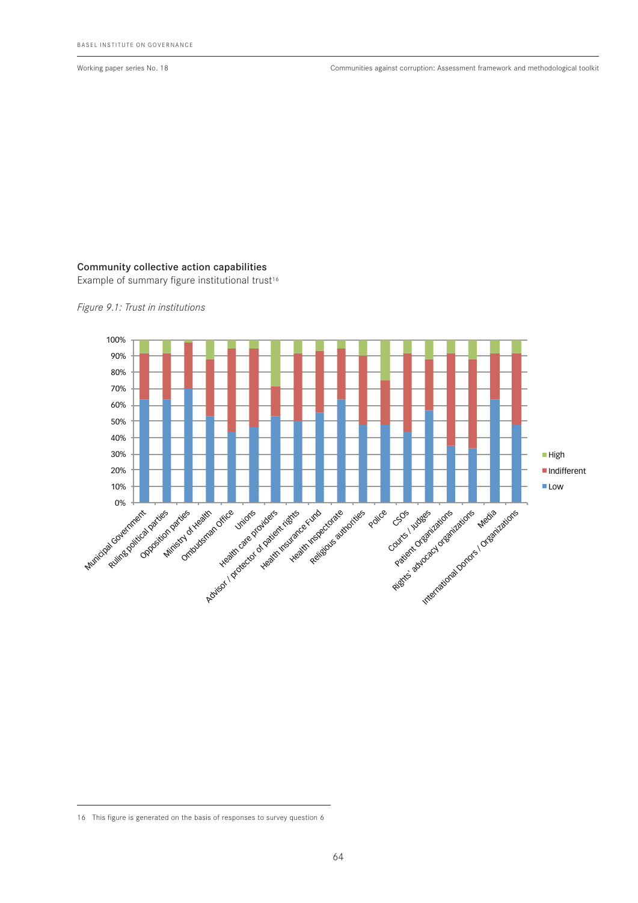### Community collective action capabilities

Example of summary figure institutional trust[16]

*Figure 9.1: Trust in institutions*

16 This figure is generated on the basis of responses to survey question 6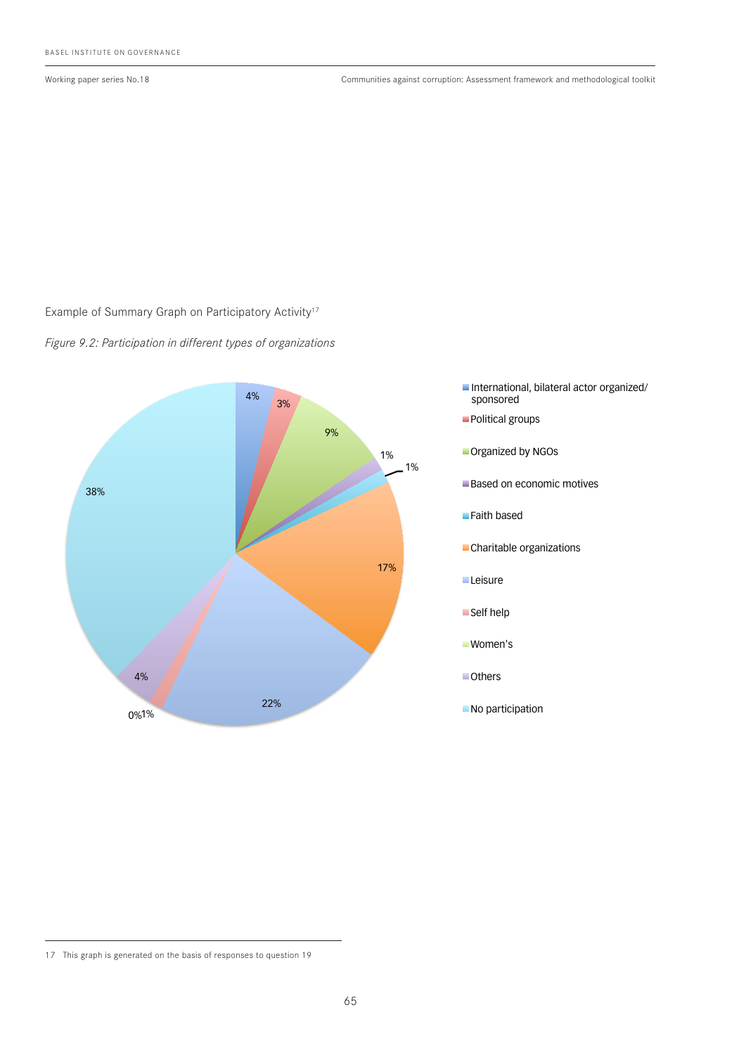Example of Summary Graph on Participatory Activity[17]

*Figure 9.2: Participation in different types of organizations*

| Type of organization | Percentage |
|---|---|
| International, bilateral actor organized/ sponsored | 4% |
| Political groups | 3% |
| Organized by NGOs | 9% |
| Based on economic motives | 1% |
| Faith based | 1% |
| Charitable organizations | 17% |
| Leisure | 22% |
| Self help | 1% |
| Women's | 0% |
| Others | 4% |
| No participation | 38% |

17 This graph is generated on the basis of responses to question 19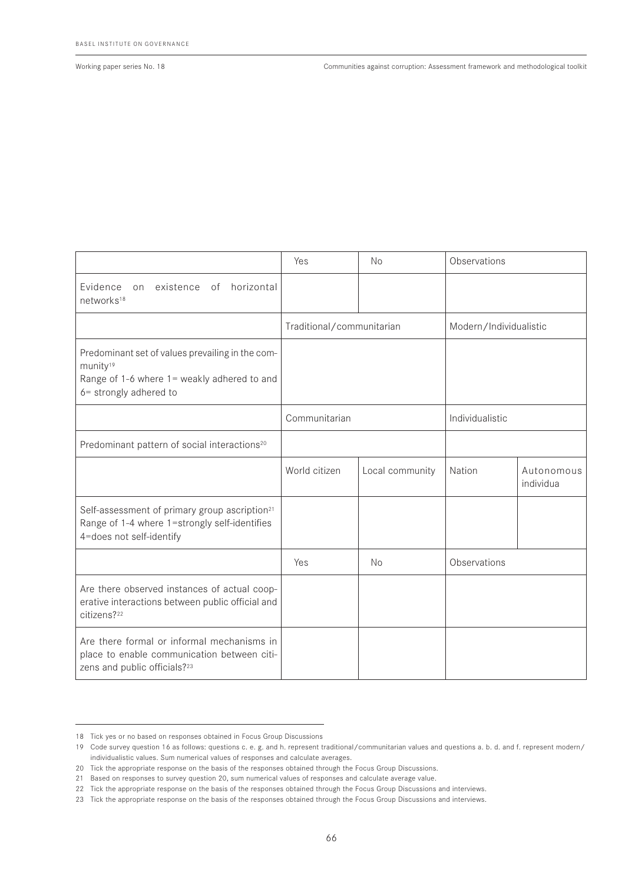| | Yes | No | Observations | |
|---|---|---|---|---|
| Evidence on existence of horizontal networks[18] | | | | |
| | Traditional/communitarian | | Modern/Individualistic | |
| Predominant set of values prevailing in the community[19] Range of 1-6 where 1= weakly adhered to and 6= strongly adhered to | | | | |
| | Communitarian | | Individualistic | |
| Predominant pattern of social interactions[20] | | | | |
| | World citizen | Local community | Nation | Autonomous individua |
| Self-assessment of primary group ascription[21] Range of 1-4 where 1=strongly self-identifies 4=does not self-identify | | | | |
| | Yes | No | Observations | |
| Are there observed instances of actual cooperative interactions between public official and citizens?[22] | | | | |
| Are there formal or informal mechanisms in place to enable communication between citizens and public officials?[23] | | | | |

18 Tick yes or no based on responses obtained in Focus Group Discussions

19 Code survey question 16 as follows: questions c. e. g. and h. represent traditional/communitarian values and questions a. b. d. and f. represent modern/individualistic values. Sum numerical values of responses and calculate averages.

20 Tick the appropriate response on the basis of the responses obtained through the Focus Group Discussions.

21 Based on responses to survey question 20, sum numerical values of responses and calculate average value.

22 Tick the appropriate response on the basis of the responses obtained through the Focus Group Discussions and interviews.

23 Tick the appropriate response on the basis of the responses obtained through the Focus Group Discussions and interviews.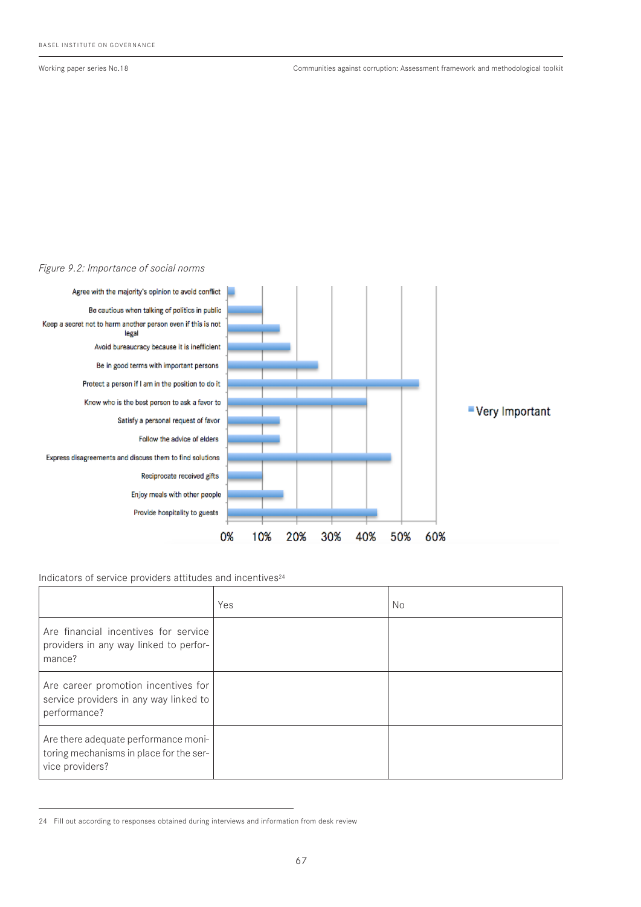*Figure 9.2: Importance of social norms*

| Social norm | Very Important |
|---|---|
| Agree with the majority's opinion to avoid conflict | ~2% |
| Be cautious when talking of politics in public | ~10% |
| Keep a secret not to harm another person even if this is not legal | ~15% |
| Avoid bureaucracy because it is inefficient | ~18% |
| Be in good terms with important persons | ~26% |
| Protect a person if I am in the position to do it | ~55% |
| Know who is the best person to ask a favor to | ~40% |
| Satisfy a personal request of favor | ~15% |
| Follow the advice of elders | ~15% |
| Express disagreements and discuss them to find solutions | ~47% |
| Reciprocate received gifts | ~10% |
| Enjoy meals with other people | ~16% |
| Provide hospitality to guests | ~43% |

Indicators of service providers attitudes and incentives[24]

| | Yes | No |
|---|---|---|
| Are financial incentives for service providers in any way linked to performance? | | |
| Are career promotion incentives for service providers in any way linked to performance? | | |
| Are there adequate performance monitoring mechanisms in place for the service providers? | | |

24 Fill out according to responses obtained during interviews and information from desk review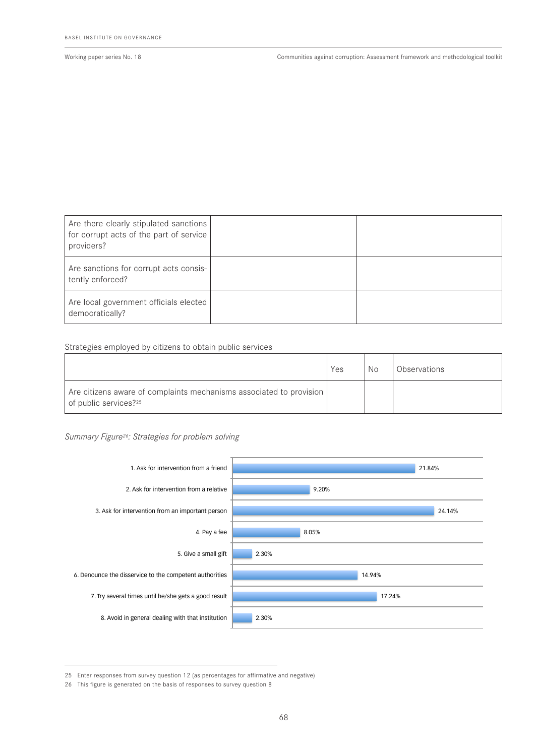| Are there clearly stipulated sanctions for corrupt acts of the part of service providers? | | |
|---|---|---|
| Are sanctions for corrupt acts consistently enforced? | | |
| Are local government officials elected democratically? | | |

Strategies employed by citizens to obtain public services

| | Yes | No | Observations |
|---|---|---|---|
| Are citizens aware of complaints mechanisms associated to provision of public services?[25] | | | |

*Summary Figure[26]: Strategies for problem solving*

| Strategy | Percentage |
|---|---|
| 1. Ask for intervention from a friend | 21.84% |
| 2. Ask for intervention from a relative | 9.20% |
| 3. Ask for intervention from an important person | 24.14% |
| 4. Pay a fee | 8.05% |
| 5. Give a small gift | 2.30% |
| 6. Denounce the disservice to the competent authorities | 14.94% |
| 7. Try several times until he/she gets a good result | 17.24% |
| 8. Avoid in general dealing with that institution | 2.30% |

25 Enter responses from survey question 12 (as percentages for affirmative and negative)

26 This figure is generated on the basis of responses to survey question 8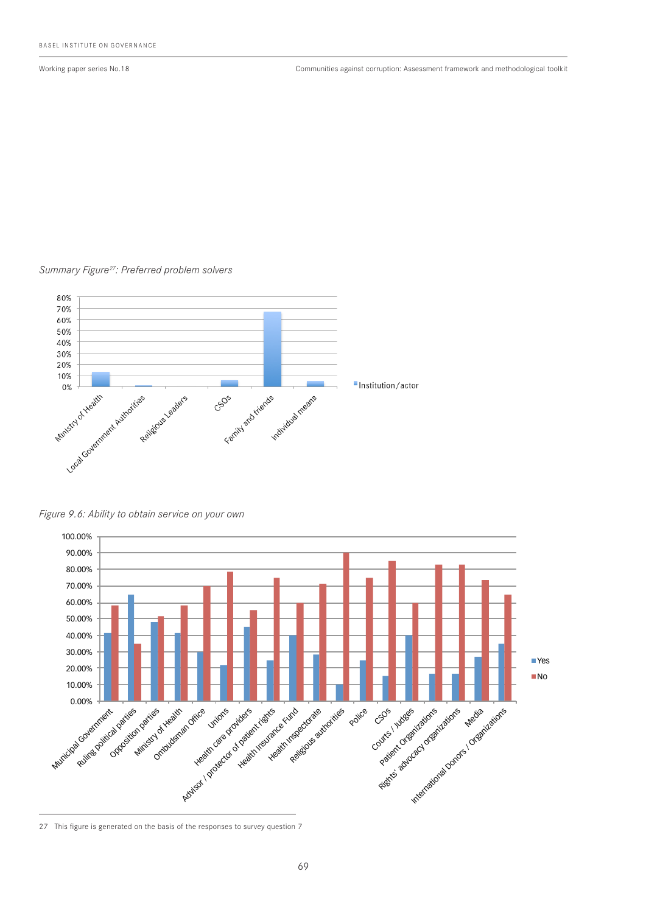*Summary Figure[27]: Preferred problem solvers*

*Figure 9.6: Ability to obtain service on your own*

27 This figure is generated on the basis of the responses to survey question 7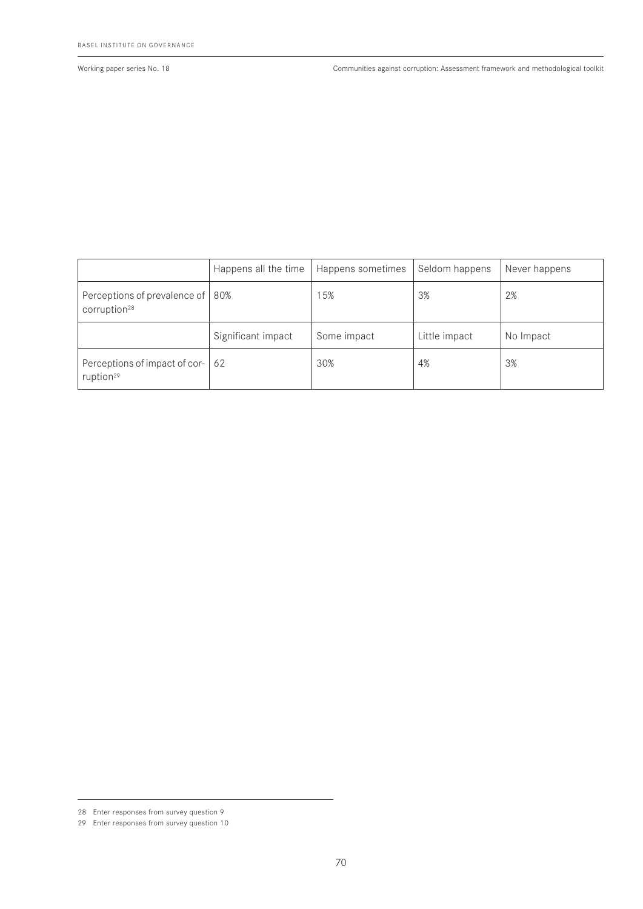| | Happens all the time | Happens sometimes | Seldom happens | Never happens |
|---|---|---|---|---|
| Perceptions of prevalence of corruption[28] | 80% | 15% | 3% | 2% |
| | Significant impact | Some impact | Little impact | No Impact |
| Perceptions of impact of corruption[29] | 62 | 30% | 4% | 3% |

28 Enter responses from survey question 9

29 Enter responses from survey question 10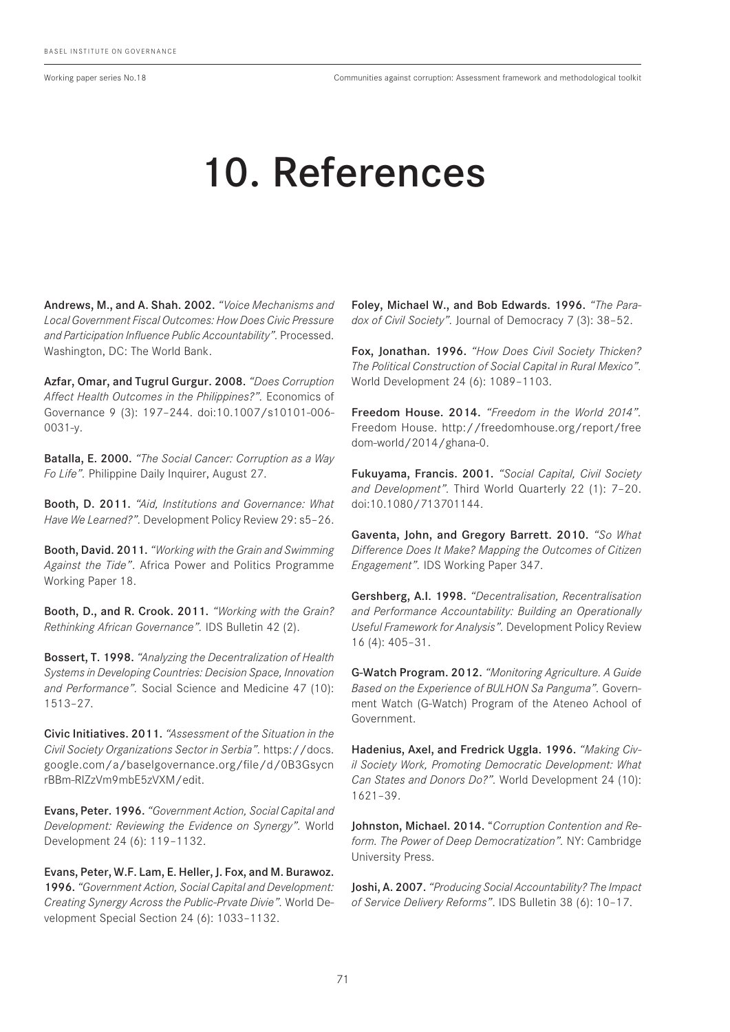# 10. References

**Andrews, M., and A. Shah. 2002.** *"Voice Mechanisms and Local Government Fiscal Outcomes: How Does Civic Pressure and Participation Influence Public Accountability"*. Processed. Washington, DC: The World Bank.

**Azfar, Omar, and Tugrul Gurgur. 2008.** *"Does Corruption Affect Health Outcomes in the Philippines?"*. Economics of Governance 9 (3): 197–244. doi:10.1007/s10101-006-0031-y.

**Batalla, E. 2000.** *"The Social Cancer: Corruption as a Way Fo Life"*. Philippine Daily Inquirer, August 27.

**Booth, D. 2011.** *"Aid, Institutions and Governance: What Have We Learned?"*. Development Policy Review 29: s5–26.

**Booth, David. 2011.** *"Working with the Grain and Swimming Against the Tide"*. Africa Power and Politics Programme Working Paper 18.

**Booth, D., and R. Crook. 2011.** *"Working with the Grain? Rethinking African Governance"*. IDS Bulletin 42 (2).

**Bossert, T. 1998.** *"Analyzing the Decentralization of Health Systems in Developing Countries: Decision Space, Innovation and Performance"*. Social Science and Medicine 47 (10): 1513–27.

**Civic Initiatives. 2011.** *"Assessment of the Situation in the Civil Society Organizations Sector in Serbia"*. https://docs.google.com/a/baselgovernance.org/file/d/0B3GsycnrBBm-RlZzVm9mbE5zVXM/edit.

**Evans, Peter. 1996.** *"Government Action, Social Capital and Development: Reviewing the Evidence on Synergy"*. World Development 24 (6): 119–1132.

**Evans, Peter, W.F. Lam, E. Heller, J. Fox, and M. Burawoz. 1996.** *"Government Action, Social Capital and Development: Creating Synergy Across the Public-Prvate Divie"*. World Development Special Section 24 (6): 1033–1132.

**Foley, Michael W., and Bob Edwards. 1996.** *"The Paradox of Civil Society"*. Journal of Democracy 7 (3): 38–52.

**Fox, Jonathan. 1996.** *"How Does Civil Society Thicken? The Political Construction of Social Capital in Rural Mexico"*. World Development 24 (6): 1089–1103.

**Freedom House. 2014.** *"Freedom in the World 2014"*. Freedom House. http://freedomhouse.org/report/freedom-world/2014/ghana-0.

**Fukuyama, Francis. 2001.** *"Social Capital, Civil Society and Development"*. Third World Quarterly 22 (1): 7–20. doi:10.1080/713701144.

**Gaventa, John, and Gregory Barrett. 2010.** *"So What Difference Does It Make? Mapping the Outcomes of Citizen Engagement"*. IDS Working Paper 347.

**Gershberg, A.I. 1998.** *"Decentralisation, Recentralisation and Performance Accountability: Building an Operationally Useful Framework for Analysis"*. Development Policy Review 16 (4): 405–31.

**G-Watch Program. 2012.** *"Monitoring Agriculture. A Guide Based on the Experience of BULHON Sa Panguma"*. Government Watch (G-Watch) Program of the Ateneo Achool of Government.

**Hadenius, Axel, and Fredrick Uggla. 1996.** *"Making Civil Society Work, Promoting Democratic Development: What Can States and Donors Do?"*. World Development 24 (10): 1621–39.

**Johnston, Michael. 2014.** "*Corruption Contention and Reform. The Power of Deep Democratization"*. NY: Cambridge University Press.

**Joshi, A. 2007.** *"Producing Social Accountability? The Impact of Service Delivery Reforms"*. IDS Bulletin 38 (6): 10–17.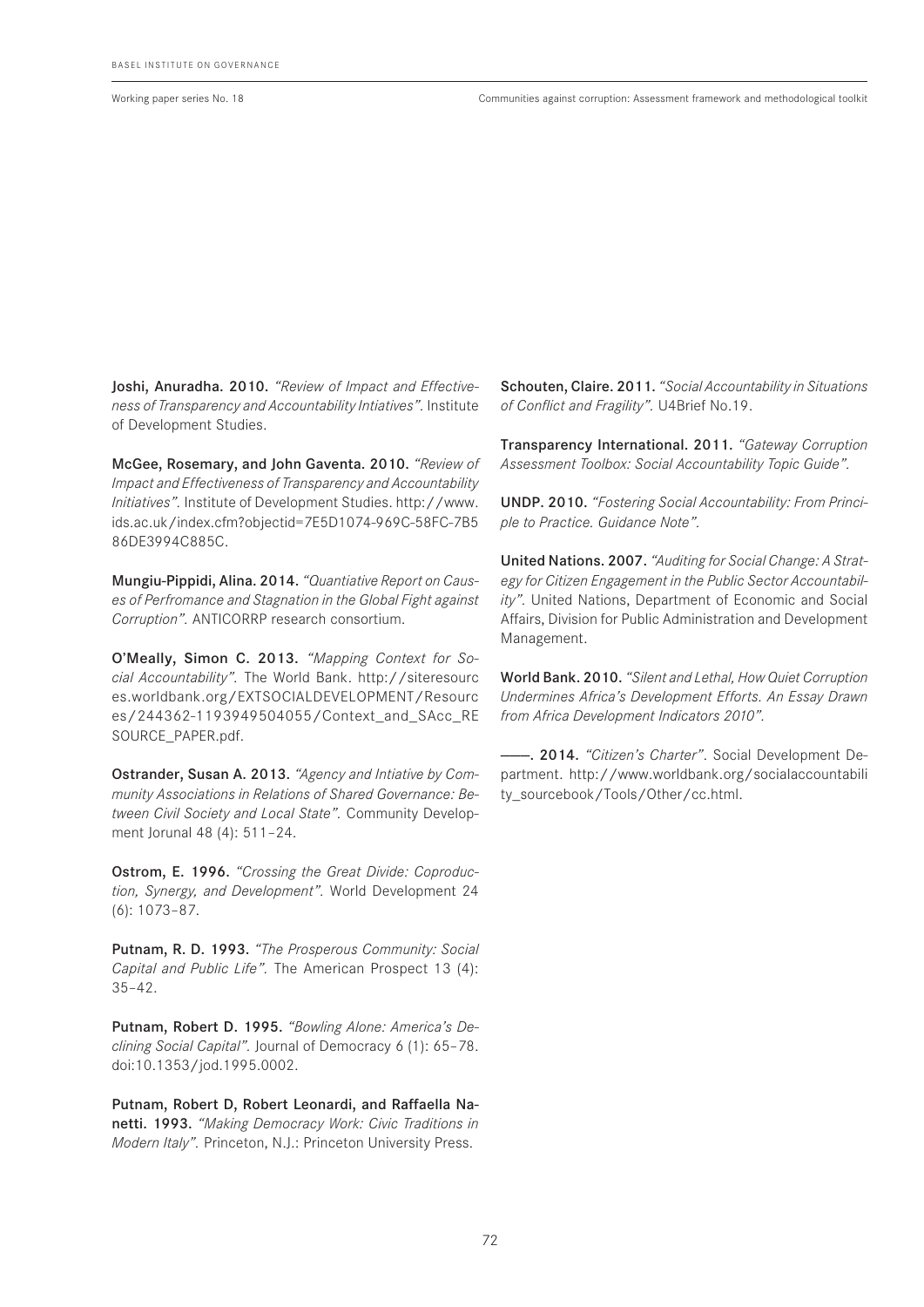**Joshi, Anuradha. 2010.** *"Review of Impact and Effectiveness of Transparency and Accountability Intiatives"*. Institute of Development Studies.

**McGee, Rosemary, and John Gaventa. 2010.** *"Review of Impact and Effectiveness of Transparency and Accountability Initiatives"*. Institute of Development Studies. http://www.ids.ac.uk/index.cfm?objectid=7E5D1074-969C-58FC-7B586DE3994C885C.

**Mungiu-Pippidi, Alina. 2014.** *"Quantiative Report on Causes of Perfromance and Stagnation in the Global Fight against Corruption"*. ANTICORRP research consortium.

**O'Meally, Simon C. 2013.** *"Mapping Context for Social Accountability"*. The World Bank. http://siteresources.worldbank.org/EXTSOCIALDEVELOPMENT/Resources/244362-1193949504055/Context_and_SAcc_RESOURCE_PAPER.pdf.

**Ostrander, Susan A. 2013.** *"Agency and Intiative by Community Associations in Relations of Shared Governance: Between Civil Society and Local State"*. Community Development Jorunal 48 (4): 511–24.

**Ostrom, E. 1996.** *"Crossing the Great Divide: Coproduction, Synergy, and Development"*. World Development 24 (6): 1073–87.

**Putnam, R. D. 1993.** *"The Prosperous Community: Social Capital and Public Life"*. The American Prospect 13 (4): 35–42.

**Putnam, Robert D. 1995.** *"Bowling Alone: America's Declining Social Capital"*. Journal of Democracy 6 (1): 65–78. doi:10.1353/jod.1995.0002.

**Putnam, Robert D, Robert Leonardi, and Raffaella Nanetti. 1993.** *"Making Democracy Work: Civic Traditions in Modern Italy"*. Princeton, N.J.: Princeton University Press.

**Schouten, Claire. 2011.** *"Social Accountability in Situations of Conflict and Fragility"*. U4Brief No.19.

**Transparency International. 2011.** *"Gateway Corruption Assessment Toolbox: Social Accountability Topic Guide"*.

**UNDP. 2010.** *"Fostering Social Accountability: From Principle to Practice. Guidance Note"*.

**United Nations. 2007.** *"Auditing for Social Change: A Strategy for Citizen Engagement in the Public Sector Accountability"*. United Nations, Department of Economic and Social Affairs, Division for Public Administration and Development Management.

**World Bank. 2010.** *"Silent and Lethal, How Quiet Corruption Undermines Africa's Development Efforts. An Essay Drawn from Africa Development Indicators 2010"*.

**———. 2014.** *"Citizen's Charter"*. Social Development Department. http://www.worldbank.org/socialaccountability_sourcebook/Tools/Other/cc.html.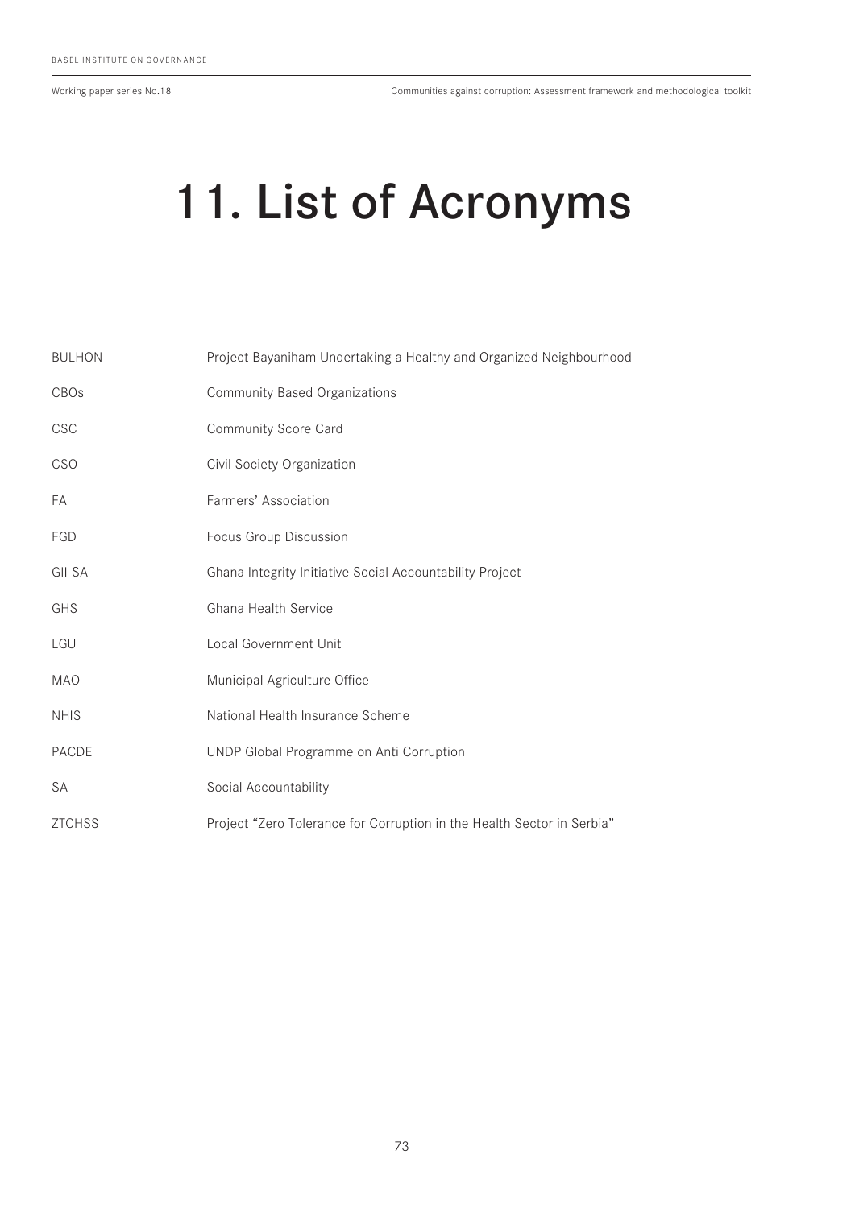# 11. List of Acronyms

| | |
|---|---|
| BULHON | Project Bayaniham Undertaking a Healthy and Organized Neighbourhood |
| CBOs | Community Based Organizations |
| CSC | Community Score Card |
| CSO | Civil Society Organization |
| FA | Farmers' Association |
| FGD | Focus Group Discussion |
| GII-SA | Ghana Integrity Initiative Social Accountability Project |
| GHS | Ghana Health Service |
| LGU | Local Government Unit |
| MAO | Municipal Agriculture Office |
| NHIS | National Health Insurance Scheme |
| PACDE | UNDP Global Programme on Anti Corruption |
| SA | Social Accountability |
| ZTCHSS | Project "Zero Tolerance for Corruption in the Health Sector in Serbia" |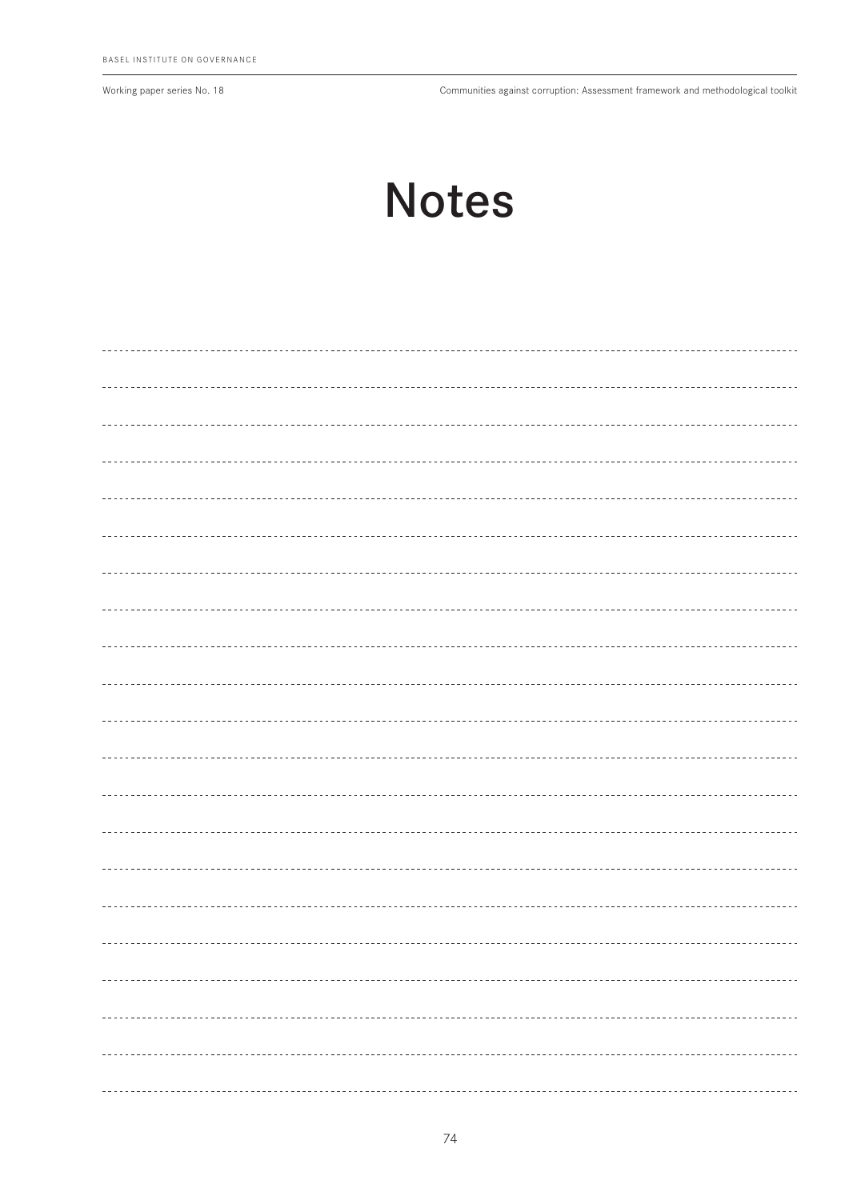# Notes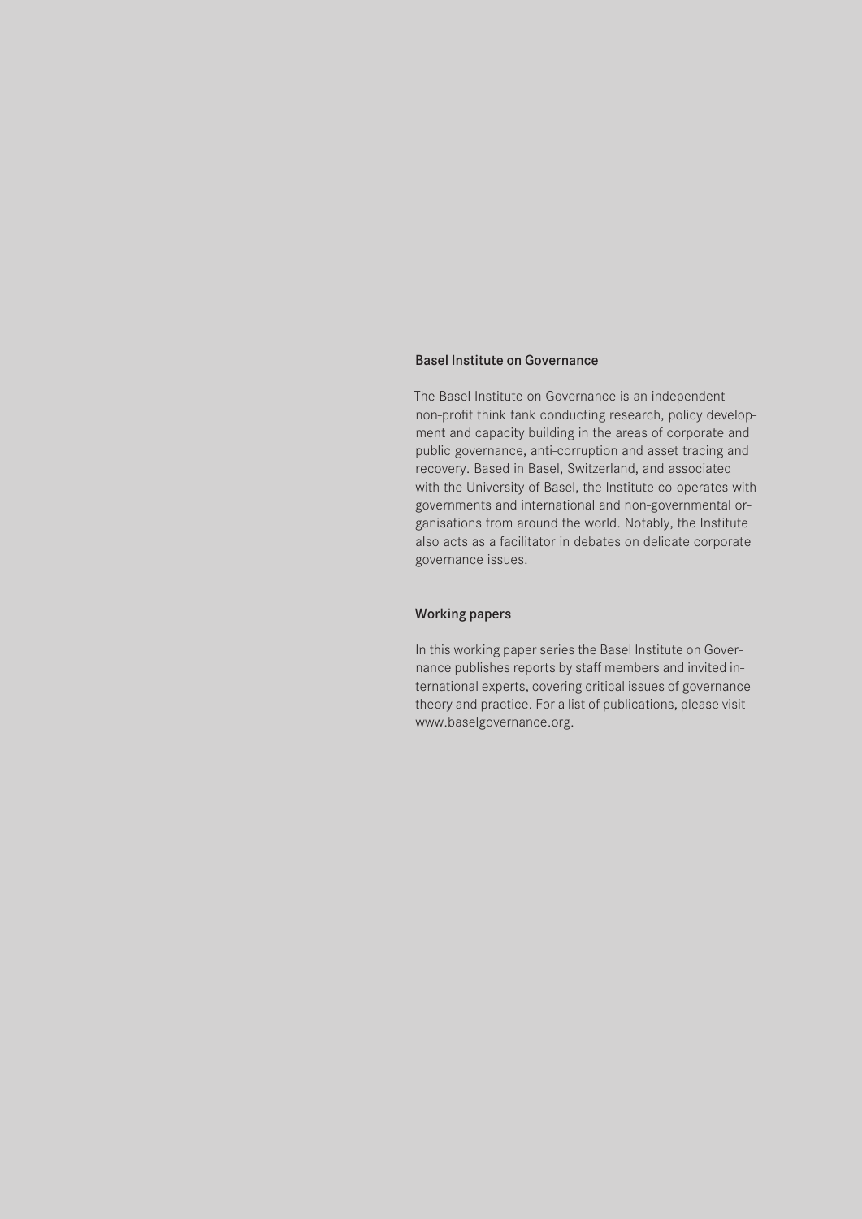## Basel Institute on Governance

The Basel Institute on Governance is an independent non-profit think tank conducting research, policy development and capacity building in the areas of corporate and public governance, anti-corruption and asset tracing and recovery. Based in Basel, Switzerland, and associated with the University of Basel, the Institute co-operates with governments and international and non-governmental organisations from around the world. Notably, the Institute also acts as a facilitator in debates on delicate corporate governance issues.

## Working papers

In this working paper series the Basel Institute on Governance publishes reports by staff members and invited international experts, covering critical issues of governance theory and practice. For a list of publications, please visit www.baselgovernance.org.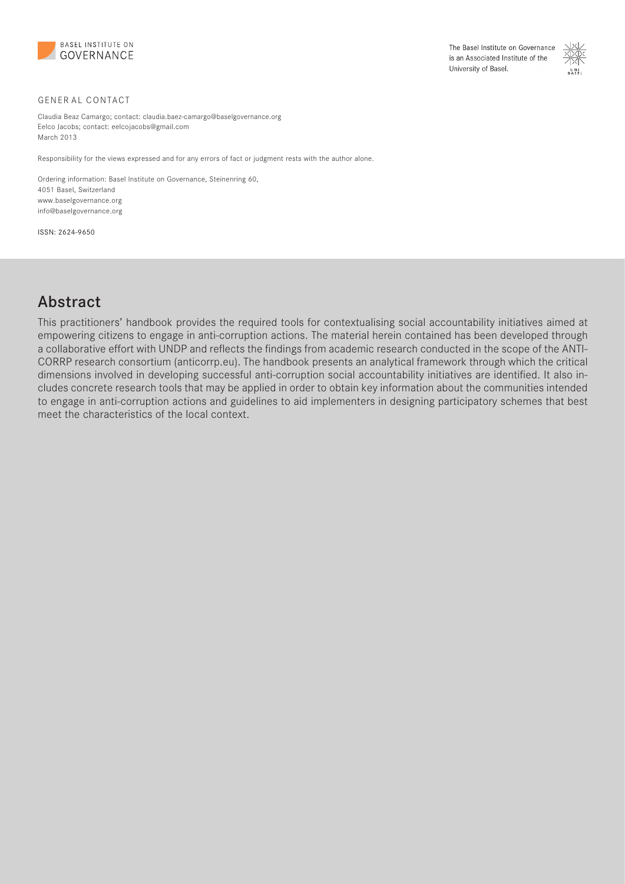BASEL INSTITUTE ON GOVERNANCE

The Basel Institute on Governance is an Associated Institute of the University of Basel.

GENER AL CONTACT

Claudia Beaz Camargo; contact: claudia.baez-camargo@baselgovernance.org
Eelco Jacobs; contact: eelcojacobs@gmail.com
March 2013

Responsibility for the views expressed and for any errors of fact or judgment rests with the author alone.

Ordering information: Basel Institute on Governance, Steinenring 60,
4051 Basel, Switzerland
www.baselgovernance.org
info@baselgovernance.org

ISSN: 2624-9650

## Abstract

This practitioners' handbook provides the required tools for contextualising social accountability initiatives aimed at empowering citizens to engage in anti-corruption actions. The material herein contained has been developed through a collaborative effort with UNDP and reflects the findings from academic research conducted in the scope of the ANTI-CORRP research consortium (anticorrp.eu). The handbook presents an analytical framework through which the critical dimensions involved in developing successful anti-corruption social accountability initiatives are identified. It also includes concrete research tools that may be applied in order to obtain key information about the communities intended to engage in anti-corruption actions and guidelines to aid implementers in designing participatory schemes that best meet the characteristics of the local context.